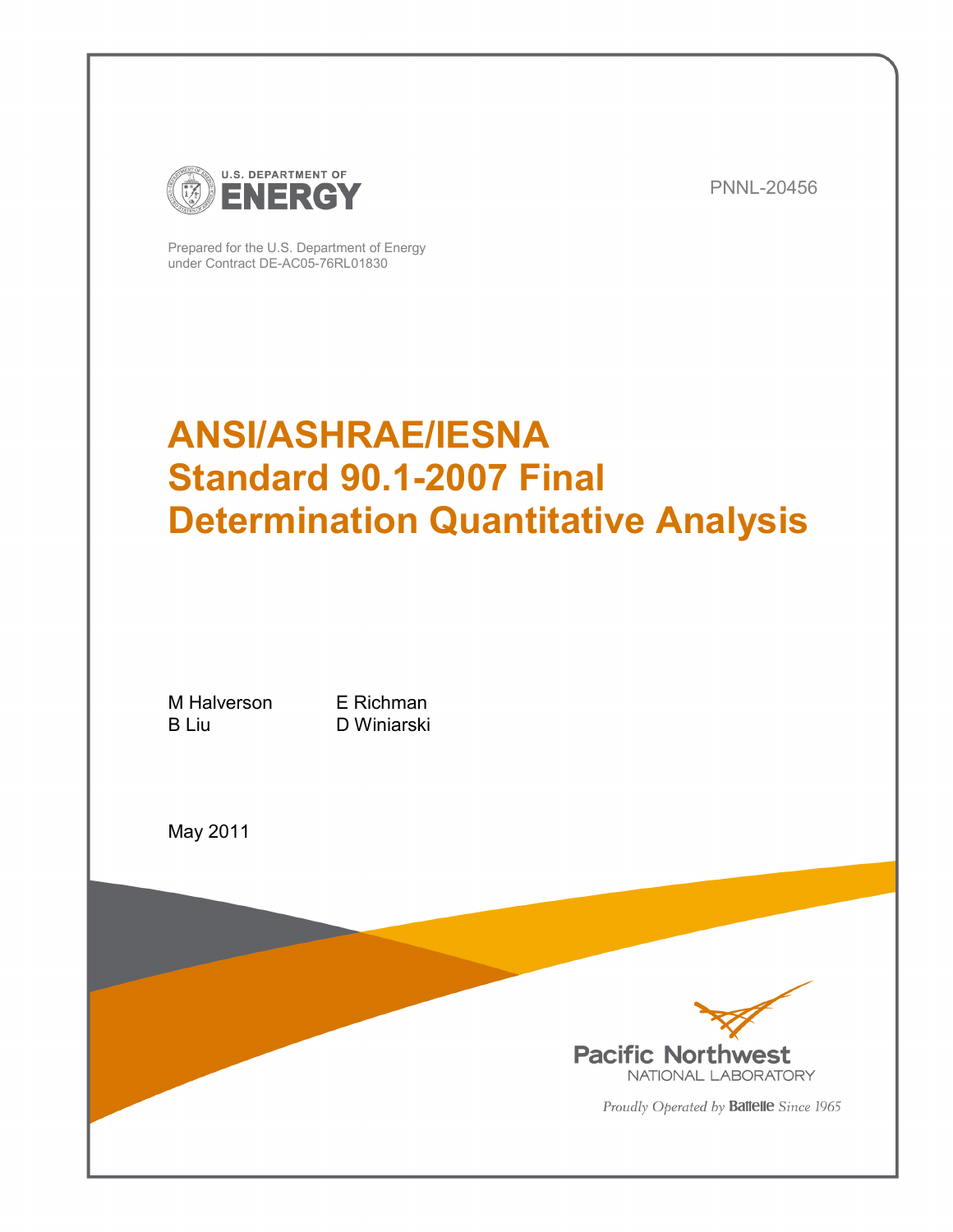U.S. DEPARTMENT OF ENERGY

PNNL-20456

Prepared for the U.S. Department of Energy
under Contract DE-AC05-76RL01830

# ANSI/ASHRAE/IESNA Standard 90.1-2007 Final Determination Quantitative Analysis

M Halverson
B Liu
E Richman
D Winiarski

May 2011

Pacific Northwest
NATIONAL LABORATORY

*Proudly Operated by* Battelle *Since 1965*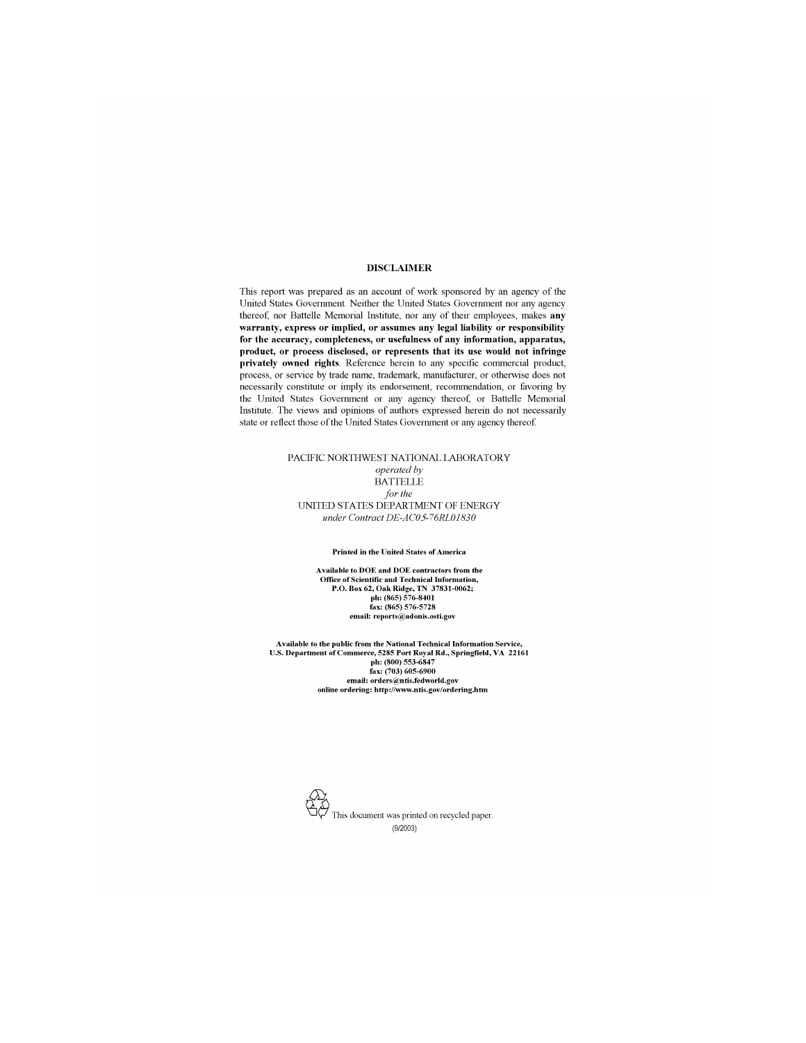## DISCLAIMER

This report was prepared as an account of work sponsored by an agency of the United States Government. Neither the United States Government nor any agency thereof, nor Battelle Memorial Institute, nor any of their employees, makes **any warranty, express or implied, or assumes any legal liability or responsibility for the accuracy, completeness, or usefulness of any information, apparatus, product, or process disclosed, or represents that its use would not infringe privately owned rights**. Reference herein to any specific commercial product, process, or service by trade name, trademark, manufacturer, or otherwise does not necessarily constitute or imply its endorsement, recommendation, or favoring by the United States Government or any agency thereof, or Battelle Memorial Institute. The views and opinions of authors expressed herein do not necessarily state or reflect those of the United States Government or any agency thereof.

PACIFIC NORTHWEST NATIONAL LABORATORY
*operated by*
BATTELLE
*for the*
UNITED STATES DEPARTMENT OF ENERGY
*under Contract DE-AC05-76RL01830*

**Printed in the United States of America**

**Available to DOE and DOE contractors from the**
**Office of Scientific and Technical Information,**
**P.O. Box 62, Oak Ridge, TN 37831-0062;**
**ph: (865) 576-8401**
**fax: (865) 576-5728**
**email: reports@adonis.osti.gov**

**Available to the public from the National Technical Information Service,**
**U.S. Department of Commerce, 5285 Port Royal Rd., Springfield, VA 22161**
**ph: (800) 553-6847**
**fax: (703) 605-6900**
**email: orders@ntis.fedworld.gov**
**online ordering: http://www.ntis.gov/ordering.htm**

This document was printed on recycled paper.
(9/2003)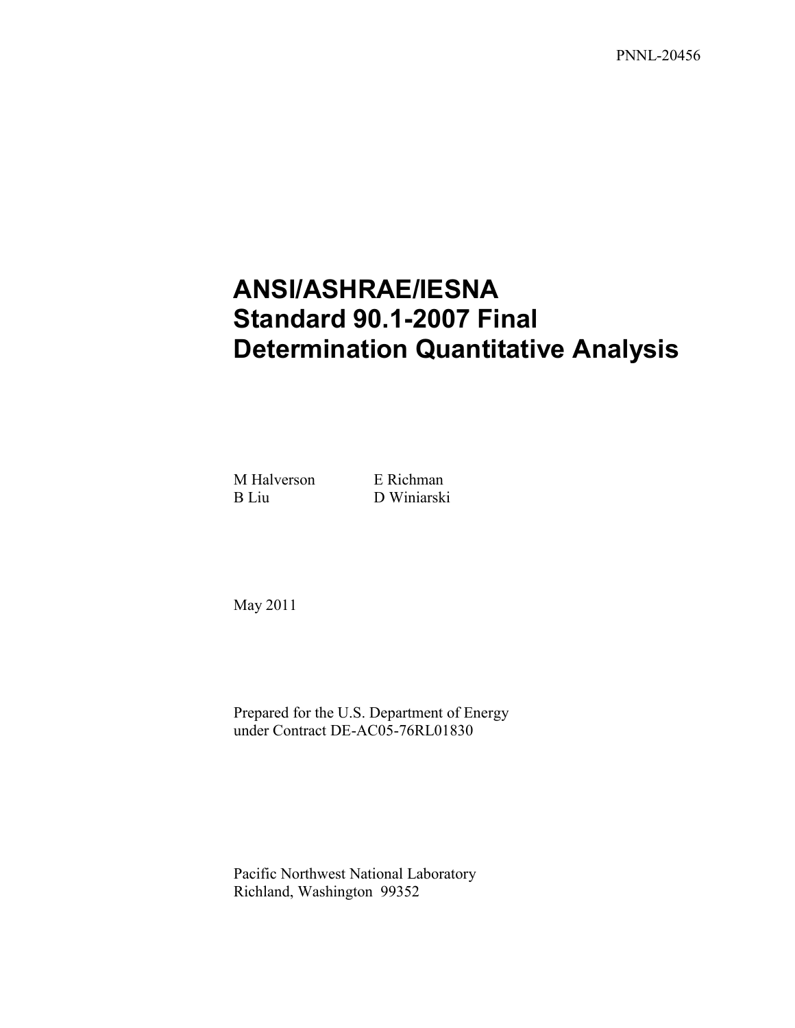PNNL-20456

# ANSI/ASHRAE/IESNA Standard 90.1-2007 Final Determination Quantitative Analysis

M Halverson E Richman
B Liu D Winiarski

May 2011

Prepared for the U.S. Department of Energy
under Contract DE-AC05-76RL01830

Pacific Northwest National Laboratory
Richland, Washington 99352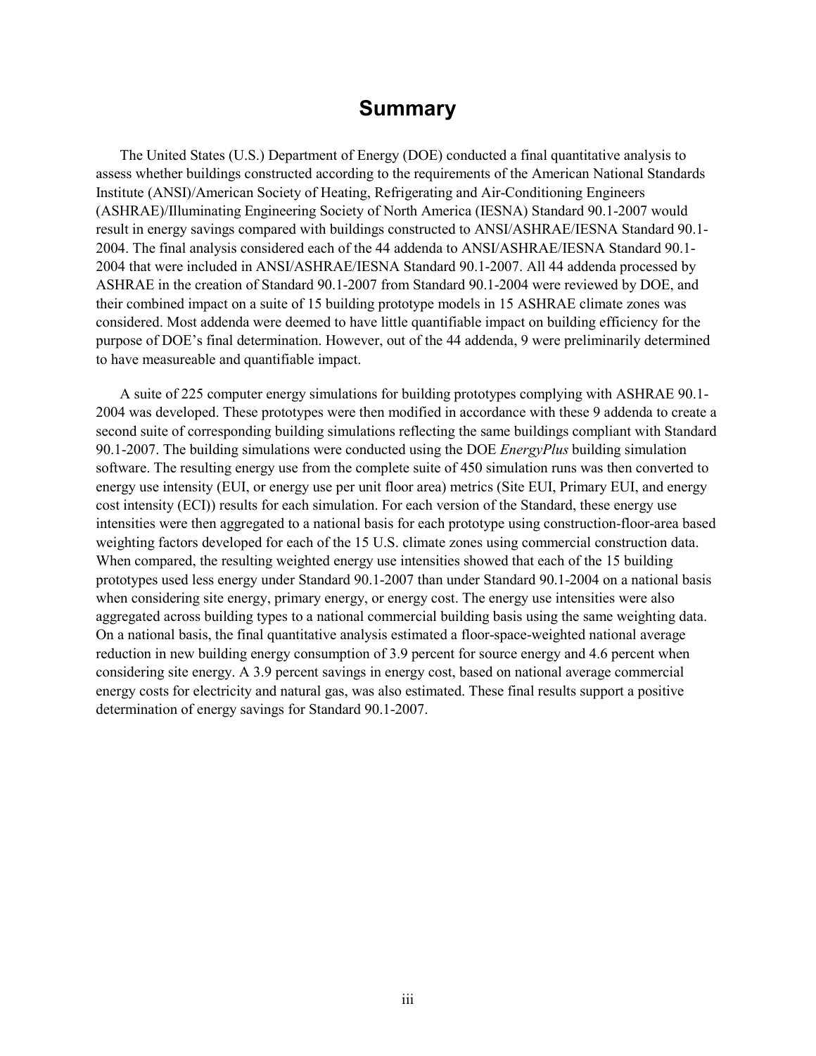# Summary

The United States (U.S.) Department of Energy (DOE) conducted a final quantitative analysis to assess whether buildings constructed according to the requirements of the American National Standards Institute (ANSI)/American Society of Heating, Refrigerating and Air-Conditioning Engineers (ASHRAE)/Illuminating Engineering Society of North America (IESNA) Standard 90.1-2007 would result in energy savings compared with buildings constructed to ANSI/ASHRAE/IESNA Standard 90.1-2004. The final analysis considered each of the 44 addenda to ANSI/ASHRAE/IESNA Standard 90.1-2004 that were included in ANSI/ASHRAE/IESNA Standard 90.1-2007. All 44 addenda processed by ASHRAE in the creation of Standard 90.1-2007 from Standard 90.1-2004 were reviewed by DOE, and their combined impact on a suite of 15 building prototype models in 15 ASHRAE climate zones was considered. Most addenda were deemed to have little quantifiable impact on building efficiency for the purpose of DOE's final determination. However, out of the 44 addenda, 9 were preliminarily determined to have measureable and quantifiable impact.

A suite of 225 computer energy simulations for building prototypes complying with ASHRAE 90.1-2004 was developed. These prototypes were then modified in accordance with these 9 addenda to create a second suite of corresponding building simulations reflecting the same buildings compliant with Standard 90.1-2007. The building simulations were conducted using the DOE *EnergyPlus* building simulation software. The resulting energy use from the complete suite of 450 simulation runs was then converted to energy use intensity (EUI, or energy use per unit floor area) metrics (Site EUI, Primary EUI, and energy cost intensity (ECI)) results for each simulation. For each version of the Standard, these energy use intensities were then aggregated to a national basis for each prototype using construction-floor-area based weighting factors developed for each of the 15 U.S. climate zones using commercial construction data. When compared, the resulting weighted energy use intensities showed that each of the 15 building prototypes used less energy under Standard 90.1-2007 than under Standard 90.1-2004 on a national basis when considering site energy, primary energy, or energy cost. The energy use intensities were also aggregated across building types to a national commercial building basis using the same weighting data. On a national basis, the final quantitative analysis estimated a floor-space-weighted national average reduction in new building energy consumption of 3.9 percent for source energy and 4.6 percent when considering site energy. A 3.9 percent savings in energy cost, based on national average commercial energy costs for electricity and natural gas, was also estimated. These final results support a positive determination of energy savings for Standard 90.1-2007.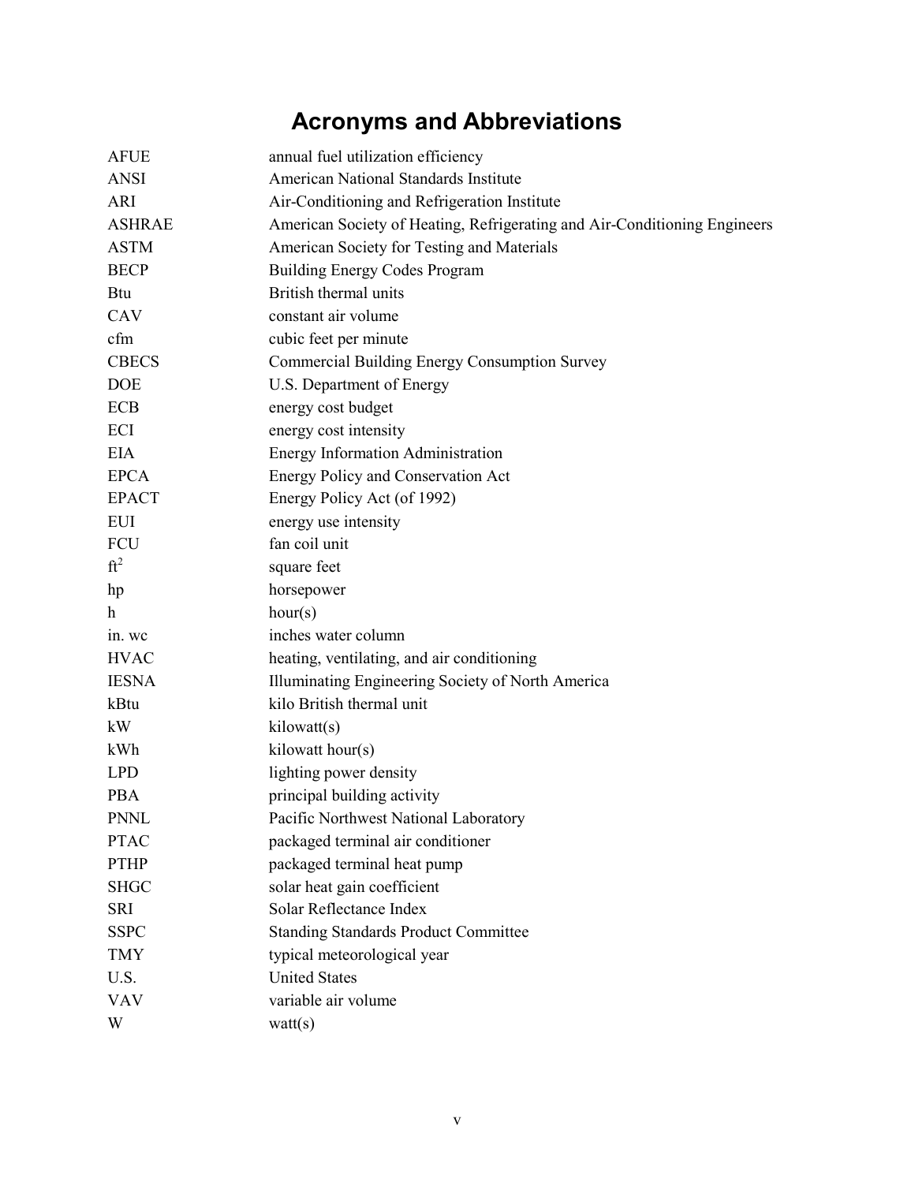# Acronyms and Abbreviations

| | |
|---|---|
| AFUE | annual fuel utilization efficiency |
| ANSI | American National Standards Institute |
| ARI | Air-Conditioning and Refrigeration Institute |
| ASHRAE | American Society of Heating, Refrigerating and Air-Conditioning Engineers |
| ASTM | American Society for Testing and Materials |
| BECP | Building Energy Codes Program |
| Btu | British thermal units |
| CAV | constant air volume |
| cfm | cubic feet per minute |
| CBECS | Commercial Building Energy Consumption Survey |
| DOE | U.S. Department of Energy |
| ECB | energy cost budget |
| ECI | energy cost intensity |
| EIA | Energy Information Administration |
| EPCA | Energy Policy and Conservation Act |
| EPACT | Energy Policy Act (of 1992) |
| EUI | energy use intensity |
| FCU | fan coil unit |
| $ft^2$ | square feet |
| hp | horsepower |
| h | hour(s) |
| in. wc | inches water column |
| HVAC | heating, ventilating, and air conditioning |
| IESNA | Illuminating Engineering Society of North America |
| kBtu | kilo British thermal unit |
| kW | kilowatt(s) |
| kWh | kilowatt hour(s) |
| LPD | lighting power density |
| PBA | principal building activity |
| PNNL | Pacific Northwest National Laboratory |
| PTAC | packaged terminal air conditioner |
| PTHP | packaged terminal heat pump |
| SHGC | solar heat gain coefficient |
| SRI | Solar Reflectance Index |
| SSPC | Standing Standards Product Committee |
| TMY | typical meteorological year |
| U.S. | United States |
| VAV | variable air volume |
| W | watt(s) |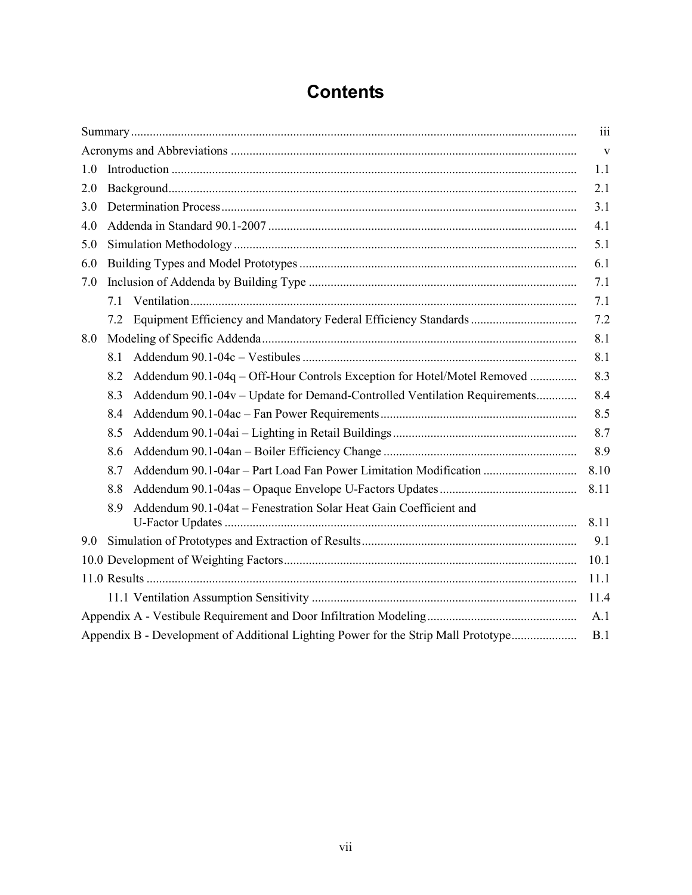# Contents

| | |
|---|---|
| Summary | iii |
| Acronyms and Abbreviations | v |
| 1.0 Introduction | 1.1 |
| 2.0 Background | 2.1 |
| 3.0 Determination Process | 3.1 |
| 4.0 Addenda in Standard 90.1-2007 | 4.1 |
| 5.0 Simulation Methodology | 5.1 |
| 6.0 Building Types and Model Prototypes | 6.1 |
| 7.0 Inclusion of Addenda by Building Type | 7.1 |
| 7.1 Ventilation | 7.1 |
| 7.2 Equipment Efficiency and Mandatory Federal Efficiency Standards | 7.2 |
| 8.0 Modeling of Specific Addenda | 8.1 |
| 8.1 Addendum 90.1-04c – Vestibules | 8.1 |
| 8.2 Addendum 90.1-04q – Off-Hour Controls Exception for Hotel/Motel Removed | 8.3 |
| 8.3 Addendum 90.1-04v – Update for Demand-Controlled Ventilation Requirements | 8.4 |
| 8.4 Addendum 90.1-04ac – Fan Power Requirements | 8.5 |
| 8.5 Addendum 90.1-04ai – Lighting in Retail Buildings | 8.7 |
| 8.6 Addendum 90.1-04an – Boiler Efficiency Change | 8.9 |
| 8.7 Addendum 90.1-04ar – Part Load Fan Power Limitation Modification | 8.10 |
| 8.8 Addendum 90.1-04as – Opaque Envelope U-Factors Updates | 8.11 |
| 8.9 Addendum 90.1-04at – Fenestration Solar Heat Gain Coefficient and U-Factor Updates | 8.11 |
| 9.0 Simulation of Prototypes and Extraction of Results | 9.1 |
| 10.0 Development of Weighting Factors | 10.1 |
| 11.0 Results | 11.1 |
| 11.1 Ventilation Assumption Sensitivity | 11.4 |
| Appendix A - Vestibule Requirement and Door Infiltration Modeling | A.1 |
| Appendix B - Development of Additional Lighting Power for the Strip Mall Prototype | B.1 |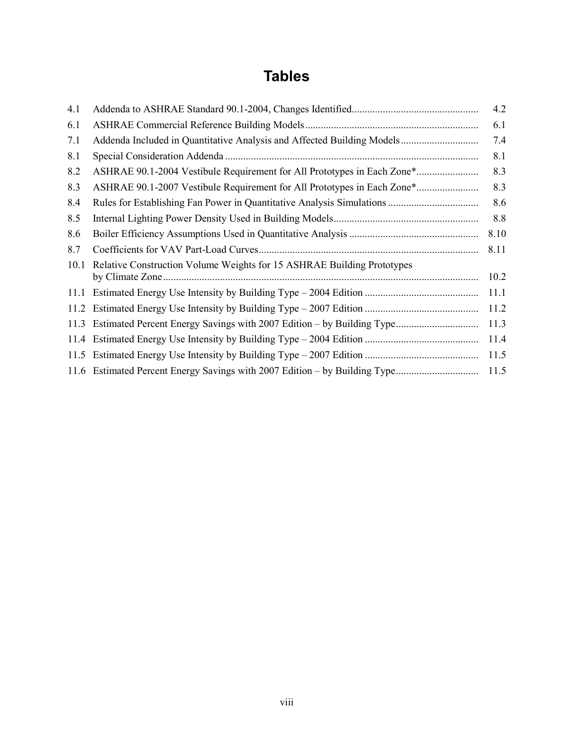# Tables

| | | |
|---|---|---|
| 4.1 | Addenda to ASHRAE Standard 90.1-2004, Changes Identified | 4.2 |
| 6.1 | ASHRAE Commercial Reference Building Models | 6.1 |
| 7.1 | Addenda Included in Quantitative Analysis and Affected Building Models | 7.4 |
| 8.1 | Special Consideration Addenda | 8.1 |
| 8.2 | ASHRAE 90.1-2004 Vestibule Requirement for All Prototypes in Each Zone* | 8.3 |
| 8.3 | ASHRAE 90.1-2007 Vestibule Requirement for All Prototypes in Each Zone* | 8.3 |
| 8.4 | Rules for Establishing Fan Power in Quantitative Analysis Simulations | 8.6 |
| 8.5 | Internal Lighting Power Density Used in Building Models | 8.8 |
| 8.6 | Boiler Efficiency Assumptions Used in Quantitative Analysis | 8.10 |
| 8.7 | Coefficients for VAV Part-Load Curves | 8.11 |
| 10.1 | Relative Construction Volume Weights for 15 ASHRAE Building Prototypes by Climate Zone | 10.2 |
| 11.1 | Estimated Energy Use Intensity by Building Type – 2004 Edition | 11.1 |
| 11.2 | Estimated Energy Use Intensity by Building Type – 2007 Edition | 11.2 |
| 11.3 | Estimated Percent Energy Savings with 2007 Edition – by Building Type | 11.3 |
| 11.4 | Estimated Energy Use Intensity by Building Type – 2004 Edition | 11.4 |
| 11.5 | Estimated Energy Use Intensity by Building Type – 2007 Edition | 11.5 |
| 11.6 | Estimated Percent Energy Savings with 2007 Edition – by Building Type | 11.5 |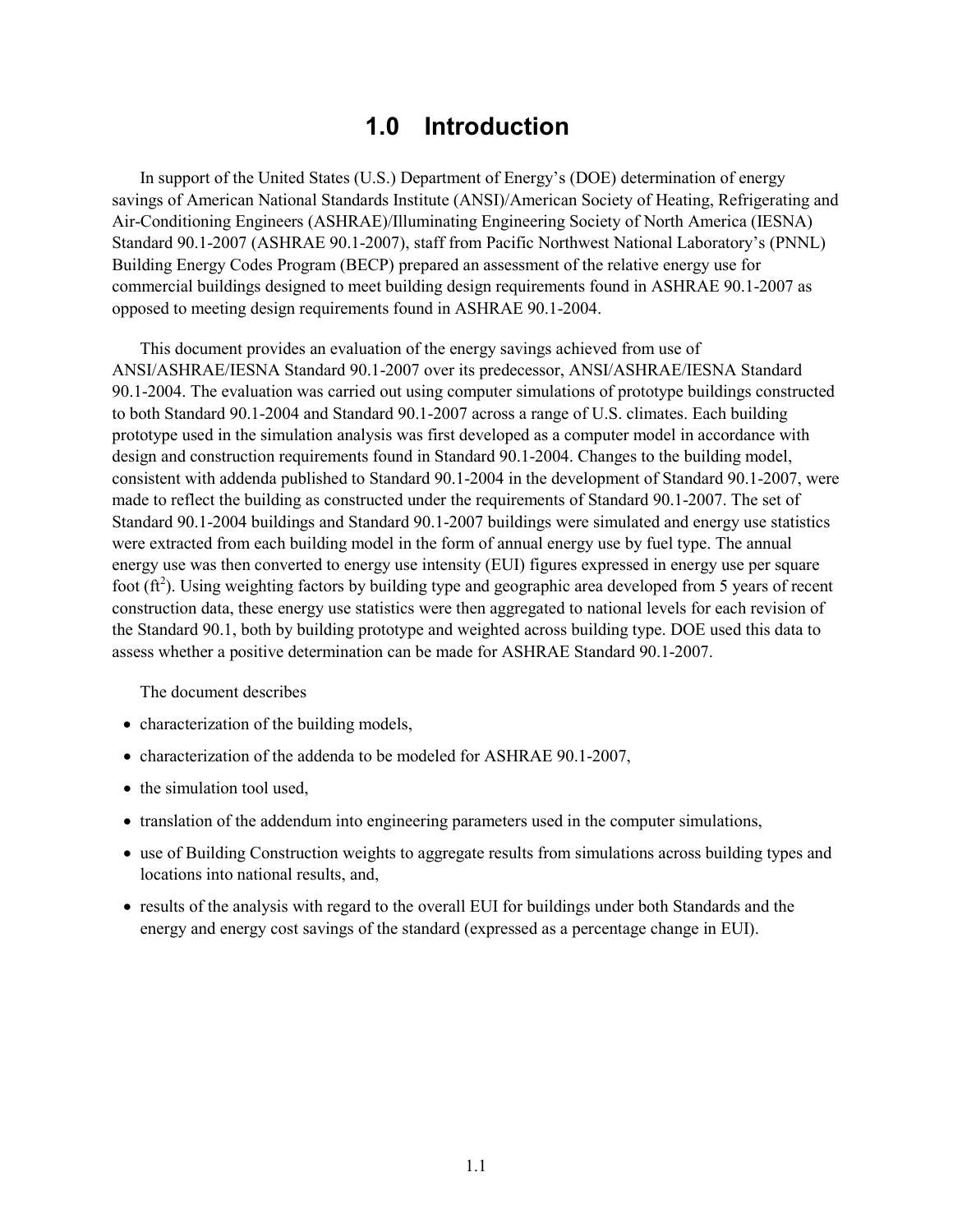# 1.0 Introduction

In support of the United States (U.S.) Department of Energy's (DOE) determination of energy savings of American National Standards Institute (ANSI)/American Society of Heating, Refrigerating and Air-Conditioning Engineers (ASHRAE)/Illuminating Engineering Society of North America (IESNA) Standard 90.1-2007 (ASHRAE 90.1-2007), staff from Pacific Northwest National Laboratory's (PNNL) Building Energy Codes Program (BECP) prepared an assessment of the relative energy use for commercial buildings designed to meet building design requirements found in ASHRAE 90.1-2007 as opposed to meeting design requirements found in ASHRAE 90.1-2004.

This document provides an evaluation of the energy savings achieved from use of ANSI/ASHRAE/IESNA Standard 90.1-2007 over its predecessor, ANSI/ASHRAE/IESNA Standard 90.1-2004. The evaluation was carried out using computer simulations of prototype buildings constructed to both Standard 90.1-2004 and Standard 90.1-2007 across a range of U.S. climates. Each building prototype used in the simulation analysis was first developed as a computer model in accordance with design and construction requirements found in Standard 90.1-2004. Changes to the building model, consistent with addenda published to Standard 90.1-2004 in the development of Standard 90.1-2007, were made to reflect the building as constructed under the requirements of Standard 90.1-2007. The set of Standard 90.1-2004 buildings and Standard 90.1-2007 buildings were simulated and energy use statistics were extracted from each building model in the form of annual energy use by fuel type. The annual energy use was then converted to energy use intensity (EUI) figures expressed in energy use per square foot ($ft^2$). Using weighting factors by building type and geographic area developed from 5 years of recent construction data, these energy use statistics were then aggregated to national levels for each revision of the Standard 90.1, both by building prototype and weighted across building type. DOE used this data to assess whether a positive determination can be made for ASHRAE Standard 90.1-2007.

The document describes

- characterization of the building models,
- characterization of the addenda to be modeled for ASHRAE 90.1-2007,
- the simulation tool used,
- translation of the addendum into engineering parameters used in the computer simulations,
- use of Building Construction weights to aggregate results from simulations across building types and locations into national results, and,
- results of the analysis with regard to the overall EUI for buildings under both Standards and the energy and energy cost savings of the standard (expressed as a percentage change in EUI).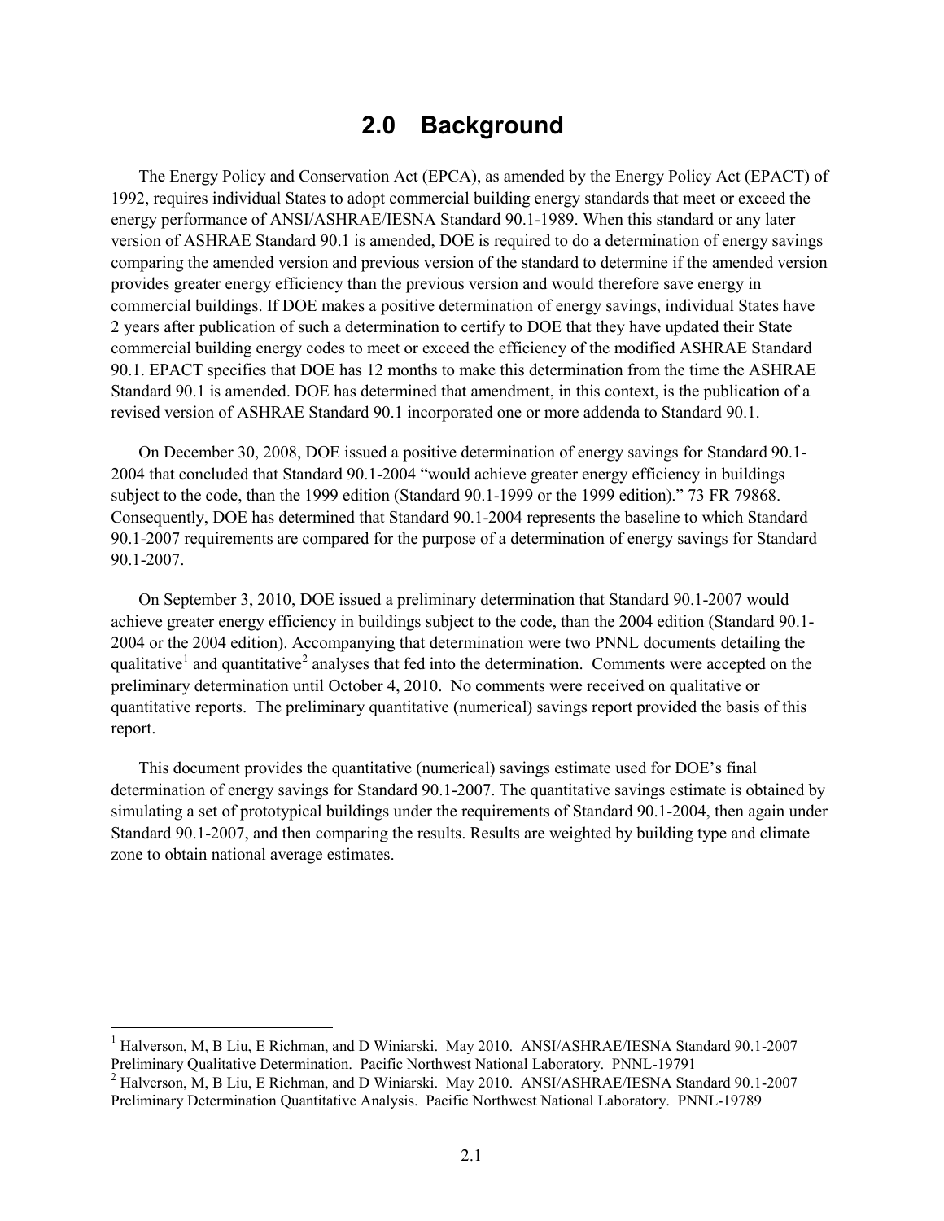# 2.0 Background

The Energy Policy and Conservation Act (EPCA), as amended by the Energy Policy Act (EPACT) of 1992, requires individual States to adopt commercial building energy standards that meet or exceed the energy performance of ANSI/ASHRAE/IESNA Standard 90.1-1989. When this standard or any later version of ASHRAE Standard 90.1 is amended, DOE is required to do a determination of energy savings comparing the amended version and previous version of the standard to determine if the amended version provides greater energy efficiency than the previous version and would therefore save energy in commercial buildings. If DOE makes a positive determination of energy savings, individual States have 2 years after publication of such a determination to certify to DOE that they have updated their State commercial building energy codes to meet or exceed the efficiency of the modified ASHRAE Standard 90.1. EPACT specifies that DOE has 12 months to make this determination from the time the ASHRAE Standard 90.1 is amended. DOE has determined that amendment, in this context, is the publication of a revised version of ASHRAE Standard 90.1 incorporated one or more addenda to Standard 90.1.

On December 30, 2008, DOE issued a positive determination of energy savings for Standard 90.1-2004 that concluded that Standard 90.1-2004 "would achieve greater energy efficiency in buildings subject to the code, than the 1999 edition (Standard 90.1-1999 or the 1999 edition)." 73 FR 79868. Consequently, DOE has determined that Standard 90.1-2004 represents the baseline to which Standard 90.1-2007 requirements are compared for the purpose of a determination of energy savings for Standard 90.1-2007.

On September 3, 2010, DOE issued a preliminary determination that Standard 90.1-2007 would achieve greater energy efficiency in buildings subject to the code, than the 2004 edition (Standard 90.1-2004 or the 2004 edition). Accompanying that determination were two PNNL documents detailing the qualitative[1] and quantitative[2] analyses that fed into the determination. Comments were accepted on the preliminary determination until October 4, 2010. No comments were received on qualitative or quantitative reports. The preliminary quantitative (numerical) savings report provided the basis of this report.

This document provides the quantitative (numerical) savings estimate used for DOE's final determination of energy savings for Standard 90.1-2007. The quantitative savings estimate is obtained by simulating a set of prototypical buildings under the requirements of Standard 90.1-2004, then again under Standard 90.1-2007, and then comparing the results. Results are weighted by building type and climate zone to obtain national average estimates.

---

[1] Halverson, M, B Liu, E Richman, and D Winiarski. May 2010. ANSI/ASHRAE/IESNA Standard 90.1-2007 Preliminary Qualitative Determination. Pacific Northwest National Laboratory. PNNL-19791

[2] Halverson, M, B Liu, E Richman, and D Winiarski. May 2010. ANSI/ASHRAE/IESNA Standard 90.1-2007 Preliminary Determination Quantitative Analysis. Pacific Northwest National Laboratory. PNNL-19789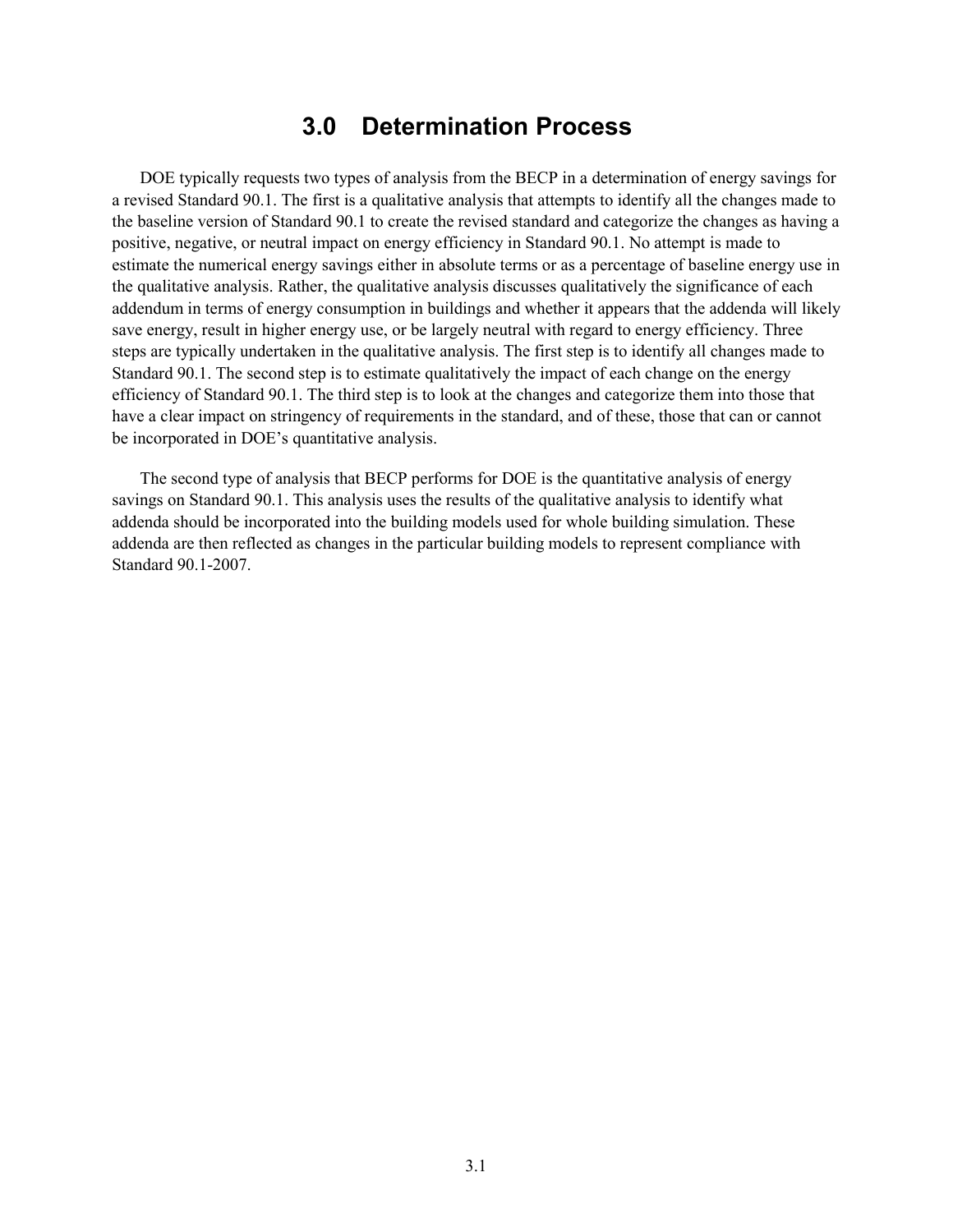# 3.0 Determination Process

DOE typically requests two types of analysis from the BECP in a determination of energy savings for a revised Standard 90.1. The first is a qualitative analysis that attempts to identify all the changes made to the baseline version of Standard 90.1 to create the revised standard and categorize the changes as having a positive, negative, or neutral impact on energy efficiency in Standard 90.1. No attempt is made to estimate the numerical energy savings either in absolute terms or as a percentage of baseline energy use in the qualitative analysis. Rather, the qualitative analysis discusses qualitatively the significance of each addendum in terms of energy consumption in buildings and whether it appears that the addenda will likely save energy, result in higher energy use, or be largely neutral with regard to energy efficiency. Three steps are typically undertaken in the qualitative analysis. The first step is to identify all changes made to Standard 90.1. The second step is to estimate qualitatively the impact of each change on the energy efficiency of Standard 90.1. The third step is to look at the changes and categorize them into those that have a clear impact on stringency of requirements in the standard, and of these, those that can or cannot be incorporated in DOE's quantitative analysis.

The second type of analysis that BECP performs for DOE is the quantitative analysis of energy savings on Standard 90.1. This analysis uses the results of the qualitative analysis to identify what addenda should be incorporated into the building models used for whole building simulation. These addenda are then reflected as changes in the particular building models to represent compliance with Standard 90.1-2007.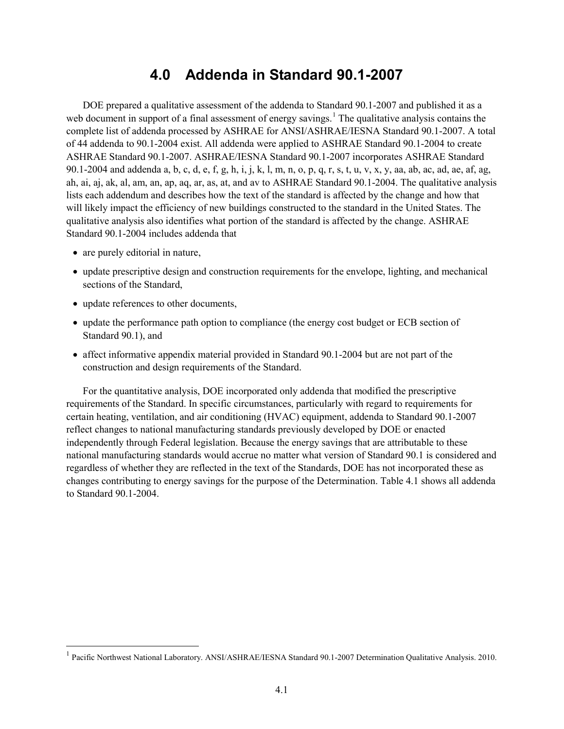# 4.0 Addenda in Standard 90.1-2007

DOE prepared a qualitative assessment of the addenda to Standard 90.1-2007 and published it as a web document in support of a final assessment of energy savings.[1] The qualitative analysis contains the complete list of addenda processed by ASHRAE for ANSI/ASHRAE/IESNA Standard 90.1-2007. A total of 44 addenda to 90.1-2004 exist. All addenda were applied to ASHRAE Standard 90.1-2004 to create ASHRAE Standard 90.1-2007. ASHRAE/IESNA Standard 90.1-2007 incorporates ASHRAE Standard 90.1-2004 and addenda a, b, c, d, e, f, g, h, i, j, k, l, m, n, o, p, q, r, s, t, u, v, x, y, aa, ab, ac, ad, ae, af, ag, ah, ai, aj, ak, al, am, an, ap, aq, ar, as, at, and av to ASHRAE Standard 90.1-2004. The qualitative analysis lists each addendum and describes how the text of the standard is affected by the change and how that will likely impact the efficiency of new buildings constructed to the standard in the United States. The qualitative analysis also identifies what portion of the standard is affected by the change. ASHRAE Standard 90.1-2004 includes addenda that

- are purely editorial in nature,
- update prescriptive design and construction requirements for the envelope, lighting, and mechanical sections of the Standard,
- update references to other documents,
- update the performance path option to compliance (the energy cost budget or ECB section of Standard 90.1), and
- affect informative appendix material provided in Standard 90.1-2004 but are not part of the construction and design requirements of the Standard.

For the quantitative analysis, DOE incorporated only addenda that modified the prescriptive requirements of the Standard. In specific circumstances, particularly with regard to requirements for certain heating, ventilation, and air conditioning (HVAC) equipment, addenda to Standard 90.1-2007 reflect changes to national manufacturing standards previously developed by DOE or enacted independently through Federal legislation. Because the energy savings that are attributable to these national manufacturing standards would accrue no matter what version of Standard 90.1 is considered and regardless of whether they are reflected in the text of the Standards, DOE has not incorporated these as changes contributing to energy savings for the purpose of the Determination. Table 4.1 shows all addenda to Standard 90.1-2004.

[1] Pacific Northwest National Laboratory. ANSI/ASHRAE/IESNA Standard 90.1-2007 Determination Qualitative Analysis. 2010.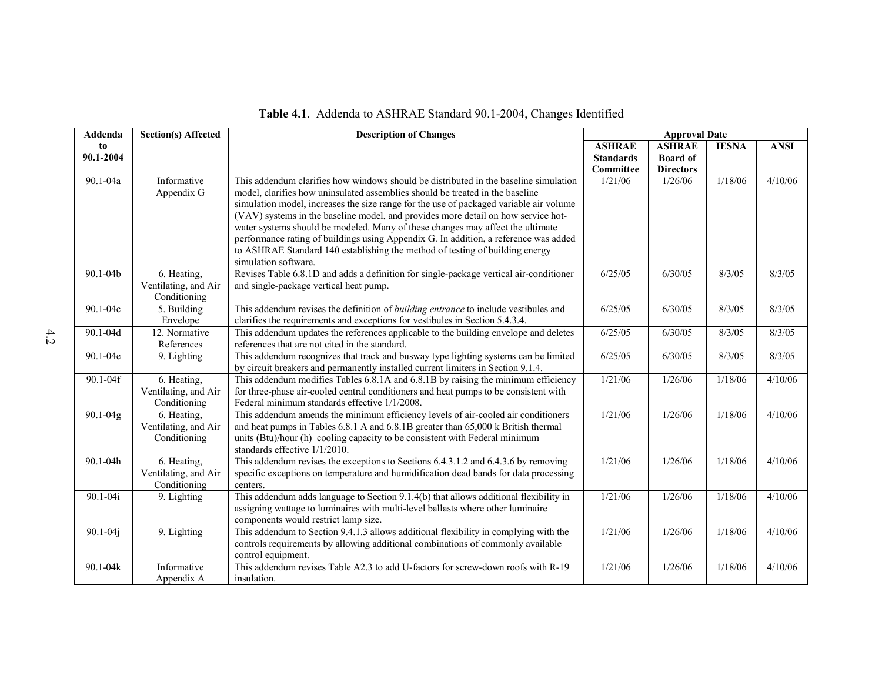**Table 4.1**. Addenda to ASHRAE Standard 90.1-2004, Changes Identified

| Addenda to 90.1-2004 | Section(s) Affected | Description of Changes | Approval Date | | | |
|---|---|---|---|---|---|---|
| | | | ASHRAE Standards Committee | ASHRAE Board of Directors | IESNA | ANSI |
| 90.1-04a | Informative Appendix G | This addendum clarifies how windows should be distributed in the baseline simulation model, clarifies how uninsulated assemblies should be treated in the baseline simulation model, increases the size range for the use of packaged variable air volume (VAV) systems in the baseline model, and provides more detail on how service hot-water systems should be modeled. Many of these changes may affect the ultimate performance rating of buildings using Appendix G. In addition, a reference was added to ASHRAE Standard 140 establishing the method of testing of building energy simulation software. | 1/21/06 | 1/26/06 | 1/18/06 | 4/10/06 |
| 90.1-04b | 6. Heating, Ventilating, and Air Conditioning | Revises Table 6.8.1D and adds a definition for single-package vertical air-conditioner and single-package vertical heat pump. | 6/25/05 | 6/30/05 | 8/3/05 | 8/3/05 |
| 90.1-04c | 5. Building Envelope | This addendum revises the definition of *building entrance* to include vestibules and clarifies the requirements and exceptions for vestibules in Section 5.4.3.4. | 6/25/05 | 6/30/05 | 8/3/05 | 8/3/05 |
| 90.1-04d | 12. Normative References | This addendum updates the references applicable to the building envelope and deletes references that are not cited in the standard. | 6/25/05 | 6/30/05 | 8/3/05 | 8/3/05 |
| 90.1-04e | 9. Lighting | This addendum recognizes that track and busway type lighting systems can be limited by circuit breakers and permanently installed current limiters in Section 9.1.4. | 6/25/05 | 6/30/05 | 8/3/05 | 8/3/05 |
| 90.1-04f | 6. Heating, Ventilating, and Air Conditioning | This addendum modifies Tables 6.8.1A and 6.8.1B by raising the minimum efficiency for three-phase air-cooled central conditioners and heat pumps to be consistent with Federal minimum standards effective 1/1/2008. | 1/21/06 | 1/26/06 | 1/18/06 | 4/10/06 |
| 90.1-04g | 6. Heating, Ventilating, and Air Conditioning | This addendum amends the minimum efficiency levels of air-cooled air conditioners and heat pumps in Tables 6.8.1 A and 6.8.1B greater than 65,000 k British thermal units (Btu)/hour (h) cooling capacity to be consistent with Federal minimum standards effective 1/1/2010. | 1/21/06 | 1/26/06 | 1/18/06 | 4/10/06 |
| 90.1-04h | 6. Heating, Ventilating, and Air Conditioning | This addendum revises the exceptions to Sections 6.4.3.1.2 and 6.4.3.6 by removing specific exceptions on temperature and humidification dead bands for data processing centers. | 1/21/06 | 1/26/06 | 1/18/06 | 4/10/06 |
| 90.1-04i | 9. Lighting | This addendum adds language to Section 9.1.4(b) that allows additional flexibility in assigning wattage to luminaires with multi-level ballasts where other luminaire components would restrict lamp size. | 1/21/06 | 1/26/06 | 1/18/06 | 4/10/06 |
| 90.1-04j | 9. Lighting | This addendum to Section 9.4.1.3 allows additional flexibility in complying with the controls requirements by allowing additional combinations of commonly available control equipment. | 1/21/06 | 1/26/06 | 1/18/06 | 4/10/06 |
| 90.1-04k | Informative Appendix A | This addendum revises Table A2.3 to add U-factors for screw-down roofs with R-19 insulation. | 1/21/06 | 1/26/06 | 1/18/06 | 4/10/06 |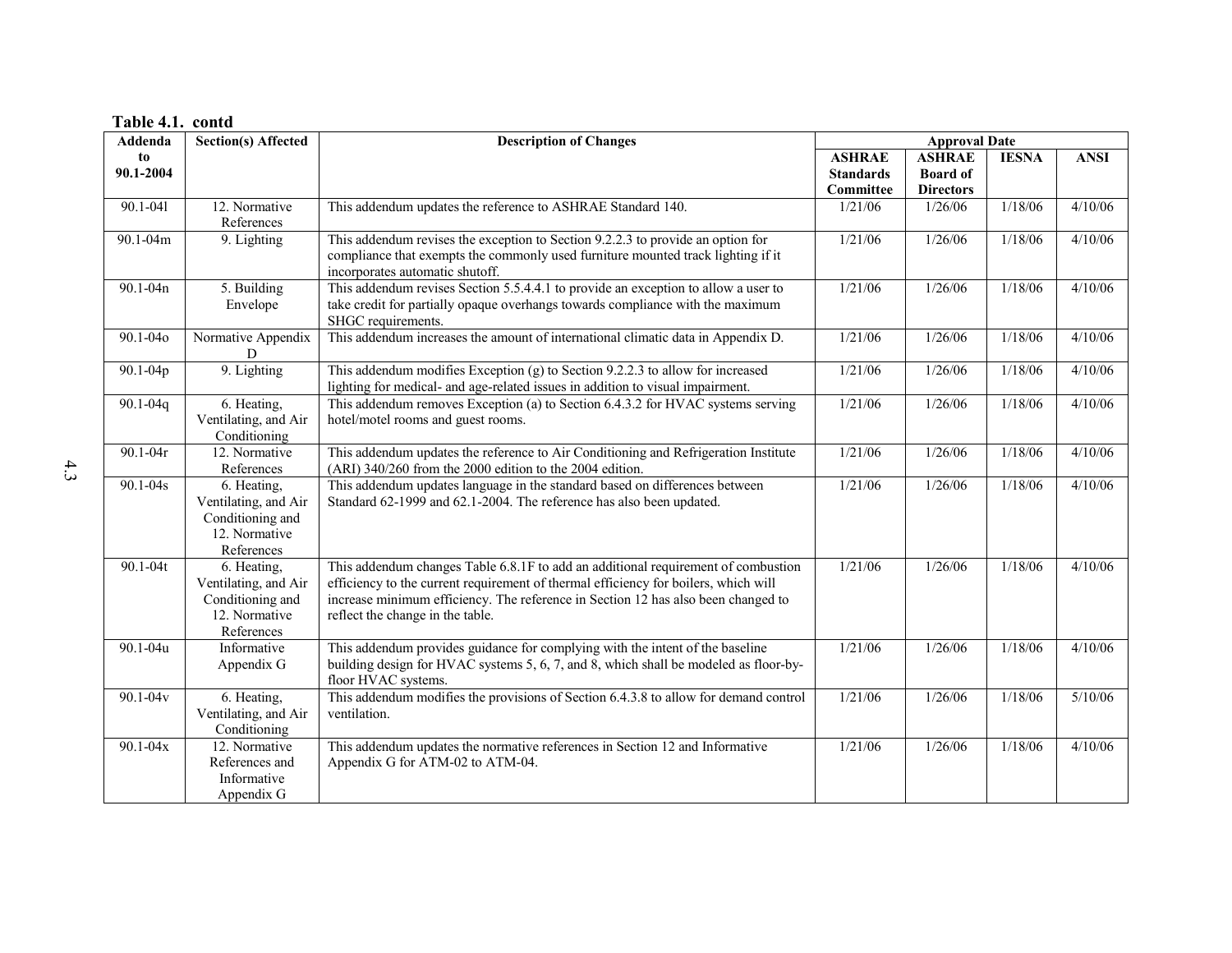**Table 4.1. contd**

| Addenda to 90.1-2004 | Section(s) Affected | Description of Changes | Approval Date | | | |
|---|---|---|---|---|---|---|
| | | | ASHRAE Standards Committee | ASHRAE Board of Directors | IESNA | ANSI |
| 90.1-04l | 12. Normative References | This addendum updates the reference to ASHRAE Standard 140. | 1/21/06 | 1/26/06 | 1/18/06 | 4/10/06 |
| 90.1-04m | 9. Lighting | This addendum revises the exception to Section 9.2.2.3 to provide an option for compliance that exempts the commonly used furniture mounted track lighting if it incorporates automatic shutoff. | 1/21/06 | 1/26/06 | 1/18/06 | 4/10/06 |
| 90.1-04n | 5. Building Envelope | This addendum revises Section 5.5.4.4.1 to provide an exception to allow a user to take credit for partially opaque overhangs towards compliance with the maximum SHGC requirements. | 1/21/06 | 1/26/06 | 1/18/06 | 4/10/06 |
| 90.1-04o | Normative Appendix D | This addendum increases the amount of international climatic data in Appendix D. | 1/21/06 | 1/26/06 | 1/18/06 | 4/10/06 |
| 90.1-04p | 9. Lighting | This addendum modifies Exception (g) to Section 9.2.2.3 to allow for increased lighting for medical- and age-related issues in addition to visual impairment. | 1/21/06 | 1/26/06 | 1/18/06 | 4/10/06 |
| 90.1-04q | 6. Heating, Ventilating, and Air Conditioning | This addendum removes Exception (a) to Section 6.4.3.2 for HVAC systems serving hotel/motel rooms and guest rooms. | 1/21/06 | 1/26/06 | 1/18/06 | 4/10/06 |
| 90.1-04r | 12. Normative References | This addendum updates the reference to Air Conditioning and Refrigeration Institute (ARI) 340/260 from the 2000 edition to the 2004 edition. | 1/21/06 | 1/26/06 | 1/18/06 | 4/10/06 |
| 90.1-04s | 6. Heating, Ventilating, and Air Conditioning and 12. Normative References | This addendum updates language in the standard based on differences between Standard 62-1999 and 62.1-2004. The reference has also been updated. | 1/21/06 | 1/26/06 | 1/18/06 | 4/10/06 |
| 90.1-04t | 6. Heating, Ventilating, and Air Conditioning and 12. Normative References | This addendum changes Table 6.8.1F to add an additional requirement of combustion efficiency to the current requirement of thermal efficiency for boilers, which will increase minimum efficiency. The reference in Section 12 has also been changed to reflect the change in the table. | 1/21/06 | 1/26/06 | 1/18/06 | 4/10/06 |
| 90.1-04u | Informative Appendix G | This addendum provides guidance for complying with the intent of the baseline building design for HVAC systems 5, 6, 7, and 8, which shall be modeled as floor-by-floor HVAC systems. | 1/21/06 | 1/26/06 | 1/18/06 | 4/10/06 |
| 90.1-04v | 6. Heating, Ventilating, and Air Conditioning | This addendum modifies the provisions of Section 6.4.3.8 to allow for demand control ventilation. | 1/21/06 | 1/26/06 | 1/18/06 | 5/10/06 |
| 90.1-04x | 12. Normative References and Informative Appendix G | This addendum updates the normative references in Section 12 and Informative Appendix G for ATM-02 to ATM-04. | 1/21/06 | 1/26/06 | 1/18/06 | 4/10/06 |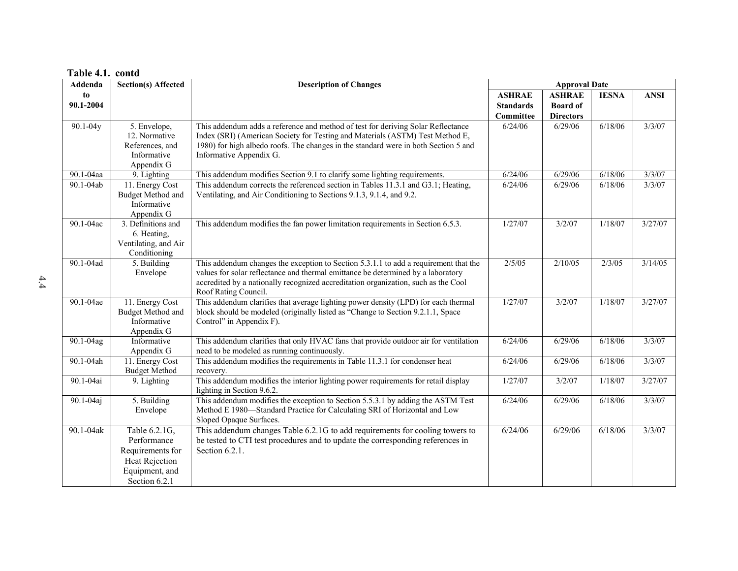**Table 4.1. contd**

| Addenda to 90.1-2004 | Section(s) Affected | Description of Changes | Approval Date | | | |
|---|---|---|---|---|---|---|
| | | | ASHRAE Standards Committee | ASHRAE Board of Directors | IESNA | ANSI |
| 90.1-04y | 5. Envelope, 12. Normative References, and Informative Appendix G | This addendum adds a reference and method of test for deriving Solar Reflectance Index (SRI) (American Society for Testing and Materials (ASTM) Test Method E, 1980) for high albedo roofs. The changes in the standard were in both Section 5 and Informative Appendix G. | 6/24/06 | 6/29/06 | 6/18/06 | 3/3/07 |
| 90.1-04aa | 9. Lighting | This addendum modifies Section 9.1 to clarify some lighting requirements. | 6/24/06 | 6/29/06 | 6/18/06 | 3/3/07 |
| 90.1-04ab | 11. Energy Cost Budget Method and Informative Appendix G | This addendum corrects the referenced section in Tables 11.3.1 and G3.1; Heating, Ventilating, and Air Conditioning to Sections 9.1.3, 9.1.4, and 9.2. | 6/24/06 | 6/29/06 | 6/18/06 | 3/3/07 |
| 90.1-04ac | 3. Definitions and 6. Heating, Ventilating, and Air Conditioning | This addendum modifies the fan power limitation requirements in Section 6.5.3. | 1/27/07 | 3/2/07 | 1/18/07 | 3/27/07 |
| 90.1-04ad | 5. Building Envelope | This addendum changes the exception to Section 5.3.1.1 to add a requirement that the values for solar reflectance and thermal emittance be determined by a laboratory accredited by a nationally recognized accreditation organization, such as the Cool Roof Rating Council. | 2/5/05 | 2/10/05 | 2/3/05 | 3/14/05 |
| 90.1-04ae | 11. Energy Cost Budget Method and Informative Appendix G | This addendum clarifies that average lighting power density (LPD) for each thermal block should be modeled (originally listed as "Change to Section 9.2.1.1, Space Control" in Appendix F). | 1/27/07 | 3/2/07 | 1/18/07 | 3/27/07 |
| 90.1-04ag | Informative Appendix G | This addendum clarifies that only HVAC fans that provide outdoor air for ventilation need to be modeled as running continuously. | 6/24/06 | 6/29/06 | 6/18/06 | 3/3/07 |
| 90.1-04ah | 11. Energy Cost Budget Method | This addendum modifies the requirements in Table 11.3.1 for condenser heat recovery. | 6/24/06 | 6/29/06 | 6/18/06 | 3/3/07 |
| 90.1-04ai | 9. Lighting | This addendum modifies the interior lighting power requirements for retail display lighting in Section 9.6.2. | 1/27/07 | 3/2/07 | 1/18/07 | 3/27/07 |
| 90.1-04aj | 5. Building Envelope | This addendum modifies the exception to Section 5.5.3.1 by adding the ASTM Test Method E 1980—Standard Practice for Calculating SRI of Horizontal and Low Sloped Opaque Surfaces. | 6/24/06 | 6/29/06 | 6/18/06 | 3/3/07 |
| 90.1-04ak | Table 6.2.1G, Performance Requirements for Heat Rejection Equipment, and Section 6.2.1 | This addendum changes Table 6.2.1G to add requirements for cooling towers to be tested to CTI test procedures and to update the corresponding references in Section 6.2.1. | 6/24/06 | 6/29/06 | 6/18/06 | 3/3/07 |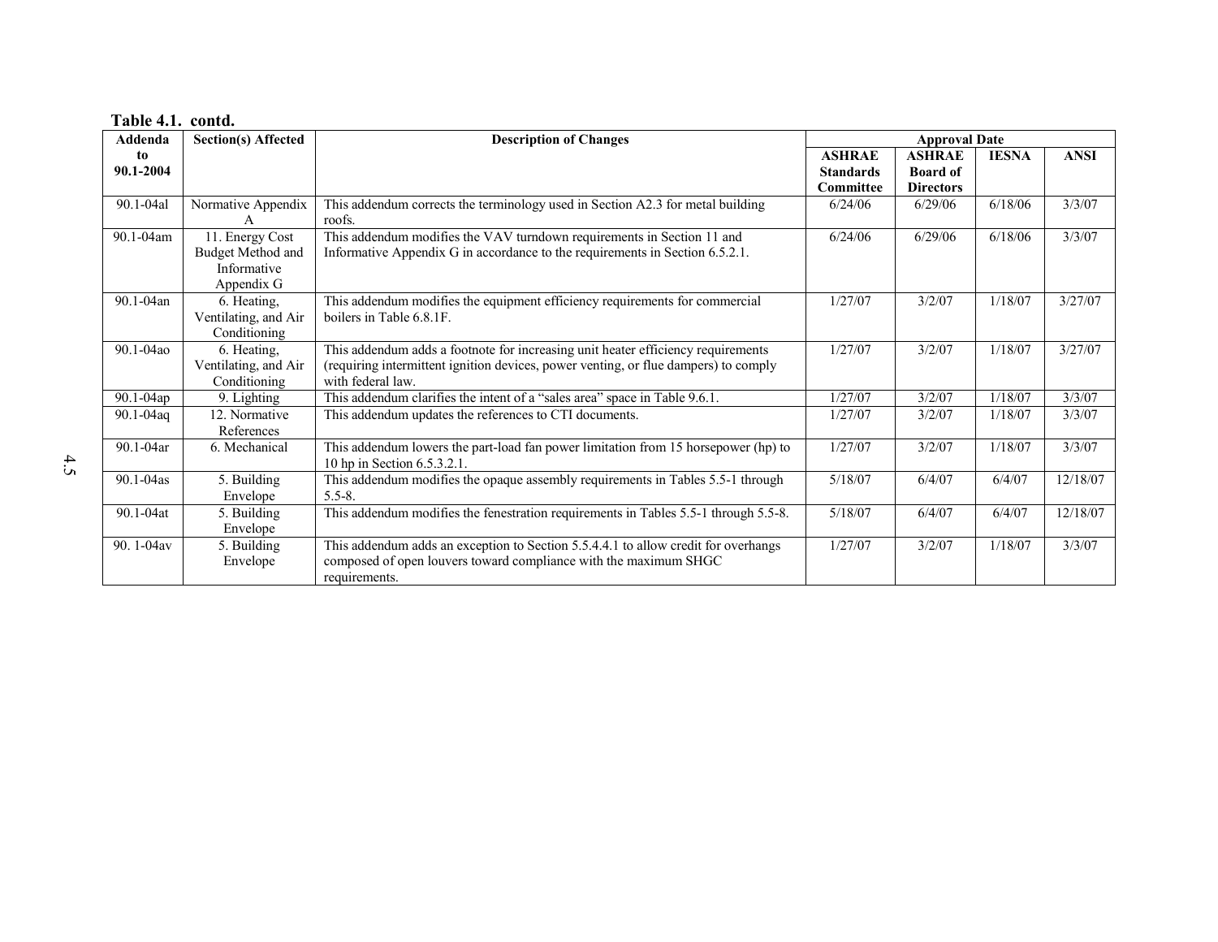**Table 4.1. contd.**

| Addenda to 90.1-2004 | Section(s) Affected | Description of Changes | Approval Date | | | |
|---|---|---|---|---|---|---|
| | | | ASHRAE Standards Committee | ASHRAE Board of Directors | IESNA | ANSI |
| 90.1-04al | Normative Appendix A | This addendum corrects the terminology used in Section A2.3 for metal building roofs. | 6/24/06 | 6/29/06 | 6/18/06 | 3/3/07 |
| 90.1-04am | 11. Energy Cost Budget Method and Informative Appendix G | This addendum modifies the VAV turndown requirements in Section 11 and Informative Appendix G in accordance to the requirements in Section 6.5.2.1. | 6/24/06 | 6/29/06 | 6/18/06 | 3/3/07 |
| 90.1-04an | 6. Heating, Ventilating, and Air Conditioning | This addendum modifies the equipment efficiency requirements for commercial boilers in Table 6.8.1F. | 1/27/07 | 3/2/07 | 1/18/07 | 3/27/07 |
| 90.1-04ao | 6. Heating, Ventilating, and Air Conditioning | This addendum adds a footnote for increasing unit heater efficiency requirements (requiring intermittent ignition devices, power venting, or flue dampers) to comply with federal law. | 1/27/07 | 3/2/07 | 1/18/07 | 3/27/07 |
| 90.1-04ap | 9. Lighting | This addendum clarifies the intent of a "sales area" space in Table 9.6.1. | 1/27/07 | 3/2/07 | 1/18/07 | 3/3/07 |
| 90.1-04aq | 12. Normative References | This addendum updates the references to CTI documents. | 1/27/07 | 3/2/07 | 1/18/07 | 3/3/07 |
| 90.1-04ar | 6. Mechanical | This addendum lowers the part-load fan power limitation from 15 horsepower (hp) to 10 hp in Section 6.5.3.2.1. | 1/27/07 | 3/2/07 | 1/18/07 | 3/3/07 |
| 90.1-04as | 5. Building Envelope | This addendum modifies the opaque assembly requirements in Tables 5.5-1 through 5.5-8. | 5/18/07 | 6/4/07 | 6/4/07 | 12/18/07 |
| 90.1-04at | 5. Building Envelope | This addendum modifies the fenestration requirements in Tables 5.5-1 through 5.5-8. | 5/18/07 | 6/4/07 | 6/4/07 | 12/18/07 |
| 90. 1-04av | 5. Building Envelope | This addendum adds an exception to Section 5.5.4.4.1 to allow credit for overhangs composed of open louvers toward compliance with the maximum SHGC requirements. | 1/27/07 | 3/2/07 | 1/18/07 | 3/3/07 |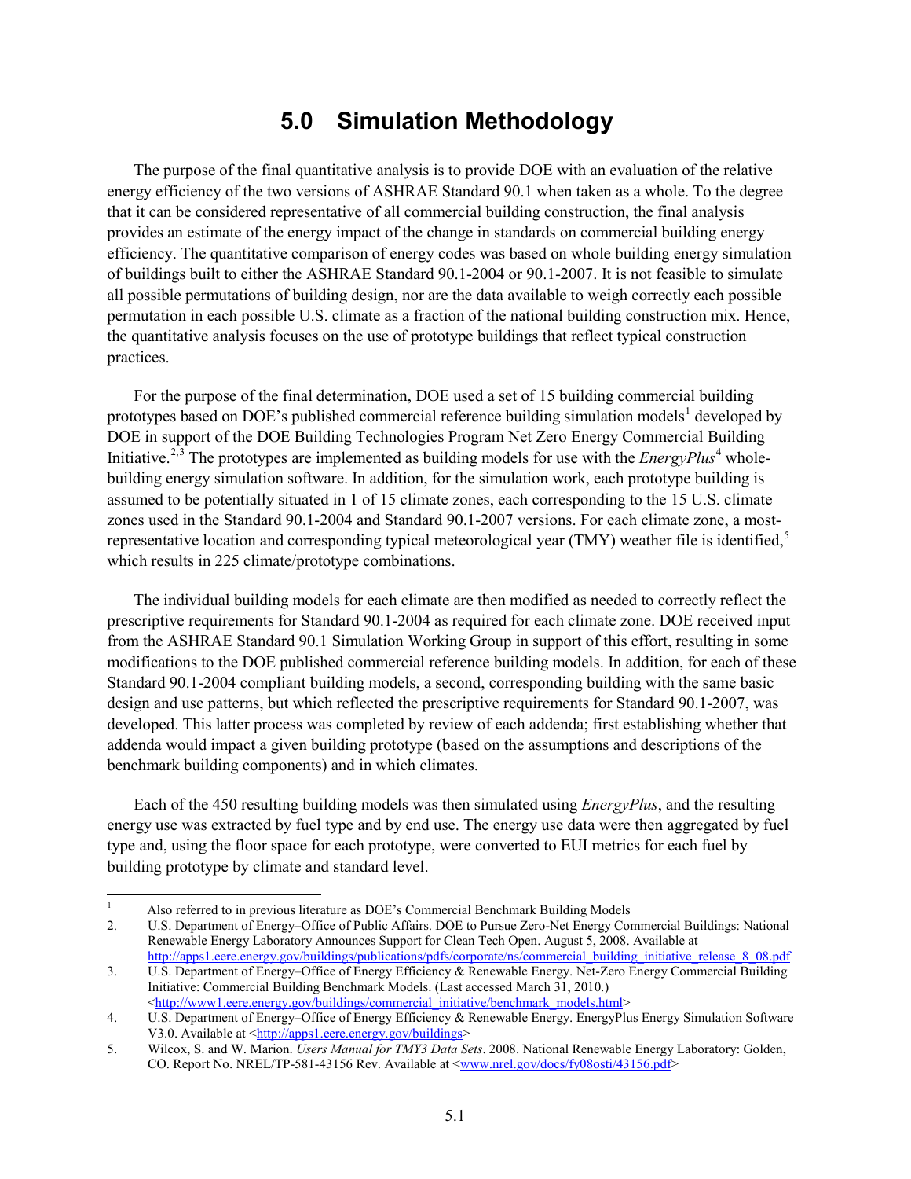# 5.0 Simulation Methodology

The purpose of the final quantitative analysis is to provide DOE with an evaluation of the relative energy efficiency of the two versions of ASHRAE Standard 90.1 when taken as a whole. To the degree that it can be considered representative of all commercial building construction, the final analysis provides an estimate of the energy impact of the change in standards on commercial building energy efficiency. The quantitative comparison of energy codes was based on whole building energy simulation of buildings built to either the ASHRAE Standard 90.1-2004 or 90.1-2007. It is not feasible to simulate all possible permutations of building design, nor are the data available to weigh correctly each possible permutation in each possible U.S. climate as a fraction of the national building construction mix. Hence, the quantitative analysis focuses on the use of prototype buildings that reflect typical construction practices.

For the purpose of the final determination, DOE used a set of 15 building commercial building prototypes based on DOE's published commercial reference building simulation models[1] developed by DOE in support of the DOE Building Technologies Program Net Zero Energy Commercial Building Initiative.[2,3] The prototypes are implemented as building models for use with the *EnergyPlus*[4] whole-building energy simulation software. In addition, for the simulation work, each prototype building is assumed to be potentially situated in 1 of 15 climate zones, each corresponding to the 15 U.S. climate zones used in the Standard 90.1-2004 and Standard 90.1-2007 versions. For each climate zone, a most-representative location and corresponding typical meteorological year (TMY) weather file is identified,[5] which results in 225 climate/prototype combinations.

The individual building models for each climate are then modified as needed to correctly reflect the prescriptive requirements for Standard 90.1-2004 as required for each climate zone. DOE received input from the ASHRAE Standard 90.1 Simulation Working Group in support of this effort, resulting in some modifications to the DOE published commercial reference building models. In addition, for each of these Standard 90.1-2004 compliant building models, a second, corresponding building with the same basic design and use patterns, but which reflected the prescriptive requirements for Standard 90.1-2007, was developed. This latter process was completed by review of each addenda; first establishing whether that addenda would impact a given building prototype (based on the assumptions and descriptions of the benchmark building components) and in which climates.

Each of the 450 resulting building models was then simulated using *EnergyPlus*, and the resulting energy use was extracted by fuel type and by end use. The energy use data were then aggregated by fuel type and, using the floor space for each prototype, were converted to EUI metrics for each fuel by building prototype by climate and standard level.

---

1. Also referred to in previous literature as DOE's Commercial Benchmark Building Models
2. U.S. Department of Energy–Office of Public Affairs. DOE to Pursue Zero-Net Energy Commercial Buildings: National Renewable Energy Laboratory Announces Support for Clean Tech Open. August 5, 2008. Available at http://apps1.eere.energy.gov/buildings/publications/pdfs/corporate/ns/commercial_building_initiative_release_8_08.pdf
3. U.S. Department of Energy–Office of Energy Efficiency & Renewable Energy. Net-Zero Energy Commercial Building Initiative: Commercial Building Benchmark Models. (Last accessed March 31, 2010.) <http://www1.eere.energy.gov/buildings/commercial_initiative/benchmark_models.html>
4. U.S. Department of Energy–Office of Energy Efficiency & Renewable Energy. EnergyPlus Energy Simulation Software V3.0. Available at <http://apps1.eere.energy.gov/buildings>
5. Wilcox, S. and W. Marion. *Users Manual for TMY3 Data Sets*. 2008. National Renewable Energy Laboratory: Golden, CO. Report No. NREL/TP-581-43156 Rev. Available at <www.nrel.gov/docs/fy08osti/43156.pdf>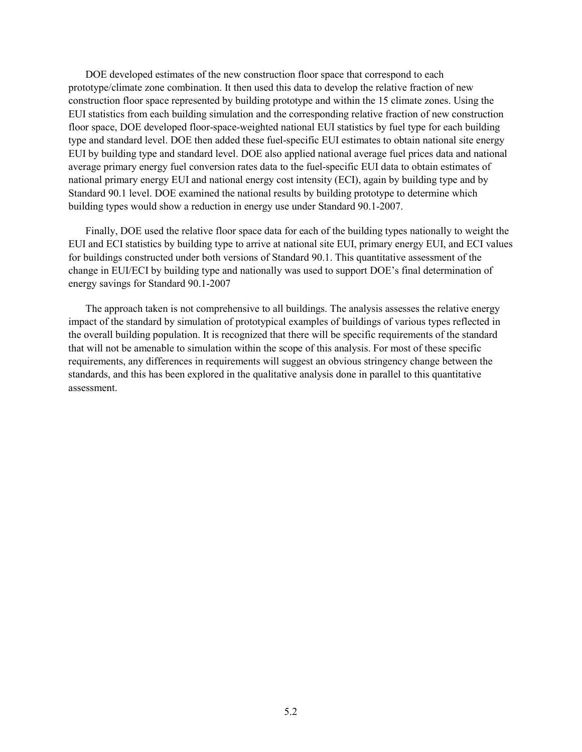DOE developed estimates of the new construction floor space that correspond to each prototype/climate zone combination. It then used this data to develop the relative fraction of new construction floor space represented by building prototype and within the 15 climate zones. Using the EUI statistics from each building simulation and the corresponding relative fraction of new construction floor space, DOE developed floor-space-weighted national EUI statistics by fuel type for each building type and standard level. DOE then added these fuel-specific EUI estimates to obtain national site energy EUI by building type and standard level. DOE also applied national average fuel prices data and national average primary energy fuel conversion rates data to the fuel-specific EUI data to obtain estimates of national primary energy EUI and national energy cost intensity (ECI), again by building type and by Standard 90.1 level. DOE examined the national results by building prototype to determine which building types would show a reduction in energy use under Standard 90.1-2007.

Finally, DOE used the relative floor space data for each of the building types nationally to weight the EUI and ECI statistics by building type to arrive at national site EUI, primary energy EUI, and ECI values for buildings constructed under both versions of Standard 90.1. This quantitative assessment of the change in EUI/ECI by building type and nationally was used to support DOE's final determination of energy savings for Standard 90.1-2007

The approach taken is not comprehensive to all buildings. The analysis assesses the relative energy impact of the standard by simulation of prototypical examples of buildings of various types reflected in the overall building population. It is recognized that there will be specific requirements of the standard that will not be amenable to simulation within the scope of this analysis. For most of these specific requirements, any differences in requirements will suggest an obvious stringency change between the standards, and this has been explored in the qualitative analysis done in parallel to this quantitative assessment.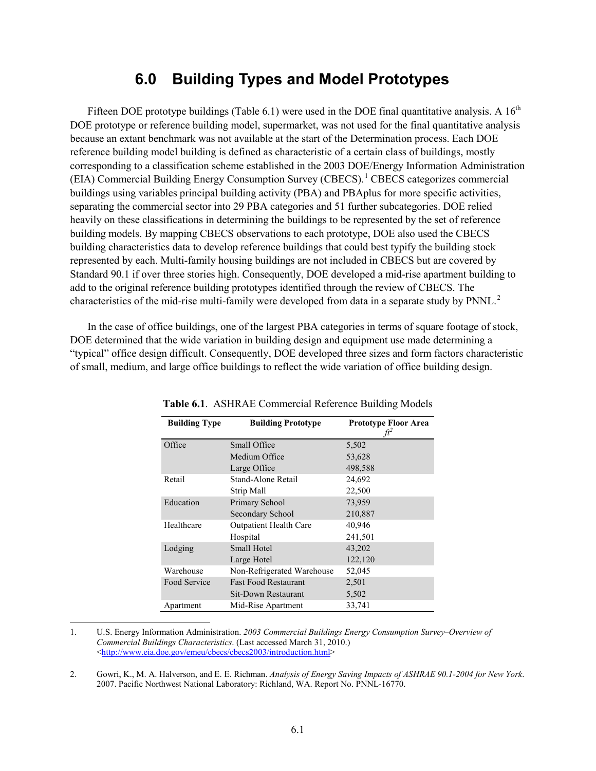# 6.0 Building Types and Model Prototypes

Fifteen DOE prototype buildings (Table 6.1) were used in the DOE final quantitative analysis. A 16th DOE prototype or reference building model, supermarket, was not used for the final quantitative analysis because an extant benchmark was not available at the start of the Determination process. Each DOE reference building model building is defined as characteristic of a certain class of buildings, mostly corresponding to a classification scheme established in the 2003 DOE/Energy Information Administration (EIA) Commercial Building Energy Consumption Survey (CBECS).[1] CBECS categorizes commercial buildings using variables principal building activity (PBA) and PBAplus for more specific activities, separating the commercial sector into 29 PBA categories and 51 further subcategories. DOE relied heavily on these classifications in determining the buildings to be represented by the set of reference building models. By mapping CBECS observations to each prototype, DOE also used the CBECS building characteristics data to develop reference buildings that could best typify the building stock represented by each. Multi-family housing buildings are not included in CBECS but are covered by Standard 90.1 if over three stories high. Consequently, DOE developed a mid-rise apartment building to add to the original reference building prototypes identified through the review of CBECS. The characteristics of the mid-rise multi-family were developed from data in a separate study by PNNL.[2]

In the case of office buildings, one of the largest PBA categories in terms of square footage of stock, DOE determined that the wide variation in building design and equipment use made determining a "typical" office design difficult. Consequently, DOE developed three sizes and form factors characteristic of small, medium, and large office buildings to reflect the wide variation of office building design.

**Table 6.1**. ASHRAE Commercial Reference Building Models

| Building Type | Building Prototype | Prototype Floor Area $ft^2$ |
|---|---|---|
| Office | Small Office | 5,502 |
| | Medium Office | 53,628 |
| | Large Office | 498,588 |
| Retail | Stand-Alone Retail | 24,692 |
| | Strip Mall | 22,500 |
| Education | Primary School | 73,959 |
| | Secondary School | 210,887 |
| Healthcare | Outpatient Health Care | 40,946 |
| | Hospital | 241,501 |
| Lodging | Small Hotel | 43,202 |
| | Large Hotel | 122,120 |
| Warehouse | Non-Refrigerated Warehouse | 52,045 |
| Food Service | Fast Food Restaurant | 2,501 |
| | Sit-Down Restaurant | 5,502 |
| Apartment | Mid-Rise Apartment | 33,741 |

1. U.S. Energy Information Administration. *2003 Commercial Buildings Energy Consumption Survey–Overview of Commercial Buildings Characteristics*. (Last accessed March 31, 2010.) <http://www.eia.doe.gov/emeu/cbecs/cbecs2003/introduction.html>

2. Gowri, K., M. A. Halverson, and E. E. Richman. *Analysis of Energy Saving Impacts of ASHRAE 90.1-2004 for New York*. 2007. Pacific Northwest National Laboratory: Richland, WA. Report No. PNNL-16770.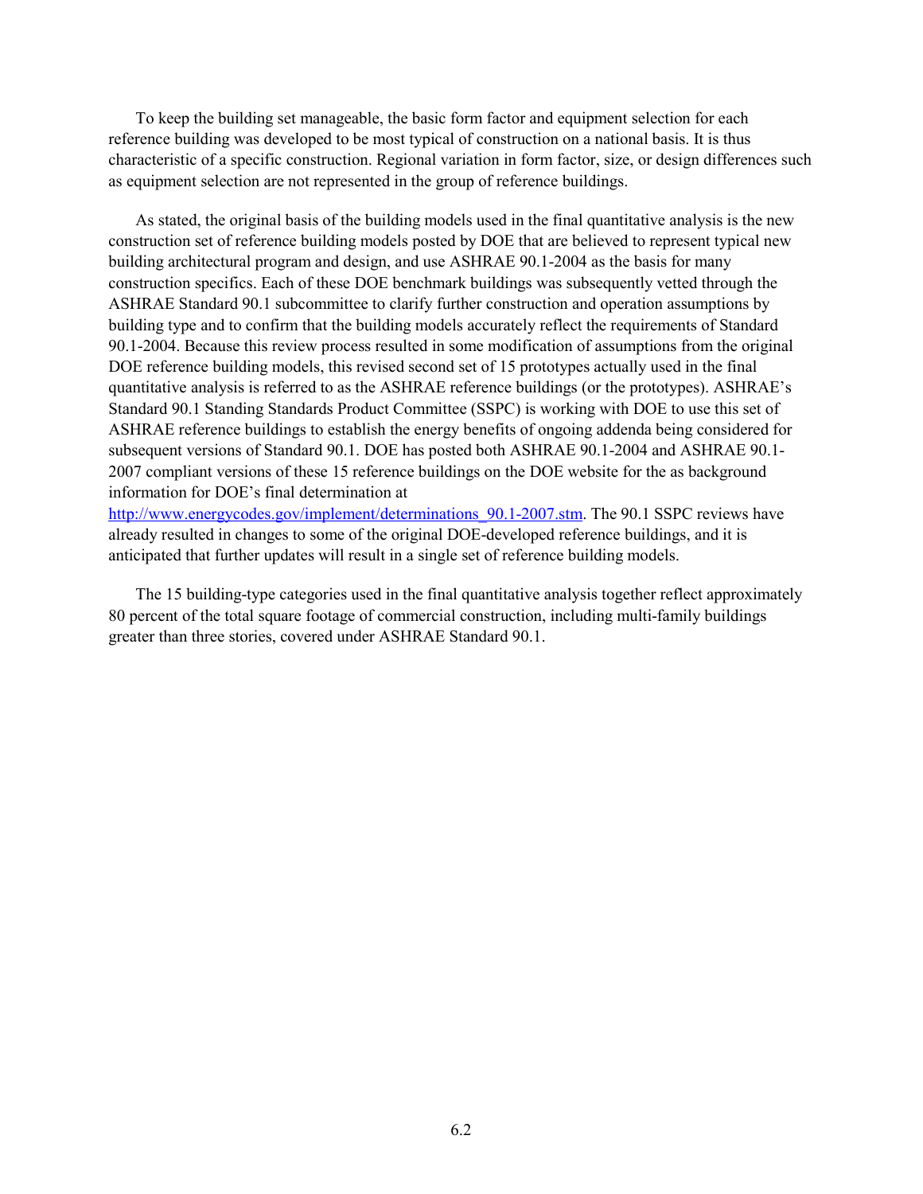To keep the building set manageable, the basic form factor and equipment selection for each reference building was developed to be most typical of construction on a national basis. It is thus characteristic of a specific construction. Regional variation in form factor, size, or design differences such as equipment selection are not represented in the group of reference buildings.

As stated, the original basis of the building models used in the final quantitative analysis is the new construction set of reference building models posted by DOE that are believed to represent typical new building architectural program and design, and use ASHRAE 90.1-2004 as the basis for many construction specifics. Each of these DOE benchmark buildings was subsequently vetted through the ASHRAE Standard 90.1 subcommittee to clarify further construction and operation assumptions by building type and to confirm that the building models accurately reflect the requirements of Standard 90.1-2004. Because this review process resulted in some modification of assumptions from the original DOE reference building models, this revised second set of 15 prototypes actually used in the final quantitative analysis is referred to as the ASHRAE reference buildings (or the prototypes). ASHRAE's Standard 90.1 Standing Standards Product Committee (SSPC) is working with DOE to use this set of ASHRAE reference buildings to establish the energy benefits of ongoing addenda being considered for subsequent versions of Standard 90.1. DOE has posted both ASHRAE 90.1-2004 and ASHRAE 90.1-2007 compliant versions of these 15 reference buildings on the DOE website for the as background information for DOE's final determination at [http://www.energycodes.gov/implement/determinations_90.1-2007.stm](http://www.energycodes.gov/implement/determinations_90.1-2007.stm). The 90.1 SSPC reviews have already resulted in changes to some of the original DOE-developed reference buildings, and it is anticipated that further updates will result in a single set of reference building models.

The 15 building-type categories used in the final quantitative analysis together reflect approximately 80 percent of the total square footage of commercial construction, including multi-family buildings greater than three stories, covered under ASHRAE Standard 90.1.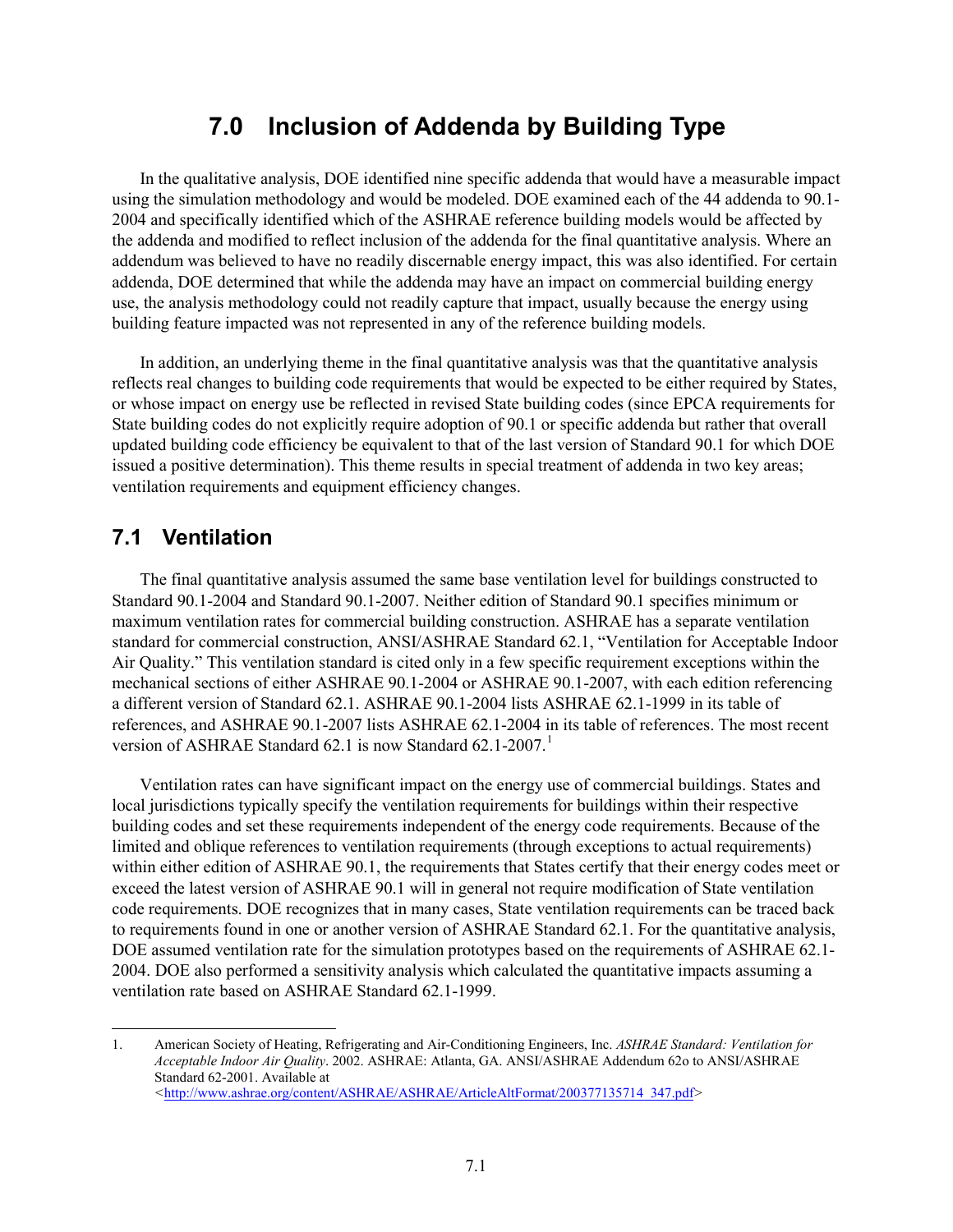# 7.0 Inclusion of Addenda by Building Type

In the qualitative analysis, DOE identified nine specific addenda that would have a measurable impact using the simulation methodology and would be modeled. DOE examined each of the 44 addenda to 90.1-2004 and specifically identified which of the ASHRAE reference building models would be affected by the addenda and modified to reflect inclusion of the addenda for the final quantitative analysis. Where an addendum was believed to have no readily discernable energy impact, this was also identified. For certain addenda, DOE determined that while the addenda may have an impact on commercial building energy use, the analysis methodology could not readily capture that impact, usually because the energy using building feature impacted was not represented in any of the reference building models.

In addition, an underlying theme in the final quantitative analysis was that the quantitative analysis reflects real changes to building code requirements that would be expected to be either required by States, or whose impact on energy use be reflected in revised State building codes (since EPCA requirements for State building codes do not explicitly require adoption of 90.1 or specific addenda but rather that overall updated building code efficiency be equivalent to that of the last version of Standard 90.1 for which DOE issued a positive determination). This theme results in special treatment of addenda in two key areas; ventilation requirements and equipment efficiency changes.

## 7.1 Ventilation

The final quantitative analysis assumed the same base ventilation level for buildings constructed to Standard 90.1-2004 and Standard 90.1-2007. Neither edition of Standard 90.1 specifies minimum or maximum ventilation rates for commercial building construction. ASHRAE has a separate ventilation standard for commercial construction, ANSI/ASHRAE Standard 62.1, "Ventilation for Acceptable Indoor Air Quality." This ventilation standard is cited only in a few specific requirement exceptions within the mechanical sections of either ASHRAE 90.1-2004 or ASHRAE 90.1-2007, with each edition referencing a different version of Standard 62.1. ASHRAE 90.1-2004 lists ASHRAE 62.1-1999 in its table of references, and ASHRAE 90.1-2007 lists ASHRAE 62.1-2004 in its table of references. The most recent version of ASHRAE Standard 62.1 is now Standard 62.1-2007.[1]

Ventilation rates can have significant impact on the energy use of commercial buildings. States and local jurisdictions typically specify the ventilation requirements for buildings within their respective building codes and set these requirements independent of the energy code requirements. Because of the limited and oblique references to ventilation requirements (through exceptions to actual requirements) within either edition of ASHRAE 90.1, the requirements that States certify that their energy codes meet or exceed the latest version of ASHRAE 90.1 will in general not require modification of State ventilation code requirements. DOE recognizes that in many cases, State ventilation requirements can be traced back to requirements found in one or another version of ASHRAE Standard 62.1. For the quantitative analysis, DOE assumed ventilation rate for the simulation prototypes based on the requirements of ASHRAE 62.1-2004. DOE also performed a sensitivity analysis which calculated the quantitative impacts assuming a ventilation rate based on ASHRAE Standard 62.1-1999.

---

1. American Society of Heating, Refrigerating and Air-Conditioning Engineers, Inc. *ASHRAE Standard: Ventilation for Acceptable Indoor Air Quality*. 2002. ASHRAE: Atlanta, GA. ANSI/ASHRAE Addendum 62o to ANSI/ASHRAE Standard 62-2001. Available at <http://www.ashrae.org/content/ASHRAE/ASHRAE/ArticleAltFormat/200377135714_347.pdf>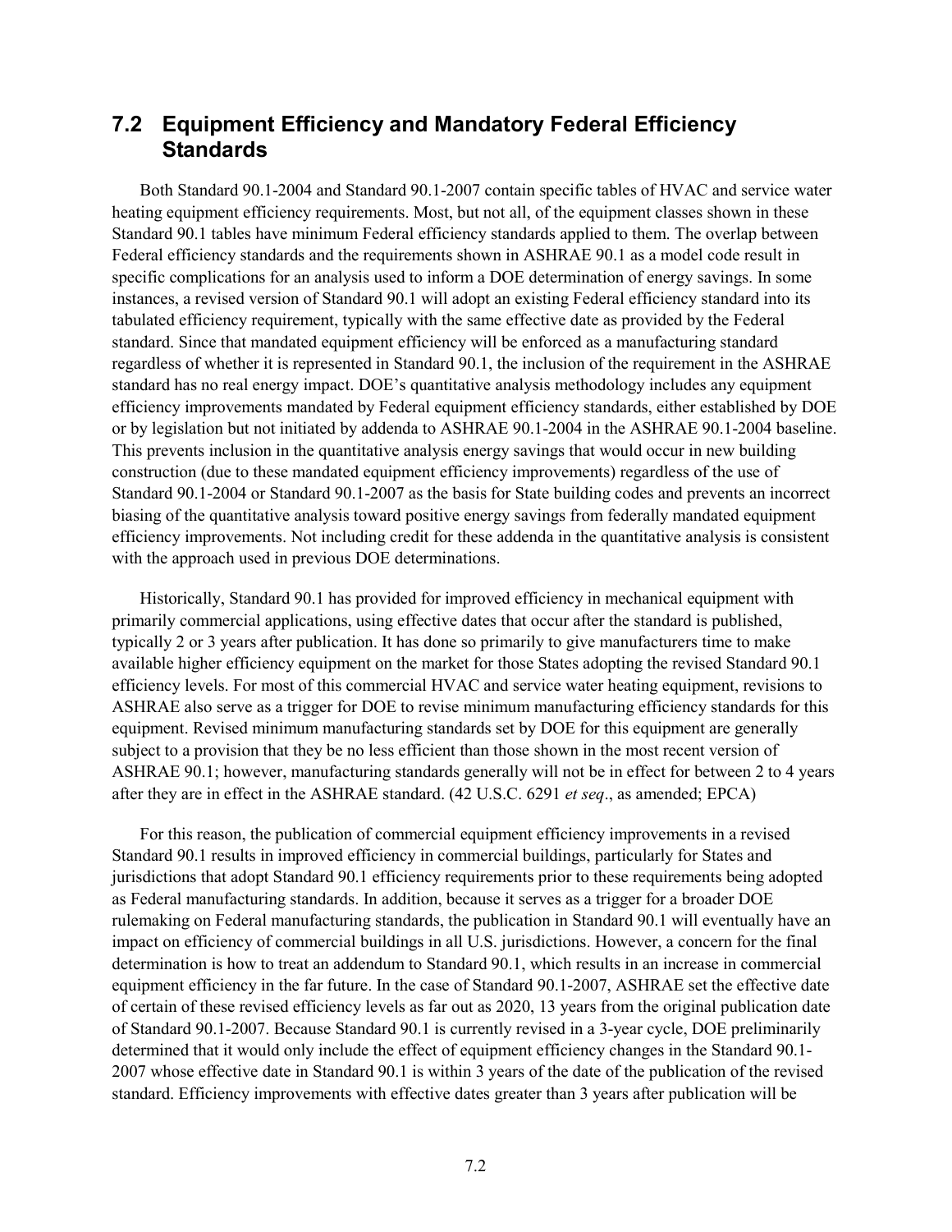## 7.2 Equipment Efficiency and Mandatory Federal Efficiency Standards

Both Standard 90.1-2004 and Standard 90.1-2007 contain specific tables of HVAC and service water heating equipment efficiency requirements. Most, but not all, of the equipment classes shown in these Standard 90.1 tables have minimum Federal efficiency standards applied to them. The overlap between Federal efficiency standards and the requirements shown in ASHRAE 90.1 as a model code result in specific complications for an analysis used to inform a DOE determination of energy savings. In some instances, a revised version of Standard 90.1 will adopt an existing Federal efficiency standard into its tabulated efficiency requirement, typically with the same effective date as provided by the Federal standard. Since that mandated equipment efficiency will be enforced as a manufacturing standard regardless of whether it is represented in Standard 90.1, the inclusion of the requirement in the ASHRAE standard has no real energy impact. DOE's quantitative analysis methodology includes any equipment efficiency improvements mandated by Federal equipment efficiency standards, either established by DOE or by legislation but not initiated by addenda to ASHRAE 90.1-2004 in the ASHRAE 90.1-2004 baseline. This prevents inclusion in the quantitative analysis energy savings that would occur in new building construction (due to these mandated equipment efficiency improvements) regardless of the use of Standard 90.1-2004 or Standard 90.1-2007 as the basis for State building codes and prevents an incorrect biasing of the quantitative analysis toward positive energy savings from federally mandated equipment efficiency improvements. Not including credit for these addenda in the quantitative analysis is consistent with the approach used in previous DOE determinations.

Historically, Standard 90.1 has provided for improved efficiency in mechanical equipment with primarily commercial applications, using effective dates that occur after the standard is published, typically 2 or 3 years after publication. It has done so primarily to give manufacturers time to make available higher efficiency equipment on the market for those States adopting the revised Standard 90.1 efficiency levels. For most of this commercial HVAC and service water heating equipment, revisions to ASHRAE also serve as a trigger for DOE to revise minimum manufacturing efficiency standards for this equipment. Revised minimum manufacturing standards set by DOE for this equipment are generally subject to a provision that they be no less efficient than those shown in the most recent version of ASHRAE 90.1; however, manufacturing standards generally will not be in effect for between 2 to 4 years after they are in effect in the ASHRAE standard. (42 U.S.C. 6291 *et seq*., as amended; EPCA)

For this reason, the publication of commercial equipment efficiency improvements in a revised Standard 90.1 results in improved efficiency in commercial buildings, particularly for States and jurisdictions that adopt Standard 90.1 efficiency requirements prior to these requirements being adopted as Federal manufacturing standards. In addition, because it serves as a trigger for a broader DOE rulemaking on Federal manufacturing standards, the publication in Standard 90.1 will eventually have an impact on efficiency of commercial buildings in all U.S. jurisdictions. However, a concern for the final determination is how to treat an addendum to Standard 90.1, which results in an increase in commercial equipment efficiency in the far future. In the case of Standard 90.1-2007, ASHRAE set the effective date of certain of these revised efficiency levels as far out as 2020, 13 years from the original publication date of Standard 90.1-2007. Because Standard 90.1 is currently revised in a 3-year cycle, DOE preliminarily determined that it would only include the effect of equipment efficiency changes in the Standard 90.1-2007 whose effective date in Standard 90.1 is within 3 years of the date of the publication of the revised standard. Efficiency improvements with effective dates greater than 3 years after publication will be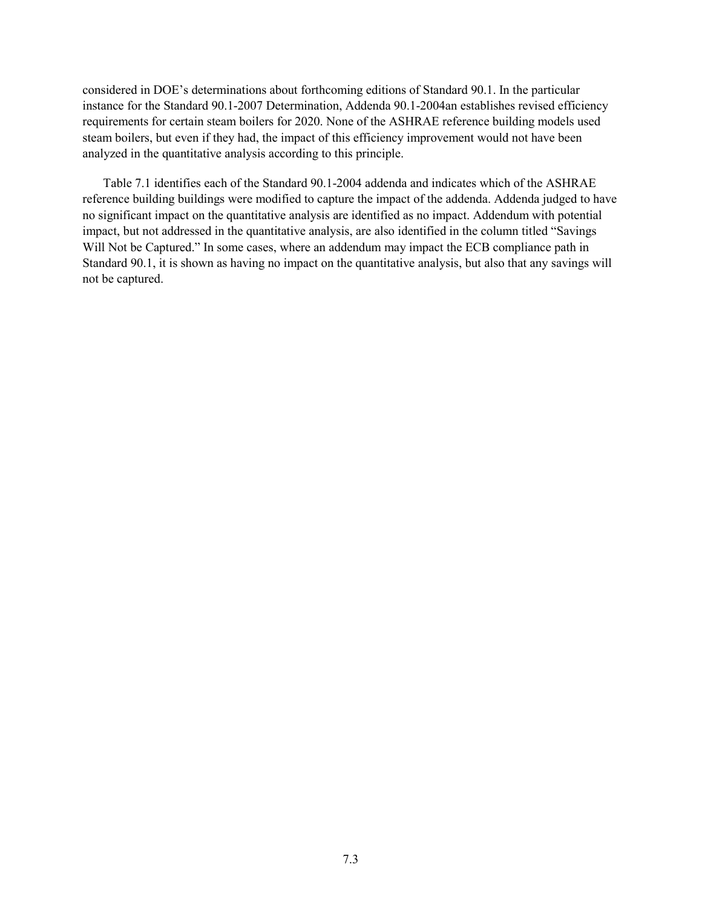considered in DOE's determinations about forthcoming editions of Standard 90.1. In the particular instance for the Standard 90.1-2007 Determination, Addenda 90.1-2004an establishes revised efficiency requirements for certain steam boilers for 2020. None of the ASHRAE reference building models used steam boilers, but even if they had, the impact of this efficiency improvement would not have been analyzed in the quantitative analysis according to this principle.

Table 7.1 identifies each of the Standard 90.1-2004 addenda and indicates which of the ASHRAE reference building buildings were modified to capture the impact of the addenda. Addenda judged to have no significant impact on the quantitative analysis are identified as no impact. Addendum with potential impact, but not addressed in the quantitative analysis, are also identified in the column titled "Savings Will Not be Captured." In some cases, where an addendum may impact the ECB compliance path in Standard 90.1, it is shown as having no impact on the quantitative analysis, but also that any savings will not be captured.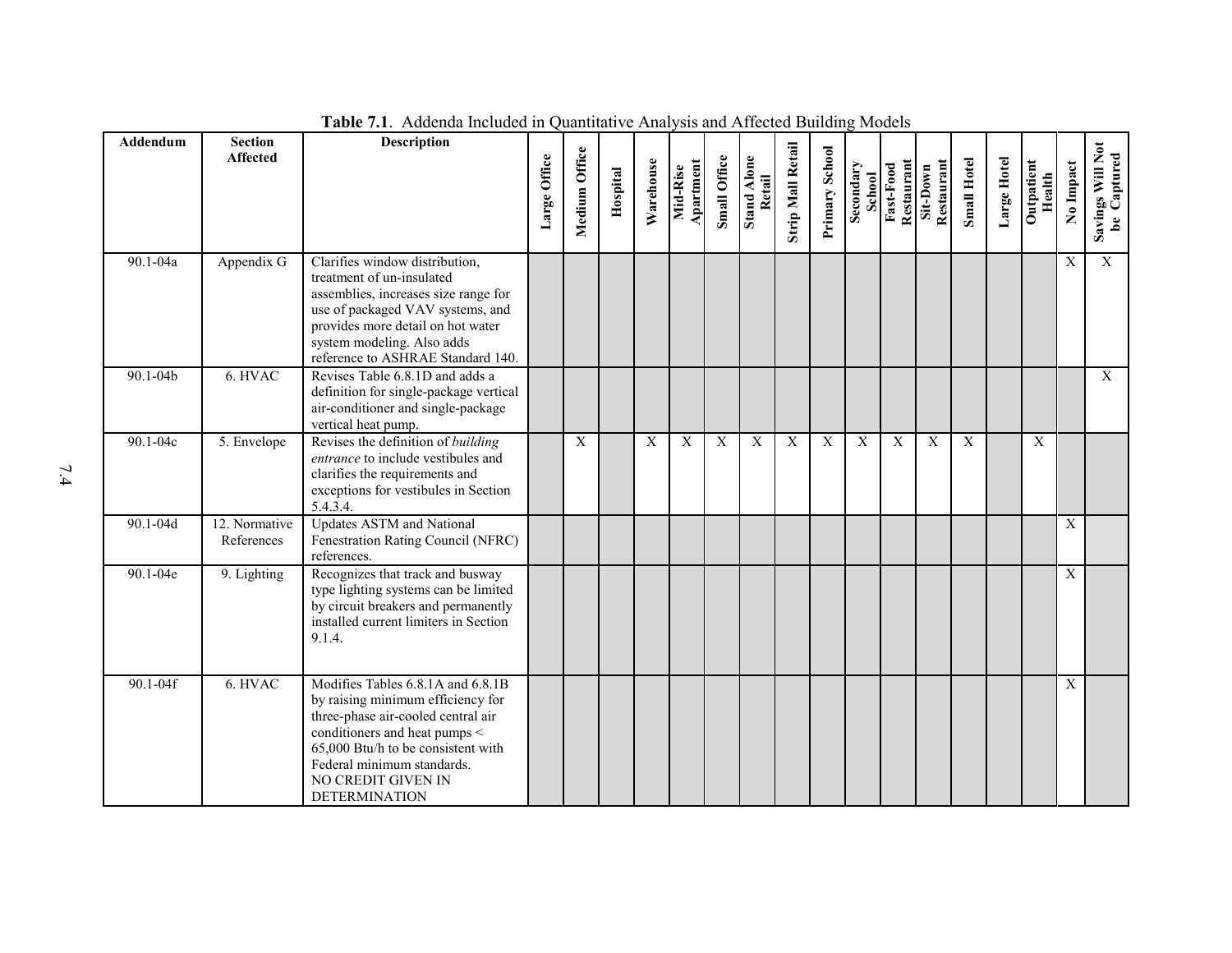**Table 7.1**. Addenda Included in Quantitative Analysis and Affected Building Models

| Addendum | Section Affected | Description | Large Office | Medium Office | Hospital | Warehouse | Mid-Rise Apartment | Small Office | Stand Alone Retail | Strip Mall Retail | Primary School | Secondary School | Fast-Food Restaurant | Sit-Down Restaurant | Small Hotel | Large Hotel | Outpatient Health | No Impact | Savings Will Not be Captured |
|---|---|---|---|---|---|---|---|---|---|---|---|---|---|---|---|---|---|---|---|
| 90.1-04a | Appendix G | Clarifies window distribution, treatment of un-insulated assemblies, increases size range for use of packaged VAV systems, and provides more detail on hot water system modeling. Also adds reference to ASHRAE Standard 140. | | | | | | | | | | | | | | | | X | X |
| 90.1-04b | 6. HVAC | Revises Table 6.8.1D and adds a definition for single-package vertical air-conditioner and single-package vertical heat pump. | | | | | | | | | | | | | | | | | X |
| 90.1-04c | 5. Envelope | Revises the definition of *building entrance* to include vestibules and clarifies the requirements and exceptions for vestibules in Section 5.4.3.4. | | X | | X | X | X | X | X | X | X | X | X | X | | X | | |
| 90.1-04d | 12. Normative References | Updates ASTM and National Fenestration Rating Council (NFRC) references. | | | | | | | | | | | | | | | | X | |
| 90.1-04e | 9. Lighting | Recognizes that track and busway type lighting systems can be limited by circuit breakers and permanently installed current limiters in Section 9.1.4. | | | | | | | | | | | | | | | | X | |
| 90.1-04f | 6. HVAC | Modifies Tables 6.8.1A and 6.8.1B by raising minimum efficiency for three-phase air-cooled central air conditioners and heat pumps < 65,000 Btu/h to be consistent with Federal minimum standards. NO CREDIT GIVEN IN DETERMINATION | | | | | | | | | | | | | | | | X | |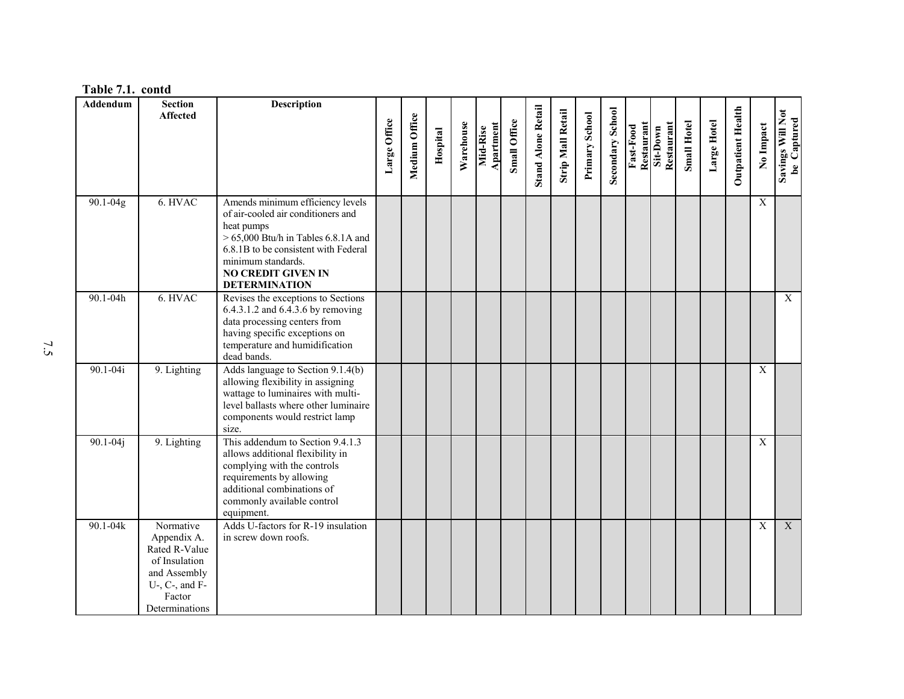**Table 7.1. contd**

| Addendum | Section Affected | Description | Large Office | Medium Office | Hospital | Warehouse | Mid-Rise Apartment | Small Office | Stand Alone Retail | Strip Mall Retail | Primary School | Secondary School | Fast-Food Restaurant | Sit-Down Restaurant | Small Hotel | Large Hotel | Outpatient Health | No Impact | Savings Will Not be Captured |
|---|---|---|---|---|---|---|---|---|---|---|---|---|---|---|---|---|---|---|---|
| 90.1-04g | 6. HVAC | Amends minimum efficiency levels of air-cooled air conditioners and heat pumps > 65,000 Btu/h in Tables 6.8.1A and 6.8.1B to be consistent with Federal minimum standards. **NO CREDIT GIVEN IN DETERMINATION** | | | | | | | | | | | | | | | | X | |
| 90.1-04h | 6. HVAC | Revises the exceptions to Sections 6.4.3.1.2 and 6.4.3.6 by removing data processing centers from having specific exceptions on temperature and humidification dead bands. | | | | | | | | | | | | | | | | | X |
| 90.1-04i | 9. Lighting | Adds language to Section 9.1.4(b) allowing flexibility in assigning wattage to luminaires with multi-level ballasts where other luminaire components would restrict lamp size. | | | | | | | | | | | | | | | | X | |
| 90.1-04j | 9. Lighting | This addendum to Section 9.4.1.3 allows additional flexibility in complying with the controls requirements by allowing additional combinations of commonly available control equipment. | | | | | | | | | | | | | | | | X | |
| 90.1-04k | Normative Appendix A. Rated R-Value of Insulation and Assembly U-, C-, and F-Factor Determinations | Adds U-factors for R-19 insulation in screw down roofs. | | | | | | | | | | | | | | | | X | X |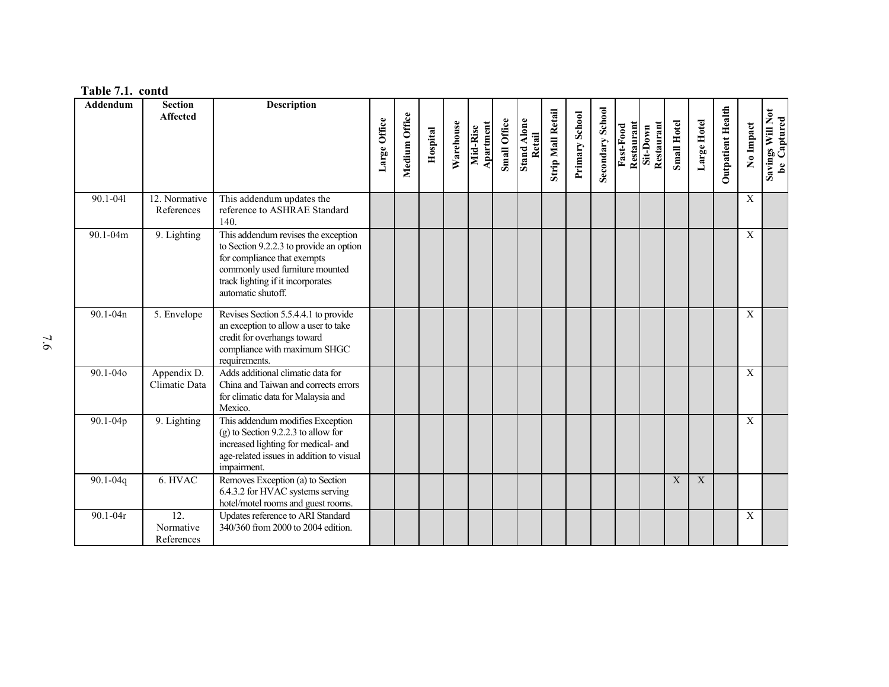**Table 7.1. contd**

| Addendum | Section Affected | Description | Large Office | Medium Office | Hospital | Warehouse | Mid-Rise Apartment | Small Office | Stand Alone Retail | Strip Mall Retail | Primary School | Secondary School | Fast-Food Restaurant | Sit-Down Restaurant | Small Hotel | Large Hotel | Outpatient Health | No Impact | Savings Will Not be Captured |
|---|---|---|---|---|---|---|---|---|---|---|---|---|---|---|---|---|---|---|---|
| 90.1-04l | 12. Normative References | This addendum updates the reference to ASHRAE Standard 140. | | | | | | | | | | | | | | | | X | |
| 90.1-04m | 9. Lighting | This addendum revises the exception to Section 9.2.2.3 to provide an option for compliance that exempts commonly used furniture mounted track lighting if it incorporates automatic shutoff. | | | | | | | | | | | | | | | | X | |
| 90.1-04n | 5. Envelope | Revises Section 5.5.4.4.1 to provide an exception to allow a user to take credit for overhangs toward compliance with maximum SHGC requirements. | | | | | | | | | | | | | | | | X | |
| 90.1-04o | Appendix D. Climatic Data | Adds additional climatic data for China and Taiwan and corrects errors for climatic data for Malaysia and Mexico. | | | | | | | | | | | | | | | | X | |
| 90.1-04p | 9. Lighting | This addendum modifies Exception (g) to Section 9.2.2.3 to allow for increased lighting for medical- and age-related issues in addition to visual impairment. | | | | | | | | | | | | | | | | X | |
| 90.1-04q | 6. HVAC | Removes Exception (a) to Section 6.4.3.2 for HVAC systems serving hotel/motel rooms and guest rooms. | | | | | | | | | | | | | X | X | | | |
| 90.1-04r | 12. Normative References | Updates reference to ARI Standard 340/360 from 2000 to 2004 edition. | | | | | | | | | | | | | | | | X | |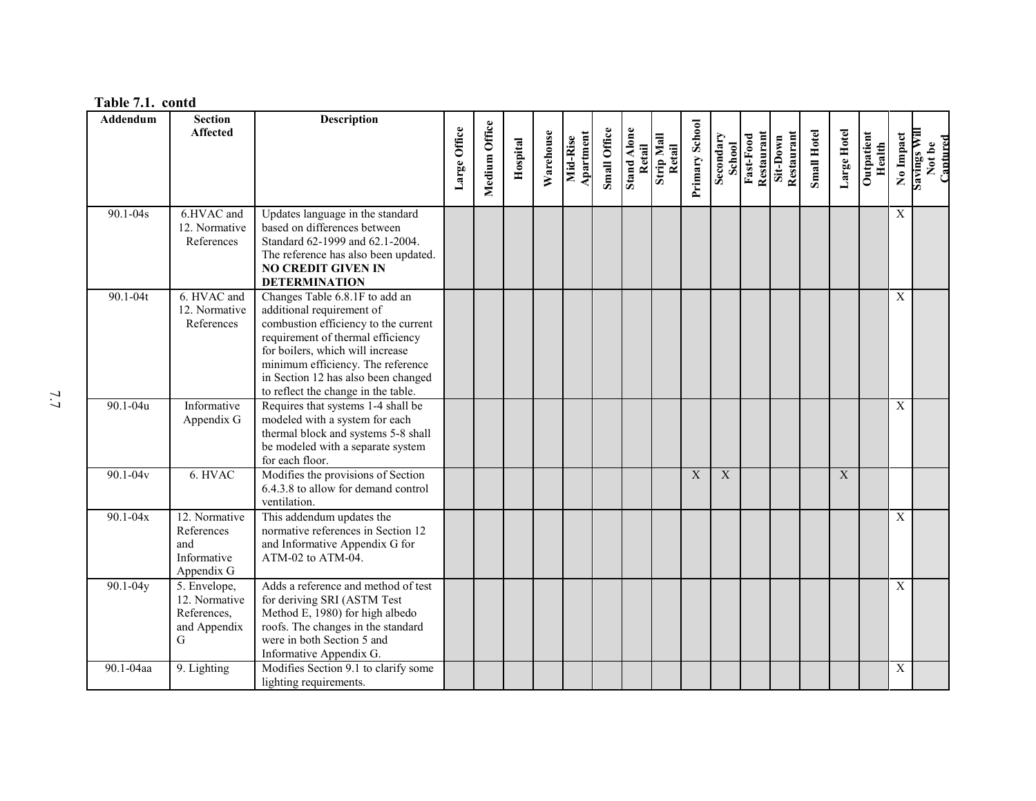**Table 7.1. contd**

| Addendum | Section Affected | Description | Large Office | Medium Office | Hospital | Warehouse | Mid-Rise Apartment | Small Office | Stand Alone Retail | Strip Mall Retail | Primary School | Secondary School | Fast-Food Restaurant | Sit-Down Restaurant | Small Hotel | Large Hotel | Outpatient Health | No Impact | Savings Will Not be Captured |
|---|---|---|---|---|---|---|---|---|---|---|---|---|---|---|---|---|---|---|---|
| 90.1-04s | 6.HVAC and 12. Normative References | Updates language in the standard based on differences between Standard 62-1999 and 62.1-2004. The reference has also been updated. **NO CREDIT GIVEN IN DETERMINATION** | | | | | | | | | | | | | | | | X | |
| 90.1-04t | 6. HVAC and 12. Normative References | Changes Table 6.8.1F to add an additional requirement of combustion efficiency to the current requirement of thermal efficiency for boilers, which will increase minimum efficiency. The reference in Section 12 has also been changed to reflect the change in the table. | | | | | | | | | | | | | | | | X | |
| 90.1-04u | Informative Appendix G | Requires that systems 1-4 shall be modeled with a system for each thermal block and systems 5-8 shall be modeled with a separate system for each floor. | | | | | | | | | | | | | | | | X | |
| 90.1-04v | 6. HVAC | Modifies the provisions of Section 6.4.3.8 to allow for demand control ventilation. | | | | | | | | | X | X | | | | X | | | |
| 90.1-04x | 12. Normative References and Informative Appendix G | This addendum updates the normative references in Section 12 and Informative Appendix G for ATM-02 to ATM-04. | | | | | | | | | | | | | | | | X | |
| 90.1-04y | 5. Envelope, 12. Normative References, and Appendix G | Adds a reference and method of test for deriving SRI (ASTM Test Method E, 1980) for high albedo roofs. The changes in the standard were in both Section 5 and Informative Appendix G. | | | | | | | | | | | | | | | | X | |
| 90.1-04aa | 9. Lighting | Modifies Section 9.1 to clarify some lighting requirements. | | | | | | | | | | | | | | | | X | |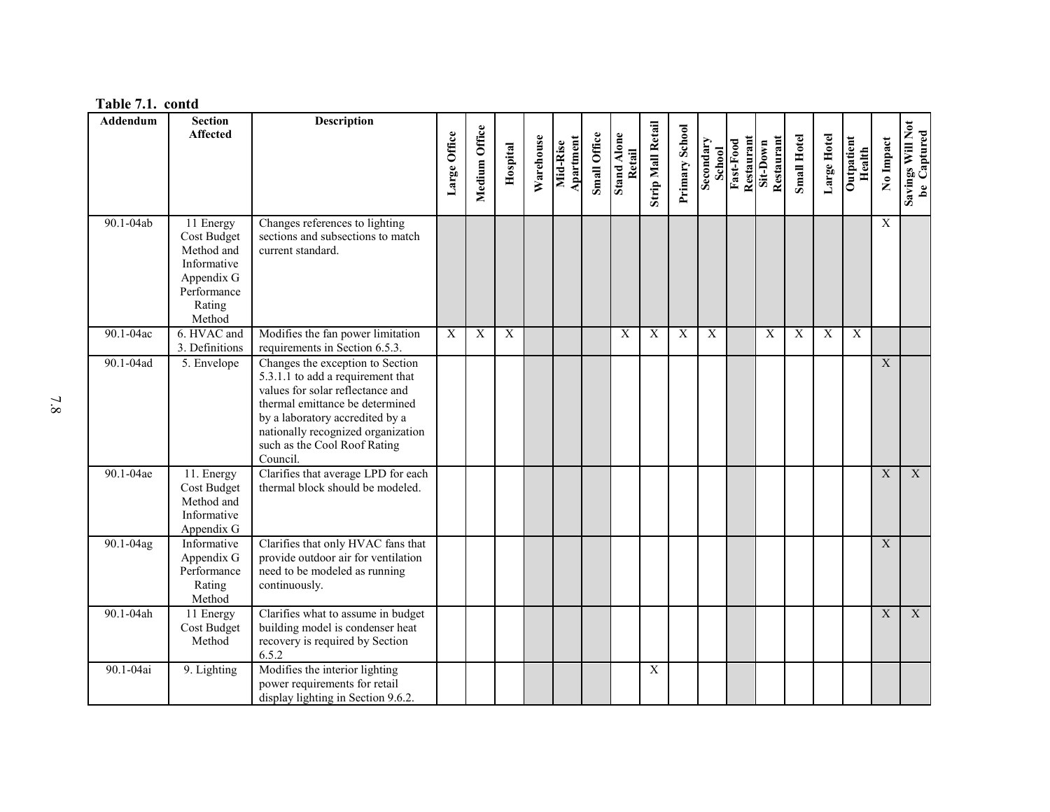**Table 7.1. contd**

| Addendum | Section Affected | Description | Large Office | Medium Office | Hospital | Warehouse | Mid-Rise Apartment | Small Office | Stand Alone Retail | Strip Mall Retail | Primary School | Secondary School | Fast-Food Restaurant | Sit-Down Restaurant | Small Hotel | Large Hotel | Outpatient Health | No Impact | Savings Will Not be Captured |
|---|---|---|---|---|---|---|---|---|---|---|---|---|---|---|---|---|---|---|---|
| 90.1-04ab | 11 Energy Cost Budget Method and Informative Appendix G Performance Rating Method | Changes references to lighting sections and subsections to match current standard. | | | | | | | | | | | | | | | | X | |
| 90.1-04ac | 6. HVAC and 3. Definitions | Modifies the fan power limitation requirements in Section 6.5.3. | X | X | X | | | | X | X | X | X | | X | X | X | X | | |
| 90.1-04ad | 5. Envelope | Changes the exception to Section 5.3.1.1 to add a requirement that values for solar reflectance and thermal emittance be determined by a laboratory accredited by a nationally recognized organization such as the Cool Roof Rating Council. | | | | | | | | | | | | | | | | X | |
| 90.1-04ae | 11. Energy Cost Budget Method and Informative Appendix G | Clarifies that average LPD for each thermal block should be modeled. | | | | | | | | | | | | | | | | X | X |
| 90.1-04ag | Informative Appendix G Performance Rating Method | Clarifies that only HVAC fans that provide outdoor air for ventilation need to be modeled as running continuously. | | | | | | | | | | | | | | | | X | |
| 90.1-04ah | 11 Energy Cost Budget Method | Clarifies what to assume in budget building model is condenser heat recovery is required by Section 6.5.2 | | | | | | | | | | | | | | | | X | X |
| 90.1-04ai | 9. Lighting | Modifies the interior lighting power requirements for retail display lighting in Section 9.6.2. | | | | | | | | X | | | | | | | | | |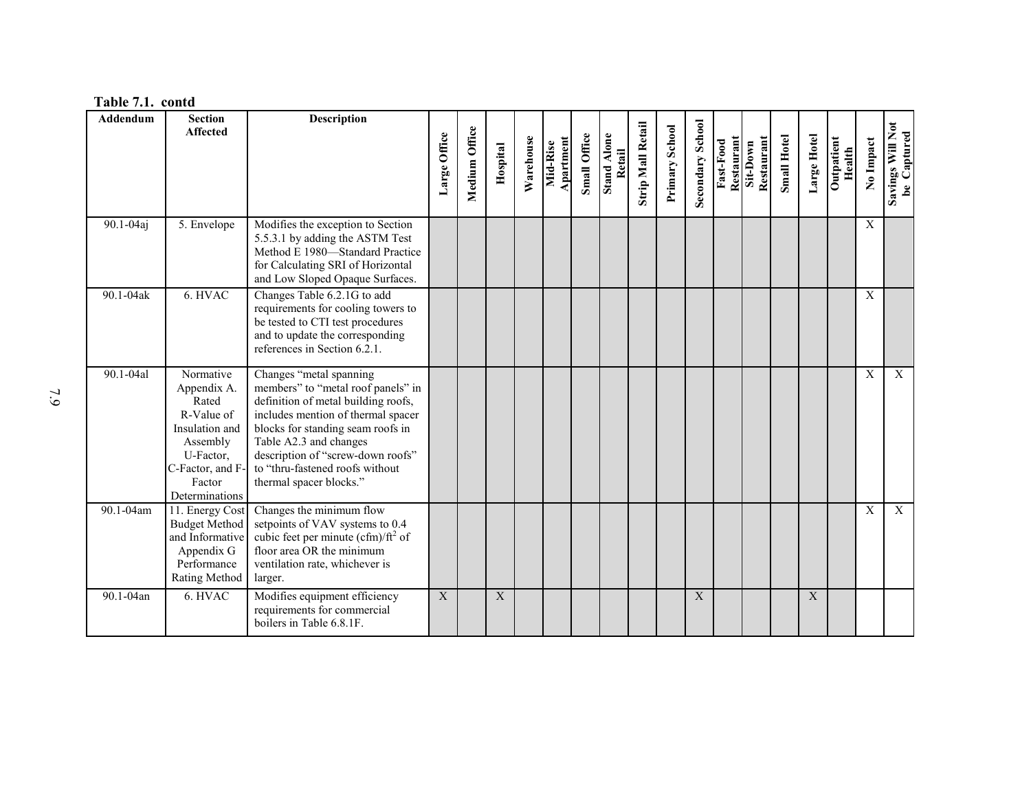**Table 7.1. contd**

| Addendum | Section Affected | Description | Large Office | Medium Office | Hospital | Warehouse | Mid-Rise Apartment | Small Office | Stand Alone Retail | Strip Mall Retail | Primary School | Secondary School | Fast-Food Restaurant | Sit-Down Restaurant | Small Hotel | Large Hotel | Outpatient Health | No Impact | Savings Will Not be Captured |
|---|---|---|---|---|---|---|---|---|---|---|---|---|---|---|---|---|---|---|---|
| 90.1-04aj | 5. Envelope | Modifies the exception to Section 5.5.3.1 by adding the ASTM Test Method E 1980—Standard Practice for Calculating SRI of Horizontal and Low Sloped Opaque Surfaces. | | | | | | | | | | | | | | | | X | |
| 90.1-04ak | 6. HVAC | Changes Table 6.2.1G to add requirements for cooling towers to be tested to CTI test procedures and to update the corresponding references in Section 6.2.1. | | | | | | | | | | | | | | | | X | |
| 90.1-04al | Normative Appendix A. Rated R-Value of Insulation and Assembly U-Factor, C-Factor, and F-Factor Determinations | Changes "metal spanning members" to "metal roof panels" in definition of metal building roofs, includes mention of thermal spacer blocks for standing seam roofs in Table A2.3 and changes description of "screw-down roofs" to "thru-fastened roofs without thermal spacer blocks." | | | | | | | | | | | | | | | | X | X |
| 90.1-04am | 11. Energy Cost Budget Method and Informative Appendix G Performance Rating Method | Changes the minimum flow setpoints of VAV systems to 0.4 cubic feet per minute (cfm)/ft$^2$ of floor area OR the minimum ventilation rate, whichever is larger. | | | | | | | | | | | | | | | | X | X |
| 90.1-04an | 6. HVAC | Modifies equipment efficiency requirements for commercial boilers in Table 6.8.1F. | X | | X | | | | | | | X | | | | X | | | |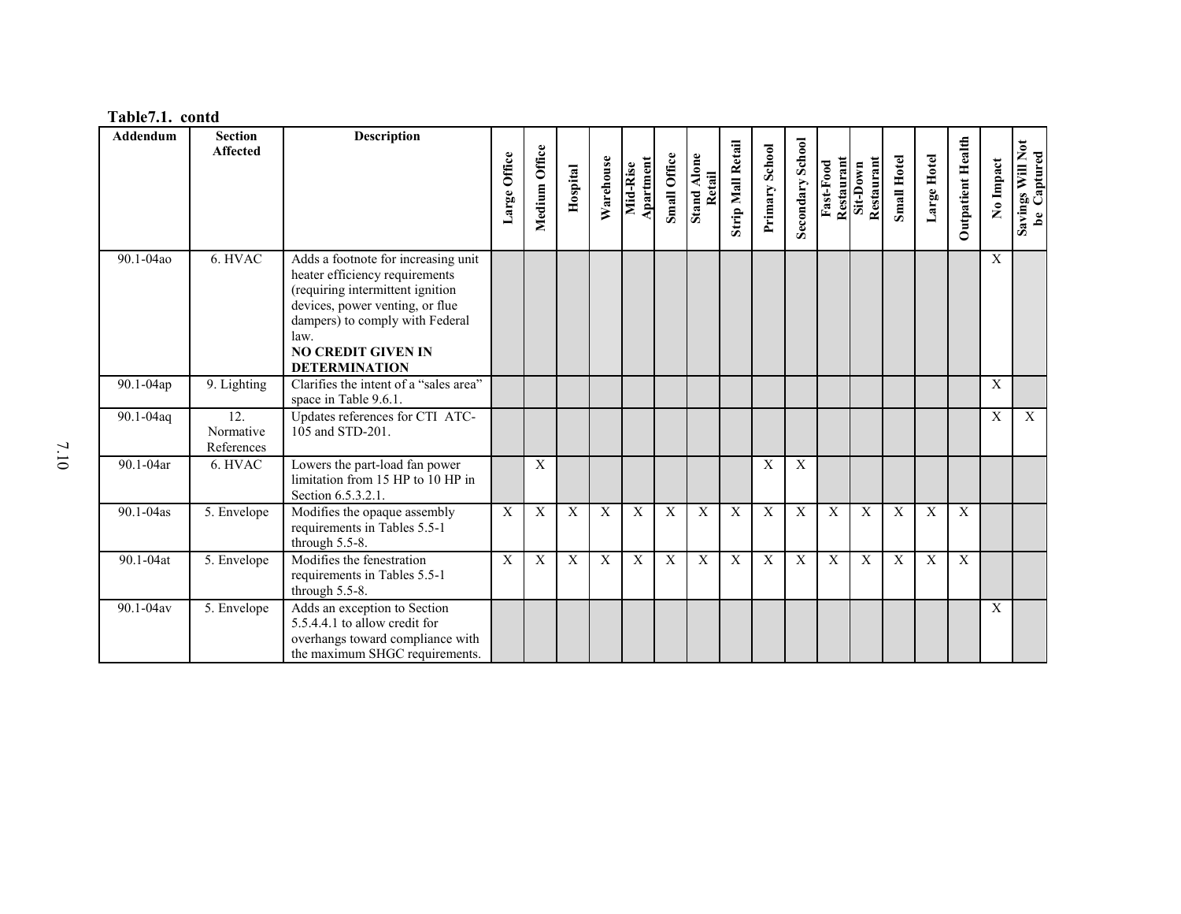**Table7.1. contd**

| Addendum | Section Affected | Description | Large Office | Medium Office | Hospital | Warehouse | Mid-Rise Apartment | Small Office | Stand Alone Retail | Strip Mall Retail | Primary School | Secondary School | Fast-Food Restaurant | Sit-Down Restaurant | Small Hotel | Large Hotel | Outpatient Health | No Impact | Savings Will Not be Captured |
|---|---|---|---|---|---|---|---|---|---|---|---|---|---|---|---|---|---|---|---|
| 90.1-04ao | 6. HVAC | Adds a footnote for increasing unit heater efficiency requirements (requiring intermittent ignition devices, power venting, or flue dampers) to comply with Federal law. **NO CREDIT GIVEN IN DETERMINATION** | | | | | | | | | | | | | | | | X | |
| 90.1-04ap | 9. Lighting | Clarifies the intent of a "sales area" space in Table 9.6.1. | | | | | | | | | | | | | | | | X | |
| 90.1-04aq | 12. Normative References | Updates references for CTI ATC-105 and STD-201. | | | | | | | | | | | | | | | | X | X |
| 90.1-04ar | 6. HVAC | Lowers the part-load fan power limitation from 15 HP to 10 HP in Section 6.5.3.2.1. | | X | | | | | | | X | X | | | | | | | |
| 90.1-04as | 5. Envelope | Modifies the opaque assembly requirements in Tables 5.5-1 through 5.5-8. | X | X | X | X | X | X | X | X | X | X | X | X | X | X | X | | |
| 90.1-04at | 5. Envelope | Modifies the fenestration requirements in Tables 5.5-1 through 5.5-8. | X | X | X | X | X | X | X | X | X | X | X | X | X | X | X | | |
| 90.1-04av | 5. Envelope | Adds an exception to Section 5.5.4.4.1 to allow credit for overhangs toward compliance with the maximum SHGC requirements. | | | | | | | | | | | | | | | | X | |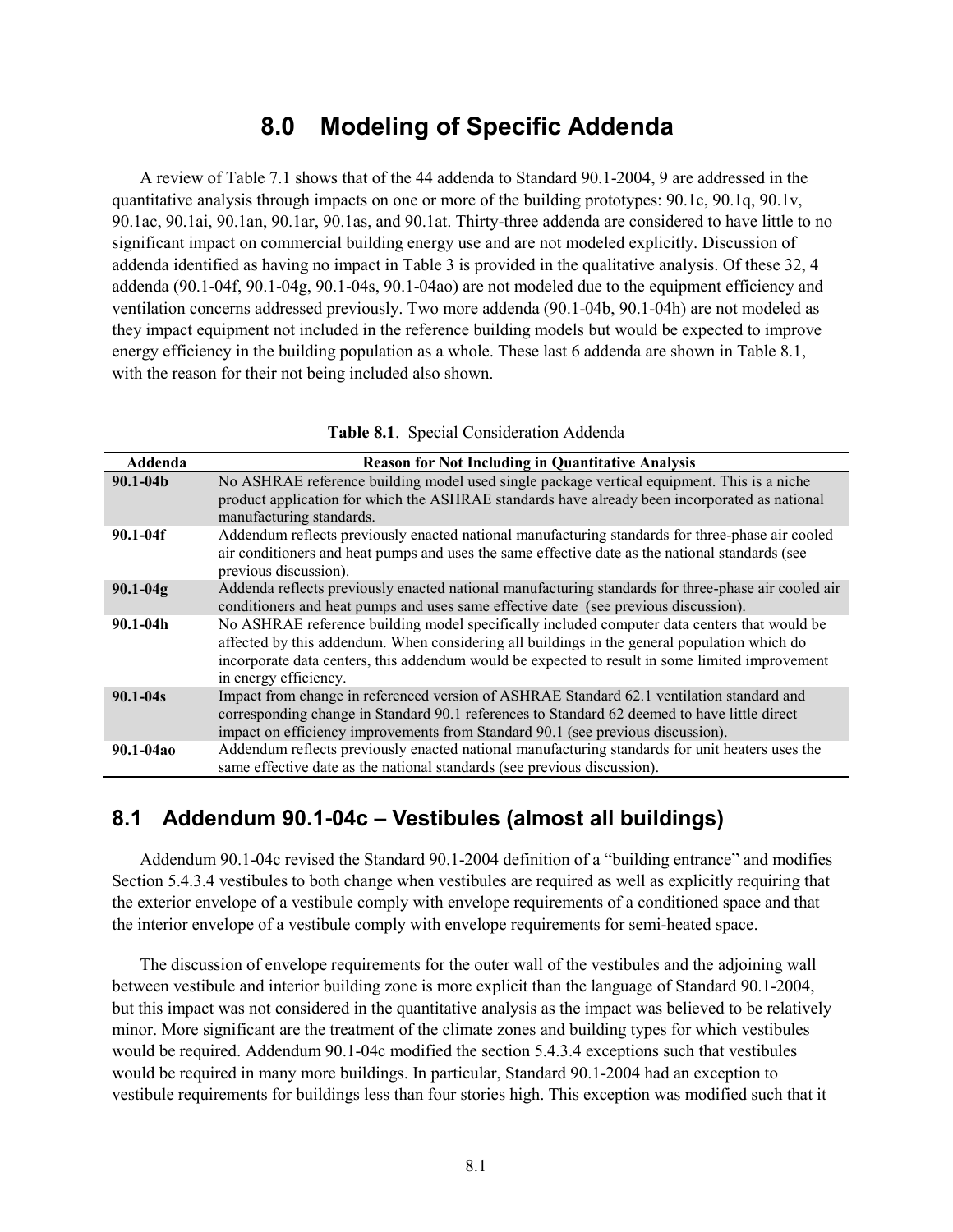# 8.0 Modeling of Specific Addenda

A review of Table 7.1 shows that of the 44 addenda to Standard 90.1-2004, 9 are addressed in the quantitative analysis through impacts on one or more of the building prototypes: 90.1c, 90.1q, 90.1v, 90.1ac, 90.1ai, 90.1an, 90.1ar, 90.1as, and 90.1at. Thirty-three addenda are considered to have little to no significant impact on commercial building energy use and are not modeled explicitly. Discussion of addenda identified as having no impact in Table 3 is provided in the qualitative analysis. Of these 32, 4 addenda (90.1-04f, 90.1-04g, 90.1-04s, 90.1-04ao) are not modeled due to the equipment efficiency and ventilation concerns addressed previously. Two more addenda (90.1-04b, 90.1-04h) are not modeled as they impact equipment not included in the reference building models but would be expected to improve energy efficiency in the building population as a whole. These last 6 addenda are shown in Table 8.1, with the reason for their not being included also shown.

**Table 8.1**. Special Consideration Addenda

| Addenda | Reason for Not Including in Quantitative Analysis |
|---|---|
| **90.1-04b** | No ASHRAE reference building model used single package vertical equipment. This is a niche product application for which the ASHRAE standards have already been incorporated as national manufacturing standards. |
| **90.1-04f** | Addendum reflects previously enacted national manufacturing standards for three-phase air cooled air conditioners and heat pumps and uses the same effective date as the national standards (see previous discussion). |
| **90.1-04g** | Addenda reflects previously enacted national manufacturing standards for three-phase air cooled air conditioners and heat pumps and uses same effective date (see previous discussion). |
| **90.1-04h** | No ASHRAE reference building model specifically included computer data centers that would be affected by this addendum. When considering all buildings in the general population which do incorporate data centers, this addendum would be expected to result in some limited improvement in energy efficiency. |
| **90.1-04s** | Impact from change in referenced version of ASHRAE Standard 62.1 ventilation standard and corresponding change in Standard 90.1 references to Standard 62 deemed to have little direct impact on efficiency improvements from Standard 90.1 (see previous discussion). |
| **90.1-04ao** | Addendum reflects previously enacted national manufacturing standards for unit heaters uses the same effective date as the national standards (see previous discussion). |

## 8.1 Addendum 90.1-04c – Vestibules (almost all buildings)

Addendum 90.1-04c revised the Standard 90.1-2004 definition of a "building entrance" and modifies Section 5.4.3.4 vestibules to both change when vestibules are required as well as explicitly requiring that the exterior envelope of a vestibule comply with envelope requirements of a conditioned space and that the interior envelope of a vestibule comply with envelope requirements for semi-heated space.

The discussion of envelope requirements for the outer wall of the vestibules and the adjoining wall between vestibule and interior building zone is more explicit than the language of Standard 90.1-2004, but this impact was not considered in the quantitative analysis as the impact was believed to be relatively minor. More significant are the treatment of the climate zones and building types for which vestibules would be required. Addendum 90.1-04c modified the section 5.4.3.4 exceptions such that vestibules would be required in many more buildings. In particular, Standard 90.1-2004 had an exception to vestibule requirements for buildings less than four stories high. This exception was modified such that it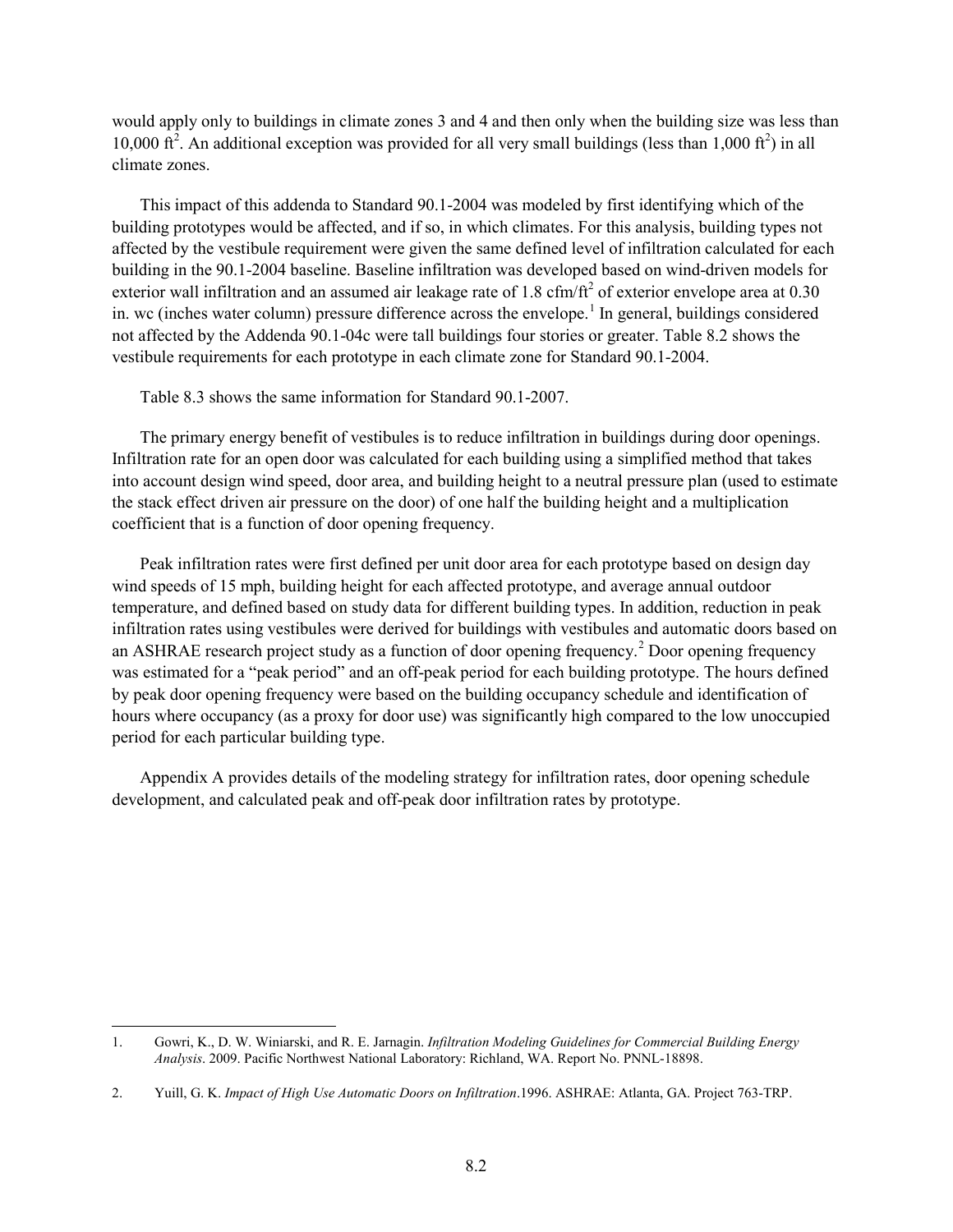would apply only to buildings in climate zones 3 and 4 and then only when the building size was less than 10,000 ft$^2$. An additional exception was provided for all very small buildings (less than 1,000 ft$^2$) in all climate zones.

This impact of this addenda to Standard 90.1-2004 was modeled by first identifying which of the building prototypes would be affected, and if so, in which climates. For this analysis, building types not affected by the vestibule requirement were given the same defined level of infiltration calculated for each building in the 90.1-2004 baseline. Baseline infiltration was developed based on wind-driven models for exterior wall infiltration and an assumed air leakage rate of 1.8 cfm/ft$^2$ of exterior envelope area at 0.30 in. wc (inches water column) pressure difference across the envelope.[1] In general, buildings considered not affected by the Addenda 90.1-04c were tall buildings four stories or greater. Table 8.2 shows the vestibule requirements for each prototype in each climate zone for Standard 90.1-2004.

Table 8.3 shows the same information for Standard 90.1-2007.

The primary energy benefit of vestibules is to reduce infiltration in buildings during door openings. Infiltration rate for an open door was calculated for each building using a simplified method that takes into account design wind speed, door area, and building height to a neutral pressure plan (used to estimate the stack effect driven air pressure on the door) of one half the building height and a multiplication coefficient that is a function of door opening frequency.

Peak infiltration rates were first defined per unit door area for each prototype based on design day wind speeds of 15 mph, building height for each affected prototype, and average annual outdoor temperature, and defined based on study data for different building types. In addition, reduction in peak infiltration rates using vestibules were derived for buildings with vestibules and automatic doors based on an ASHRAE research project study as a function of door opening frequency.[2] Door opening frequency was estimated for a "peak period" and an off-peak period for each building prototype. The hours defined by peak door opening frequency were based on the building occupancy schedule and identification of hours where occupancy (as a proxy for door use) was significantly high compared to the low unoccupied period for each particular building type.

Appendix A provides details of the modeling strategy for infiltration rates, door opening schedule development, and calculated peak and off-peak door infiltration rates by prototype.

---

1. Gowri, K., D. W. Winiarski, and R. E. Jarnagin. *Infiltration Modeling Guidelines for Commercial Building Energy Analysis*. 2009. Pacific Northwest National Laboratory: Richland, WA. Report No. PNNL-18898.

2. Yuill, G. K. *Impact of High Use Automatic Doors on Infiltration*.1996. ASHRAE: Atlanta, GA. Project 763-TRP.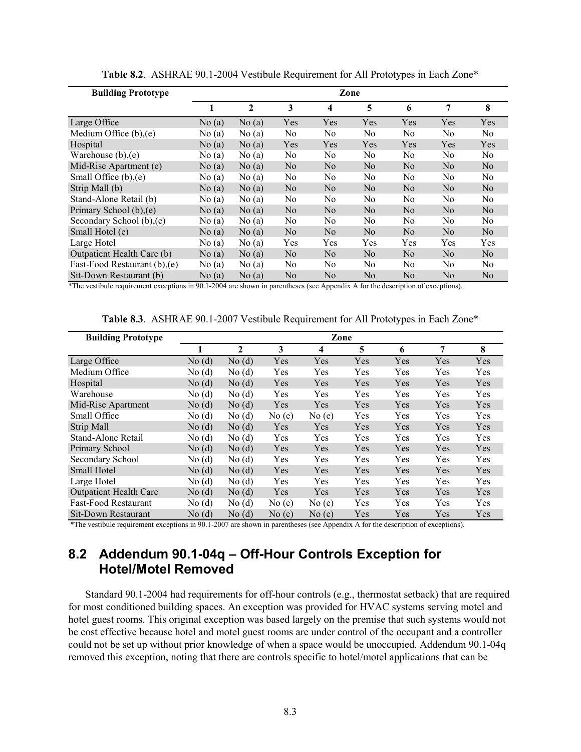**Table 8.2**. ASHRAE 90.1-2004 Vestibule Requirement for All Prototypes in Each Zone*

| Building Prototype | Zone | | | | | | | |
|---|---|---|---|---|---|---|---|---|
| | 1 | 2 | 3 | 4 | 5 | 6 | 7 | 8 |
| Large Office | No (a) | No (a) | Yes | Yes | Yes | Yes | Yes | Yes |
| Medium Office (b),(e) | No (a) | No (a) | No | No | No | No | No | No |
| Hospital | No (a) | No (a) | Yes | Yes | Yes | Yes | Yes | Yes |
| Warehouse (b),(e) | No (a) | No (a) | No | No | No | No | No | No |
| Mid-Rise Apartment (e) | No (a) | No (a) | No | No | No | No | No | No |
| Small Office (b),(e) | No (a) | No (a) | No | No | No | No | No | No |
| Strip Mall (b) | No (a) | No (a) | No | No | No | No | No | No |
| Stand-Alone Retail (b) | No (a) | No (a) | No | No | No | No | No | No |
| Primary School (b),(e) | No (a) | No (a) | No | No | No | No | No | No |
| Secondary School (b),(e) | No (a) | No (a) | No | No | No | No | No | No |
| Small Hotel (e) | No (a) | No (a) | No | No | No | No | No | No |
| Large Hotel | No (a) | No (a) | Yes | Yes | Yes | Yes | Yes | Yes |
| Outpatient Health Care (b) | No (a) | No (a) | No | No | No | No | No | No |
| Fast-Food Restaurant (b),(e) | No (a) | No (a) | No | No | No | No | No | No |
| Sit-Down Restaurant (b) | No (a) | No (a) | No | No | No | No | No | No |

*The vestibule requirement exceptions in 90.1-2004 are shown in parentheses (see Appendix A for the description of exceptions).

**Table 8.3**. ASHRAE 90.1-2007 Vestibule Requirement for All Prototypes in Each Zone*

| Building Prototype | Zone | | | | | | | |
|---|---|---|---|---|---|---|---|---|
| | 1 | 2 | 3 | 4 | 5 | 6 | 7 | 8 |
| Large Office | No (d) | No (d) | Yes | Yes | Yes | Yes | Yes | Yes |
| Medium Office | No (d) | No (d) | Yes | Yes | Yes | Yes | Yes | Yes |
| Hospital | No (d) | No (d) | Yes | Yes | Yes | Yes | Yes | Yes |
| Warehouse | No (d) | No (d) | Yes | Yes | Yes | Yes | Yes | Yes |
| Mid-Rise Apartment | No (d) | No (d) | Yes | Yes | Yes | Yes | Yes | Yes |
| Small Office | No (d) | No (d) | No (e) | No (e) | Yes | Yes | Yes | Yes |
| Strip Mall | No (d) | No (d) | Yes | Yes | Yes | Yes | Yes | Yes |
| Stand-Alone Retail | No (d) | No (d) | Yes | Yes | Yes | Yes | Yes | Yes |
| Primary School | No (d) | No (d) | Yes | Yes | Yes | Yes | Yes | Yes |
| Secondary School | No (d) | No (d) | Yes | Yes | Yes | Yes | Yes | Yes |
| Small Hotel | No (d) | No (d) | Yes | Yes | Yes | Yes | Yes | Yes |
| Large Hotel | No (d) | No (d) | Yes | Yes | Yes | Yes | Yes | Yes |
| Outpatient Health Care | No (d) | No (d) | Yes | Yes | Yes | Yes | Yes | Yes |
| Fast-Food Restaurant | No (d) | No (d) | No (e) | No (e) | Yes | Yes | Yes | Yes |
| Sit-Down Restaurant | No (d) | No (d) | No (e) | No (e) | Yes | Yes | Yes | Yes |

*The vestibule requirement exceptions in 90.1-2007 are shown in parentheses (see Appendix A for the description of exceptions).

## 8.2 Addendum 90.1-04q – Off-Hour Controls Exception for Hotel/Motel Removed

Standard 90.1-2004 had requirements for off-hour controls (e.g., thermostat setback) that are required for most conditioned building spaces. An exception was provided for HVAC systems serving motel and hotel guest rooms. This original exception was based largely on the premise that such systems would not be cost effective because hotel and motel guest rooms are under control of the occupant and a controller could not be set up without prior knowledge of when a space would be unoccupied. Addendum 90.1-04q removed this exception, noting that there are controls specific to hotel/motel applications that can be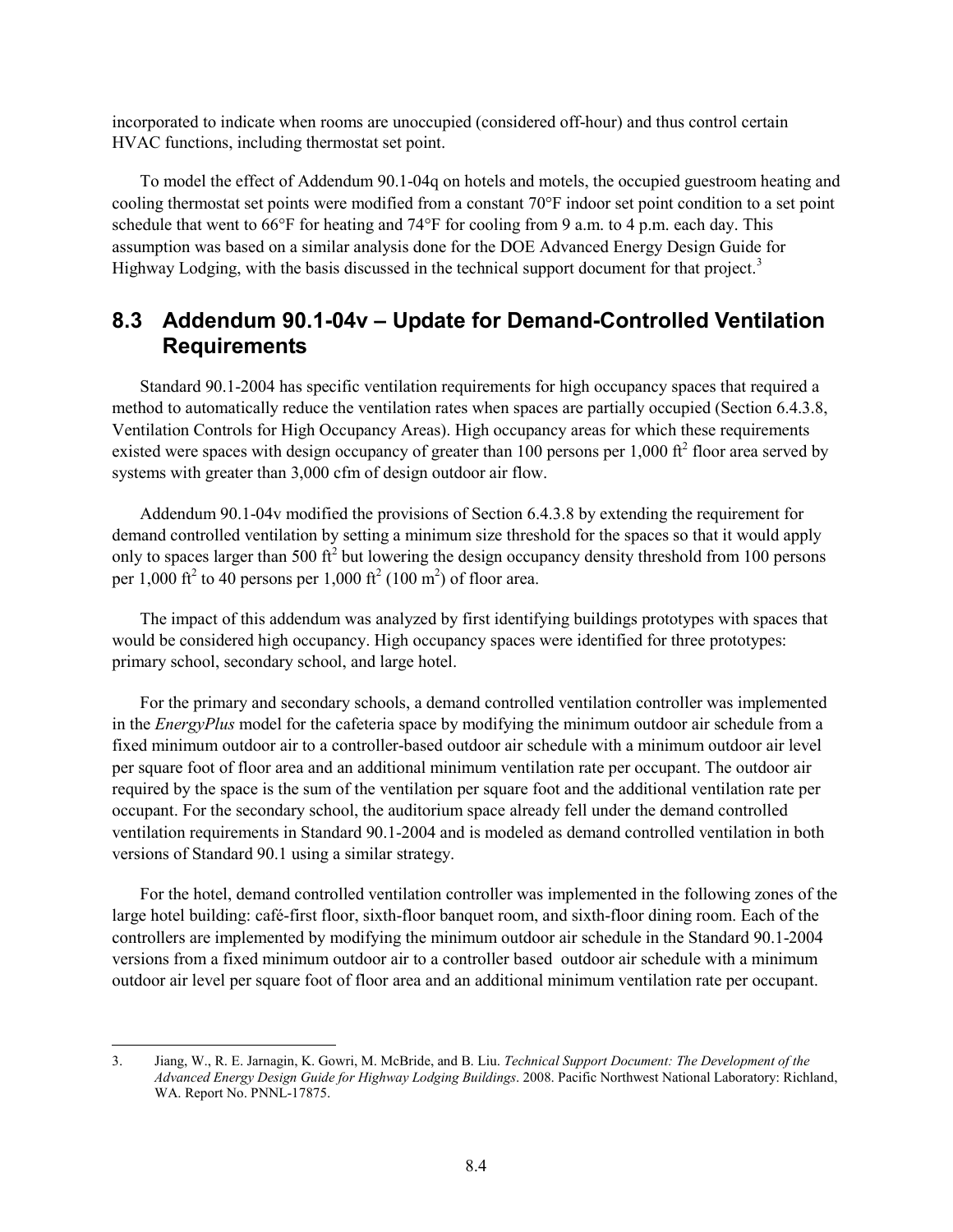incorporated to indicate when rooms are unoccupied (considered off-hour) and thus control certain HVAC functions, including thermostat set point.

To model the effect of Addendum 90.1-04q on hotels and motels, the occupied guestroom heating and cooling thermostat set points were modified from a constant 70°F indoor set point condition to a set point schedule that went to 66°F for heating and 74°F for cooling from 9 a.m. to 4 p.m. each day. This assumption was based on a similar analysis done for the DOE Advanced Energy Design Guide for Highway Lodging, with the basis discussed in the technical support document for that project.[3]

## 8.3 Addendum 90.1-04v – Update for Demand-Controlled Ventilation Requirements

Standard 90.1-2004 has specific ventilation requirements for high occupancy spaces that required a method to automatically reduce the ventilation rates when spaces are partially occupied (Section 6.4.3.8, Ventilation Controls for High Occupancy Areas). High occupancy areas for which these requirements existed were spaces with design occupancy of greater than 100 persons per 1,000 ft$^2$ floor area served by systems with greater than 3,000 cfm of design outdoor air flow.

Addendum 90.1-04v modified the provisions of Section 6.4.3.8 by extending the requirement for demand controlled ventilation by setting a minimum size threshold for the spaces so that it would apply only to spaces larger than 500 ft$^2$ but lowering the design occupancy density threshold from 100 persons per 1,000 ft$^2$ to 40 persons per 1,000 ft$^2$ (100 m$^2$) of floor area.

The impact of this addendum was analyzed by first identifying buildings prototypes with spaces that would be considered high occupancy. High occupancy spaces were identified for three prototypes: primary school, secondary school, and large hotel.

For the primary and secondary schools, a demand controlled ventilation controller was implemented in the *EnergyPlus* model for the cafeteria space by modifying the minimum outdoor air schedule from a fixed minimum outdoor air to a controller-based outdoor air schedule with a minimum outdoor air level per square foot of floor area and an additional minimum ventilation rate per occupant. The outdoor air required by the space is the sum of the ventilation per square foot and the additional ventilation rate per occupant. For the secondary school, the auditorium space already fell under the demand controlled ventilation requirements in Standard 90.1-2004 and is modeled as demand controlled ventilation in both versions of Standard 90.1 using a similar strategy.

For the hotel, demand controlled ventilation controller was implemented in the following zones of the large hotel building: café-first floor, sixth-floor banquet room, and sixth-floor dining room. Each of the controllers are implemented by modifying the minimum outdoor air schedule in the Standard 90.1-2004 versions from a fixed minimum outdoor air to a controller based outdoor air schedule with a minimum outdoor air level per square foot of floor area and an additional minimum ventilation rate per occupant.

---

3. Jiang, W., R. E. Jarnagin, K. Gowri, M. McBride, and B. Liu. *Technical Support Document: The Development of the Advanced Energy Design Guide for Highway Lodging Buildings*. 2008. Pacific Northwest National Laboratory: Richland, WA. Report No. PNNL-17875.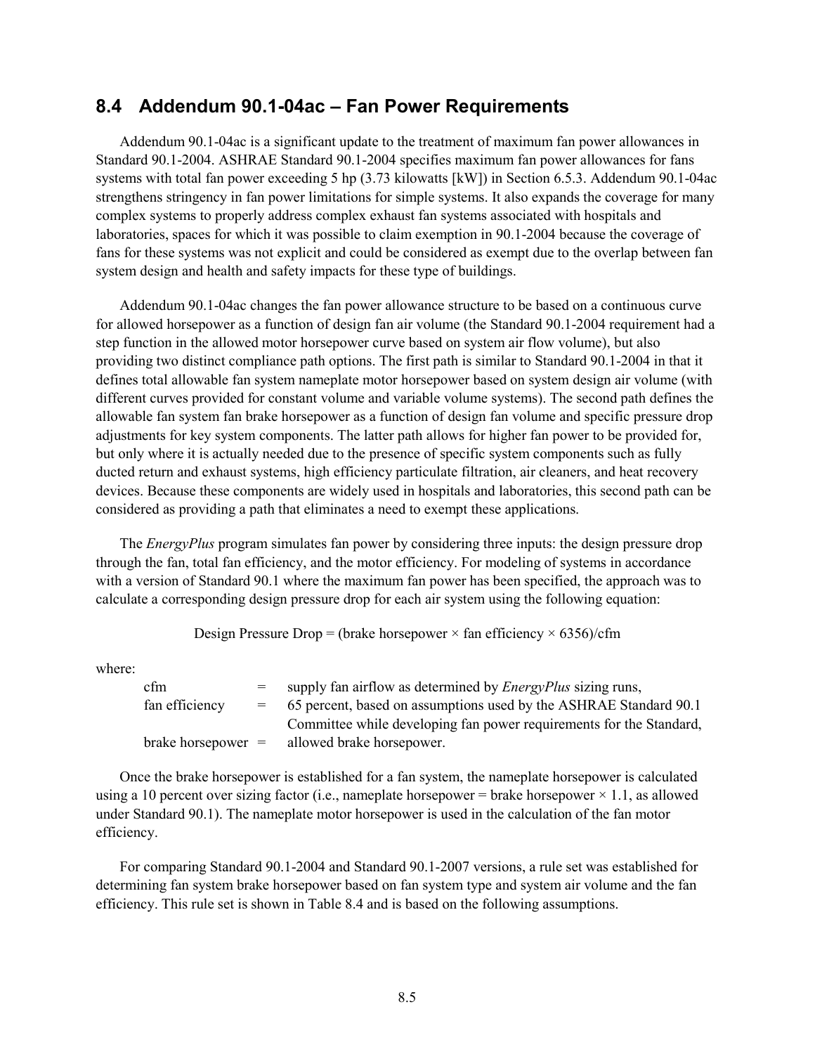## 8.4 Addendum 90.1-04ac – Fan Power Requirements

Addendum 90.1-04ac is a significant update to the treatment of maximum fan power allowances in Standard 90.1-2004. ASHRAE Standard 90.1-2004 specifies maximum fan power allowances for fans systems with total fan power exceeding 5 hp (3.73 kilowatts [kW]) in Section 6.5.3. Addendum 90.1-04ac strengthens stringency in fan power limitations for simple systems. It also expands the coverage for many complex systems to properly address complex exhaust fan systems associated with hospitals and laboratories, spaces for which it was possible to claim exemption in 90.1-2004 because the coverage of fans for these systems was not explicit and could be considered as exempt due to the overlap between fan system design and health and safety impacts for these type of buildings.

Addendum 90.1-04ac changes the fan power allowance structure to be based on a continuous curve for allowed horsepower as a function of design fan air volume (the Standard 90.1-2004 requirement had a step function in the allowed motor horsepower curve based on system air flow volume), but also providing two distinct compliance path options. The first path is similar to Standard 90.1-2004 in that it defines total allowable fan system nameplate motor horsepower based on system design air volume (with different curves provided for constant volume and variable volume systems). The second path defines the allowable fan system fan brake horsepower as a function of design fan volume and specific pressure drop adjustments for key system components. The latter path allows for higher fan power to be provided for, but only where it is actually needed due to the presence of specific system components such as fully ducted return and exhaust systems, high efficiency particulate filtration, air cleaners, and heat recovery devices. Because these components are widely used in hospitals and laboratories, this second path can be considered as providing a path that eliminates a need to exempt these applications.

The *EnergyPlus* program simulates fan power by considering three inputs: the design pressure drop through the fan, total fan efficiency, and the motor efficiency. For modeling of systems in accordance with a version of Standard 90.1 where the maximum fan power has been specified, the approach was to calculate a corresponding design pressure drop for each air system using the following equation:

$$\text{Design Pressure Drop} = (\text{brake horsepower} \times \text{fan efficiency} \times 6356)/\text{cfm}$$

where:

- cfm = supply fan airflow as determined by *EnergyPlus* sizing runs,
- fan efficiency = 65 percent, based on assumptions used by the ASHRAE Standard 90.1 Committee while developing fan power requirements for the Standard,
- brake horsepower = allowed brake horsepower.

Once the brake horsepower is established for a fan system, the nameplate horsepower is calculated using a 10 percent over sizing factor (i.e., nameplate horsepower = brake horsepower × 1.1, as allowed under Standard 90.1). The nameplate motor horsepower is used in the calculation of the fan motor efficiency.

For comparing Standard 90.1-2004 and Standard 90.1-2007 versions, a rule set was established for determining fan system brake horsepower based on fan system type and system air volume and the fan efficiency. This rule set is shown in Table 8.4 and is based on the following assumptions.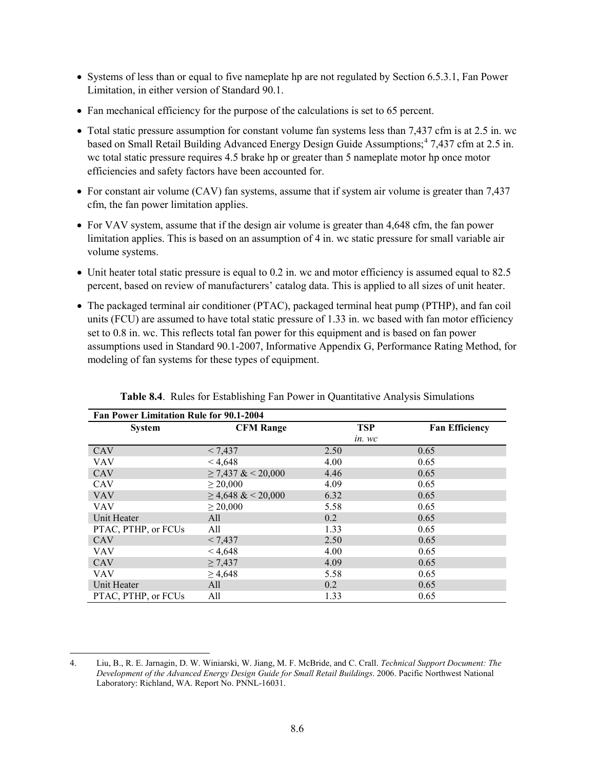- Systems of less than or equal to five nameplate hp are not regulated by Section 6.5.3.1, Fan Power Limitation, in either version of Standard 90.1.
- Fan mechanical efficiency for the purpose of the calculations is set to 65 percent.
- Total static pressure assumption for constant volume fan systems less than 7,437 cfm is at 2.5 in. wc based on Small Retail Building Advanced Energy Design Guide Assumptions;[4] 7,437 cfm at 2.5 in. wc total static pressure requires 4.5 brake hp or greater than 5 nameplate motor hp once motor efficiencies and safety factors have been accounted for.
- For constant air volume (CAV) fan systems, assume that if system air volume is greater than 7,437 cfm, the fan power limitation applies.
- For VAV system, assume that if the design air volume is greater than 4,648 cfm, the fan power limitation applies. This is based on an assumption of 4 in. wc static pressure for small variable air volume systems.
- Unit heater total static pressure is equal to 0.2 in. wc and motor efficiency is assumed equal to 82.5 percent, based on review of manufacturers' catalog data. This is applied to all sizes of unit heater.
- The packaged terminal air conditioner (PTAC), packaged terminal heat pump (PTHP), and fan coil units (FCU) are assumed to have total static pressure of 1.33 in. wc based with fan motor efficiency set to 0.8 in. wc. This reflects total fan power for this equipment and is based on fan power assumptions used in Standard 90.1-2007, Informative Appendix G, Performance Rating Method, for modeling of fan systems for these types of equipment.

**Table 8.4**. Rules for Establishing Fan Power in Quantitative Analysis Simulations

| **Fan Power Limitation Rule for 90.1-2004** | | | |
|---|---|---|---|
| **System** | **CFM Range** | **TSP** *in. wc* | **Fan Efficiency** |
| CAV | < 7,437 | 2.50 | 0.65 |
| VAV | < 4,648 | 4.00 | 0.65 |
| CAV | ≥ 7,437 & < 20,000 | 4.46 | 0.65 |
| CAV | ≥ 20,000 | 4.09 | 0.65 |
| VAV | ≥ 4,648 & < 20,000 | 6.32 | 0.65 |
| VAV | ≥ 20,000 | 5.58 | 0.65 |
| Unit Heater | All | 0.2 | 0.65 |
| PTAC, PTHP, or FCUs | All | 1.33 | 0.65 |
| CAV | < 7,437 | 2.50 | 0.65 |
| VAV | < 4,648 | 4.00 | 0.65 |
| CAV | ≥ 7,437 | 4.09 | 0.65 |
| VAV | ≥ 4,648 | 5.58 | 0.65 |
| Unit Heater | All | 0.2 | 0.65 |
| PTAC, PTHP, or FCUs | All | 1.33 | 0.65 |

4. Liu, B., R. E. Jarnagin, D. W. Winiarski, W. Jiang, M. F. McBride, and C. Crall. *Technical Support Document: The Development of the Advanced Energy Design Guide for Small Retail Buildings*. 2006. Pacific Northwest National Laboratory: Richland, WA. Report No. PNNL-16031.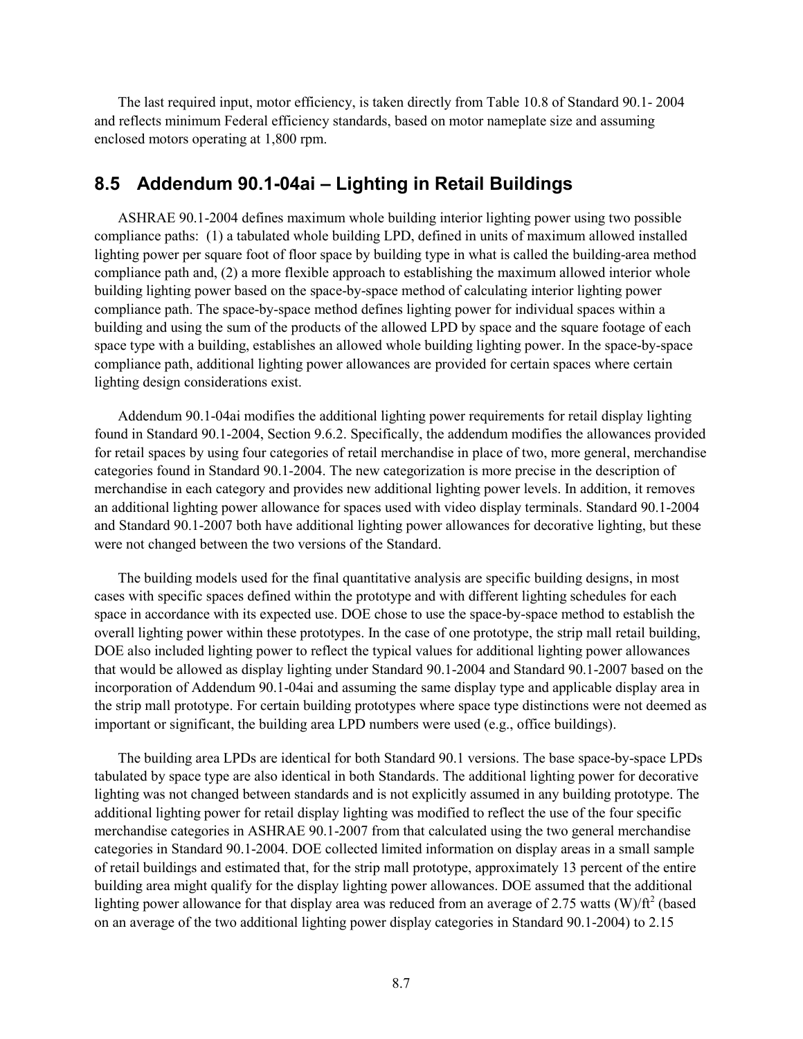The last required input, motor efficiency, is taken directly from Table 10.8 of Standard 90.1- 2004 and reflects minimum Federal efficiency standards, based on motor nameplate size and assuming enclosed motors operating at 1,800 rpm.

## 8.5 Addendum 90.1-04ai – Lighting in Retail Buildings

ASHRAE 90.1-2004 defines maximum whole building interior lighting power using two possible compliance paths: (1) a tabulated whole building LPD, defined in units of maximum allowed installed lighting power per square foot of floor space by building type in what is called the building-area method compliance path and, (2) a more flexible approach to establishing the maximum allowed interior whole building lighting power based on the space-by-space method of calculating interior lighting power compliance path. The space-by-space method defines lighting power for individual spaces within a building and using the sum of the products of the allowed LPD by space and the square footage of each space type with a building, establishes an allowed whole building lighting power. In the space-by-space compliance path, additional lighting power allowances are provided for certain spaces where certain lighting design considerations exist.

Addendum 90.1-04ai modifies the additional lighting power requirements for retail display lighting found in Standard 90.1-2004, Section 9.6.2. Specifically, the addendum modifies the allowances provided for retail spaces by using four categories of retail merchandise in place of two, more general, merchandise categories found in Standard 90.1-2004. The new categorization is more precise in the description of merchandise in each category and provides new additional lighting power levels. In addition, it removes an additional lighting power allowance for spaces used with video display terminals. Standard 90.1-2004 and Standard 90.1-2007 both have additional lighting power allowances for decorative lighting, but these were not changed between the two versions of the Standard.

The building models used for the final quantitative analysis are specific building designs, in most cases with specific spaces defined within the prototype and with different lighting schedules for each space in accordance with its expected use. DOE chose to use the space-by-space method to establish the overall lighting power within these prototypes. In the case of one prototype, the strip mall retail building, DOE also included lighting power to reflect the typical values for additional lighting power allowances that would be allowed as display lighting under Standard 90.1-2004 and Standard 90.1-2007 based on the incorporation of Addendum 90.1-04ai and assuming the same display type and applicable display area in the strip mall prototype. For certain building prototypes where space type distinctions were not deemed as important or significant, the building area LPD numbers were used (e.g., office buildings).

The building area LPDs are identical for both Standard 90.1 versions. The base space-by-space LPDs tabulated by space type are also identical in both Standards. The additional lighting power for decorative lighting was not changed between standards and is not explicitly assumed in any building prototype. The additional lighting power for retail display lighting was modified to reflect the use of the four specific merchandise categories in ASHRAE 90.1-2007 from that calculated using the two general merchandise categories in Standard 90.1-2004. DOE collected limited information on display areas in a small sample of retail buildings and estimated that, for the strip mall prototype, approximately 13 percent of the entire building area might qualify for the display lighting power allowances. DOE assumed that the additional lighting power allowance for that display area was reduced from an average of 2.75 watts (W)/ft$^2$ (based on an average of the two additional lighting power display categories in Standard 90.1-2004) to 2.15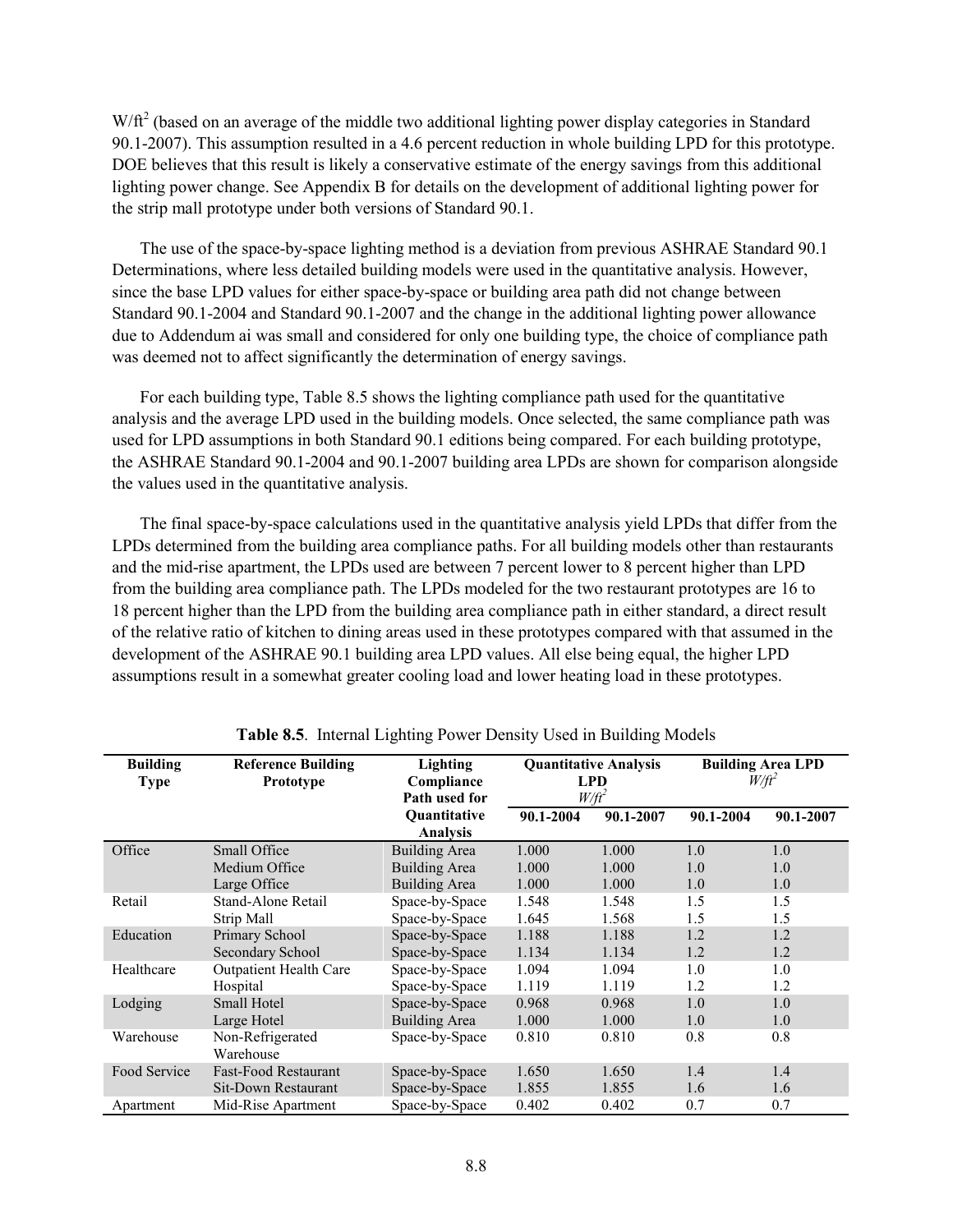W/ft$^2$ (based on an average of the middle two additional lighting power display categories in Standard 90.1-2007). This assumption resulted in a 4.6 percent reduction in whole building LPD for this prototype. DOE believes that this result is likely a conservative estimate of the energy savings from this additional lighting power change. See Appendix B for details on the development of additional lighting power for the strip mall prototype under both versions of Standard 90.1.

The use of the space-by-space lighting method is a deviation from previous ASHRAE Standard 90.1 Determinations, where less detailed building models were used in the quantitative analysis. However, since the base LPD values for either space-by-space or building area path did not change between Standard 90.1-2004 and Standard 90.1-2007 and the change in the additional lighting power allowance due to Addendum ai was small and considered for only one building type, the choice of compliance path was deemed not to affect significantly the determination of energy savings.

For each building type, Table 8.5 shows the lighting compliance path used for the quantitative analysis and the average LPD used in the building models. Once selected, the same compliance path was used for LPD assumptions in both Standard 90.1 editions being compared. For each building prototype, the ASHRAE Standard 90.1-2004 and 90.1-2007 building area LPDs are shown for comparison alongside the values used in the quantitative analysis.

The final space-by-space calculations used in the quantitative analysis yield LPDs that differ from the LPDs determined from the building area compliance paths. For all building models other than restaurants and the mid-rise apartment, the LPDs used are between 7 percent lower to 8 percent higher than LPD from the building area compliance path. The LPDs modeled for the two restaurant prototypes are 16 to 18 percent higher than the LPD from the building area compliance path in either standard, a direct result of the relative ratio of kitchen to dining areas used in these prototypes compared with that assumed in the development of the ASHRAE 90.1 building area LPD values. All else being equal, the higher LPD assumptions result in a somewhat greater cooling load and lower heating load in these prototypes.

**Table 8.5**. Internal Lighting Power Density Used in Building Models

| Building Type | Reference Building Prototype | Lighting Compliance Path used for Quantitative Analysis | Quantitative Analysis LPD *W/ft$^2$* | | Building Area LPD *W/ft$^2$* | |
|---|---|---|---|---|---|---|
| | | | 90.1-2004 | 90.1-2007 | 90.1-2004 | 90.1-2007 |
| Office | Small Office | Building Area | 1.000 | 1.000 | 1.0 | 1.0 |
| | Medium Office | Building Area | 1.000 | 1.000 | 1.0 | 1.0 |
| | Large Office | Building Area | 1.000 | 1.000 | 1.0 | 1.0 |
| Retail | Stand-Alone Retail | Space-by-Space | 1.548 | 1.548 | 1.5 | 1.5 |
| | Strip Mall | Space-by-Space | 1.645 | 1.568 | 1.5 | 1.5 |
| Education | Primary School | Space-by-Space | 1.188 | 1.188 | 1.2 | 1.2 |
| | Secondary School | Space-by-Space | 1.134 | 1.134 | 1.2 | 1.2 |
| Healthcare | Outpatient Health Care | Space-by-Space | 1.094 | 1.094 | 1.0 | 1.0 |
| | Hospital | Space-by-Space | 1.119 | 1.119 | 1.2 | 1.2 |
| Lodging | Small Hotel | Space-by-Space | 0.968 | 0.968 | 1.0 | 1.0 |
| | Large Hotel | Building Area | 1.000 | 1.000 | 1.0 | 1.0 |
| Warehouse | Non-Refrigerated Warehouse | Space-by-Space | 0.810 | 0.810 | 0.8 | 0.8 |
| Food Service | Fast-Food Restaurant | Space-by-Space | 1.650 | 1.650 | 1.4 | 1.4 |
| | Sit-Down Restaurant | Space-by-Space | 1.855 | 1.855 | 1.6 | 1.6 |
| Apartment | Mid-Rise Apartment | Space-by-Space | 0.402 | 0.402 | 0.7 | 0.7 |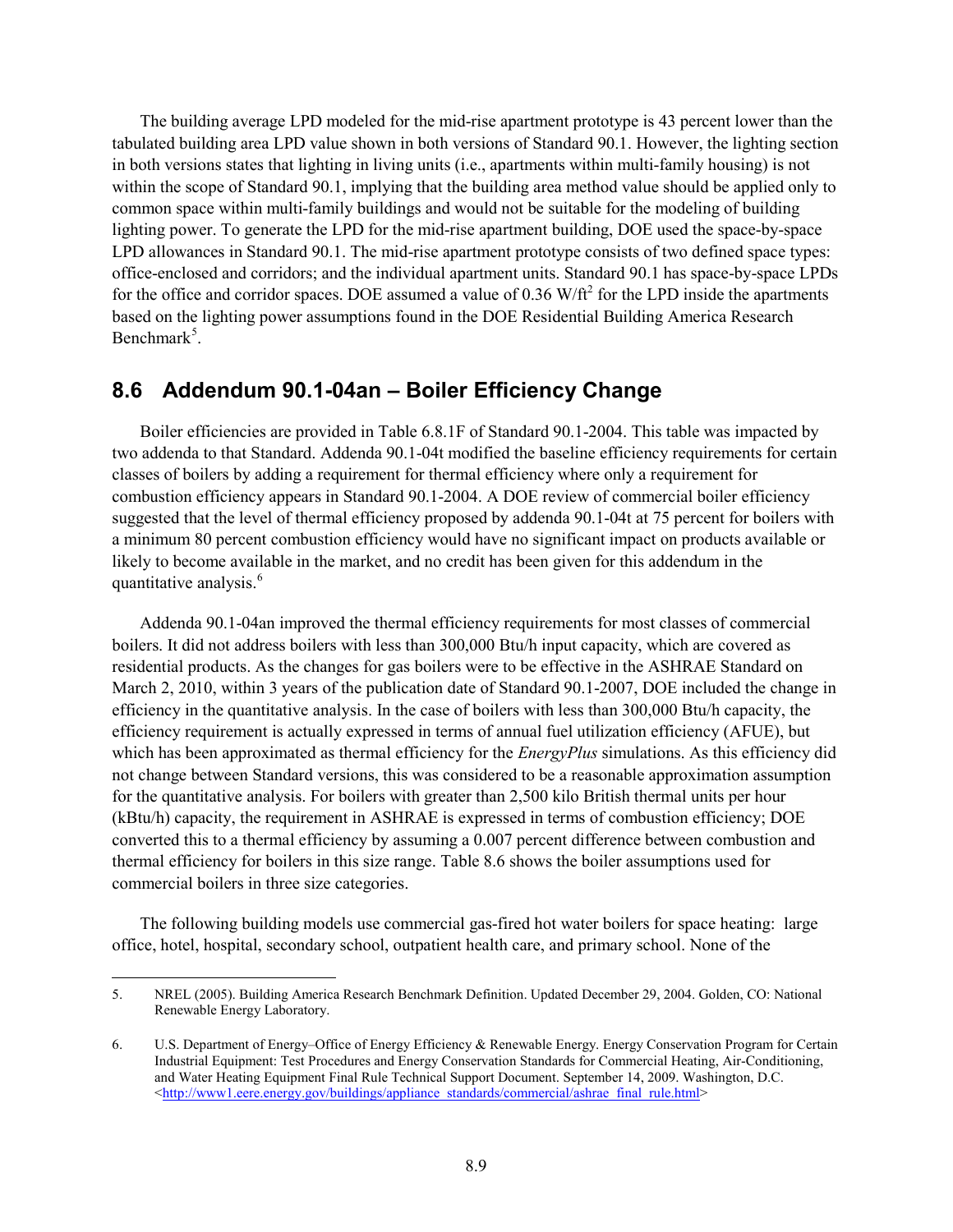The building average LPD modeled for the mid-rise apartment prototype is 43 percent lower than the tabulated building area LPD value shown in both versions of Standard 90.1. However, the lighting section in both versions states that lighting in living units (i.e., apartments within multi-family housing) is not within the scope of Standard 90.1, implying that the building area method value should be applied only to common space within multi-family buildings and would not be suitable for the modeling of building lighting power. To generate the LPD for the mid-rise apartment building, DOE used the space-by-space LPD allowances in Standard 90.1. The mid-rise apartment prototype consists of two defined space types: office-enclosed and corridors; and the individual apartment units. Standard 90.1 has space-by-space LPDs for the office and corridor spaces. DOE assumed a value of 0.36 $W/ft^2$ for the LPD inside the apartments based on the lighting power assumptions found in the DOE Residential Building America Research Benchmark[5].

## 8.6 Addendum 90.1-04an – Boiler Efficiency Change

Boiler efficiencies are provided in Table 6.8.1F of Standard 90.1-2004. This table was impacted by two addenda to that Standard. Addenda 90.1-04t modified the baseline efficiency requirements for certain classes of boilers by adding a requirement for thermal efficiency where only a requirement for combustion efficiency appears in Standard 90.1-2004. A DOE review of commercial boiler efficiency suggested that the level of thermal efficiency proposed by addenda 90.1-04t at 75 percent for boilers with a minimum 80 percent combustion efficiency would have no significant impact on products available or likely to become available in the market, and no credit has been given for this addendum in the quantitative analysis.[6]

Addenda 90.1-04an improved the thermal efficiency requirements for most classes of commercial boilers. It did not address boilers with less than 300,000 Btu/h input capacity, which are covered as residential products. As the changes for gas boilers were to be effective in the ASHRAE Standard on March 2, 2010, within 3 years of the publication date of Standard 90.1-2007, DOE included the change in efficiency in the quantitative analysis. In the case of boilers with less than 300,000 Btu/h capacity, the efficiency requirement is actually expressed in terms of annual fuel utilization efficiency (AFUE), but which has been approximated as thermal efficiency for the *EnergyPlus* simulations. As this efficiency did not change between Standard versions, this was considered to be a reasonable approximation assumption for the quantitative analysis. For boilers with greater than 2,500 kilo British thermal units per hour (kBtu/h) capacity, the requirement in ASHRAE is expressed in terms of combustion efficiency; DOE converted this to a thermal efficiency by assuming a 0.007 percent difference between combustion and thermal efficiency for boilers in this size range. Table 8.6 shows the boiler assumptions used for commercial boilers in three size categories.

The following building models use commercial gas-fired hot water boilers for space heating: large office, hotel, hospital, secondary school, outpatient health care, and primary school. None of the

5. NREL (2005). Building America Research Benchmark Definition. Updated December 29, 2004. Golden, CO: National Renewable Energy Laboratory.

6. U.S. Department of Energy–Office of Energy Efficiency & Renewable Energy. Energy Conservation Program for Certain Industrial Equipment: Test Procedures and Energy Conservation Standards for Commercial Heating, Air-Conditioning, and Water Heating Equipment Final Rule Technical Support Document. September 14, 2009. Washington, D.C. <http://www1.eere.energy.gov/buildings/appliance_standards/commercial/ashrae_final_rule.html>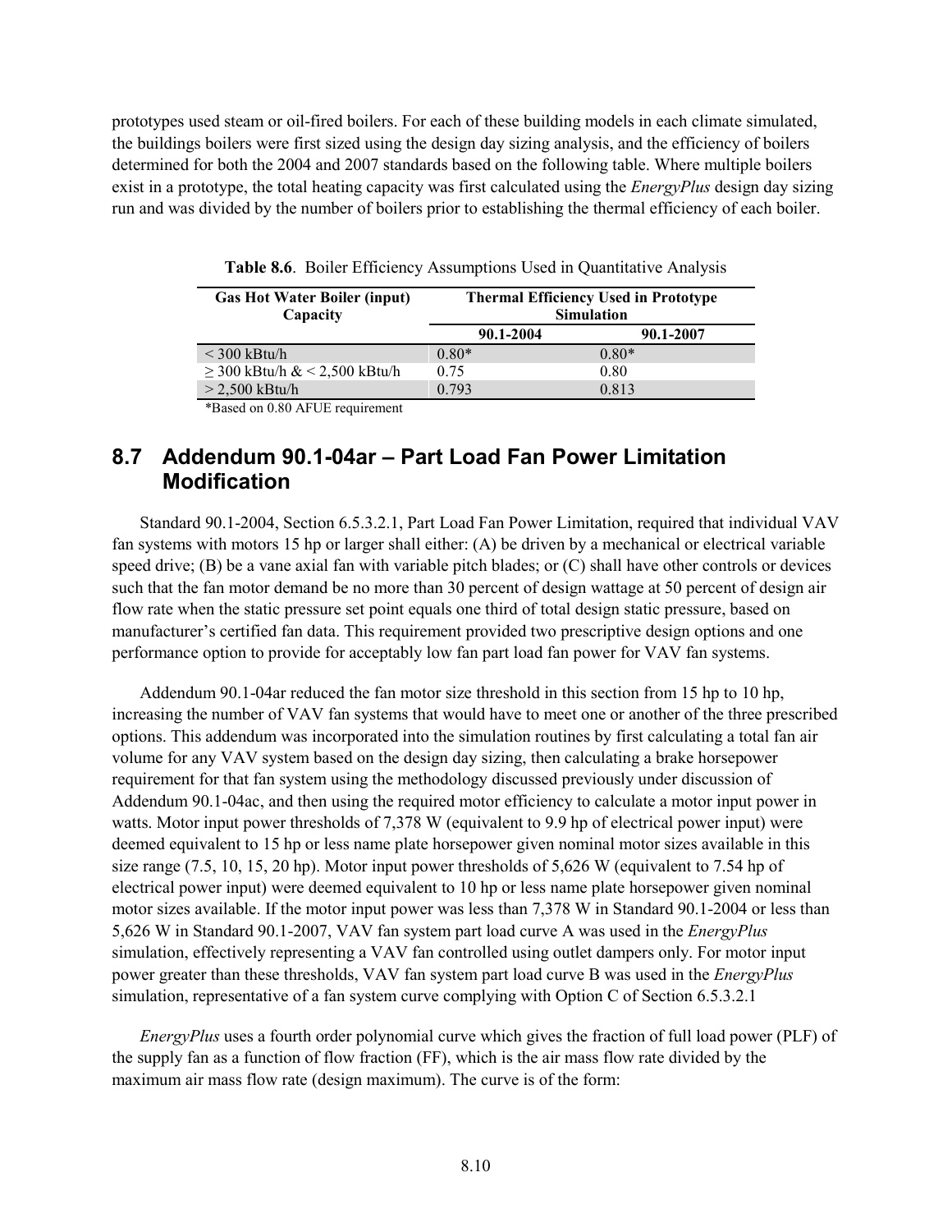prototypes used steam or oil-fired boilers. For each of these building models in each climate simulated, the buildings boilers were first sized using the design day sizing analysis, and the efficiency of boilers determined for both the 2004 and 2007 standards based on the following table. Where multiple boilers exist in a prototype, the total heating capacity was first calculated using the *EnergyPlus* design day sizing run and was divided by the number of boilers prior to establishing the thermal efficiency of each boiler.

**Table 8.6**. Boiler Efficiency Assumptions Used in Quantitative Analysis

| Gas Hot Water Boiler (input) Capacity | Thermal Efficiency Used in Prototype Simulation | |
|---|---|---|
| | 90.1-2004 | 90.1-2007 |
| < 300 kBtu/h | 0.80* | 0.80* |
| ≥ 300 kBtu/h & < 2,500 kBtu/h | 0.75 | 0.80 |
| > 2,500 kBtu/h | 0.793 | 0.813 |

*Based on 0.80 AFUE requirement

## 8.7 Addendum 90.1-04ar – Part Load Fan Power Limitation Modification

Standard 90.1-2004, Section 6.5.3.2.1, Part Load Fan Power Limitation, required that individual VAV fan systems with motors 15 hp or larger shall either: (A) be driven by a mechanical or electrical variable speed drive; (B) be a vane axial fan with variable pitch blades; or (C) shall have other controls or devices such that the fan motor demand be no more than 30 percent of design wattage at 50 percent of design air flow rate when the static pressure set point equals one third of total design static pressure, based on manufacturer's certified fan data. This requirement provided two prescriptive design options and one performance option to provide for acceptably low fan part load fan power for VAV fan systems.

Addendum 90.1-04ar reduced the fan motor size threshold in this section from 15 hp to 10 hp, increasing the number of VAV fan systems that would have to meet one or another of the three prescribed options. This addendum was incorporated into the simulation routines by first calculating a total fan air volume for any VAV system based on the design day sizing, then calculating a brake horsepower requirement for that fan system using the methodology discussed previously under discussion of Addendum 90.1-04ac, and then using the required motor efficiency to calculate a motor input power in watts. Motor input power thresholds of 7,378 W (equivalent to 9.9 hp of electrical power input) were deemed equivalent to 15 hp or less name plate horsepower given nominal motor sizes available in this size range (7.5, 10, 15, 20 hp). Motor input power thresholds of 5,626 W (equivalent to 7.54 hp of electrical power input) were deemed equivalent to 10 hp or less name plate horsepower given nominal motor sizes available. If the motor input power was less than 7,378 W in Standard 90.1-2004 or less than 5,626 W in Standard 90.1-2007, VAV fan system part load curve A was used in the *EnergyPlus* simulation, effectively representing a VAV fan controlled using outlet dampers only. For motor input power greater than these thresholds, VAV fan system part load curve B was used in the *EnergyPlus* simulation, representative of a fan system curve complying with Option C of Section 6.5.3.2.1

*EnergyPlus* uses a fourth order polynomial curve which gives the fraction of full load power (PLF) of the supply fan as a function of flow fraction (FF), which is the air mass flow rate divided by the maximum air mass flow rate (design maximum). The curve is of the form: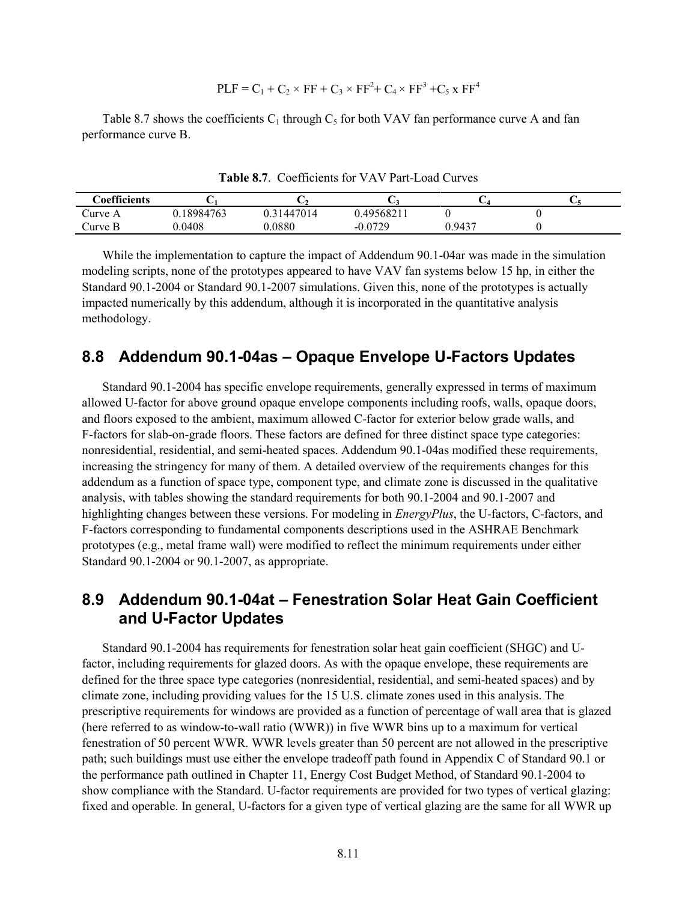$$PLF = C_1 + C_2 \times FF + C_3 \times FF^2 + C_4 \times FF^3 + C_5 \text{ x } FF^4$$

Table 8.7 shows the coefficients $C_1$ through $C_5$ for both VAV fan performance curve A and fan performance curve B.

**Table 8.7**. Coefficients for VAV Part-Load Curves

| Coefficients | $C_1$ | $C_2$ | $C_3$ | $C_4$ | $C_5$ |
|---|---|---|---|---|---|
| Curve A | 0.18984763 | 0.31447014 | 0.49568211 | 0 | 0 |
| Curve B | 0.0408 | 0.0880 | -0.0729 | 0.9437 | 0 |

While the implementation to capture the impact of Addendum 90.1-04ar was made in the simulation modeling scripts, none of the prototypes appeared to have VAV fan systems below 15 hp, in either the Standard 90.1-2004 or Standard 90.1-2007 simulations. Given this, none of the prototypes is actually impacted numerically by this addendum, although it is incorporated in the quantitative analysis methodology.

## 8.8 Addendum 90.1-04as – Opaque Envelope U-Factors Updates

Standard 90.1-2004 has specific envelope requirements, generally expressed in terms of maximum allowed U-factor for above ground opaque envelope components including roofs, walls, opaque doors, and floors exposed to the ambient, maximum allowed C-factor for exterior below grade walls, and F-factors for slab-on-grade floors. These factors are defined for three distinct space type categories: nonresidential, residential, and semi-heated spaces. Addendum 90.1-04as modified these requirements, increasing the stringency for many of them. A detailed overview of the requirements changes for this addendum as a function of space type, component type, and climate zone is discussed in the qualitative analysis, with tables showing the standard requirements for both 90.1-2004 and 90.1-2007 and highlighting changes between these versions. For modeling in *EnergyPlus*, the U-factors, C-factors, and F-factors corresponding to fundamental components descriptions used in the ASHRAE Benchmark prototypes (e.g., metal frame wall) were modified to reflect the minimum requirements under either Standard 90.1-2004 or 90.1-2007, as appropriate.

## 8.9 Addendum 90.1-04at – Fenestration Solar Heat Gain Coefficient and U-Factor Updates

Standard 90.1-2004 has requirements for fenestration solar heat gain coefficient (SHGC) and U-factor, including requirements for glazed doors. As with the opaque envelope, these requirements are defined for the three space type categories (nonresidential, residential, and semi-heated spaces) and by climate zone, including providing values for the 15 U.S. climate zones used in this analysis. The prescriptive requirements for windows are provided as a function of percentage of wall area that is glazed (here referred to as window-to-wall ratio (WWR)) in five WWR bins up to a maximum for vertical fenestration of 50 percent WWR. WWR levels greater than 50 percent are not allowed in the prescriptive path; such buildings must use either the envelope tradeoff path found in Appendix C of Standard 90.1 or the performance path outlined in Chapter 11, Energy Cost Budget Method, of Standard 90.1-2004 to show compliance with the Standard. U-factor requirements are provided for two types of vertical glazing: fixed and operable. In general, U-factors for a given type of vertical glazing are the same for all WWR up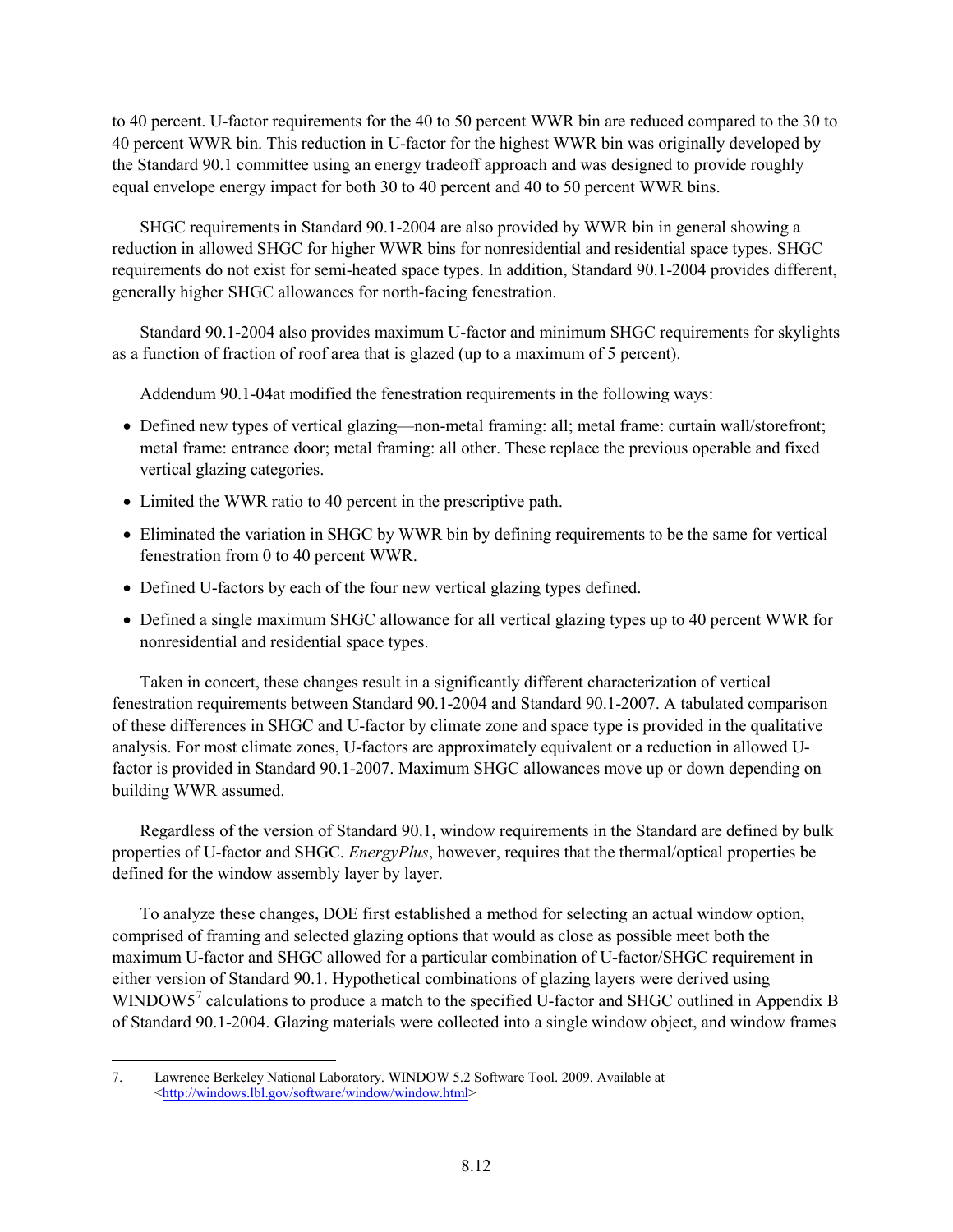to 40 percent. U-factor requirements for the 40 to 50 percent WWR bin are reduced compared to the 30 to 40 percent WWR bin. This reduction in U-factor for the highest WWR bin was originally developed by the Standard 90.1 committee using an energy tradeoff approach and was designed to provide roughly equal envelope energy impact for both 30 to 40 percent and 40 to 50 percent WWR bins.

SHGC requirements in Standard 90.1-2004 are also provided by WWR bin in general showing a reduction in allowed SHGC for higher WWR bins for nonresidential and residential space types. SHGC requirements do not exist for semi-heated space types. In addition, Standard 90.1-2004 provides different, generally higher SHGC allowances for north-facing fenestration.

Standard 90.1-2004 also provides maximum U-factor and minimum SHGC requirements for skylights as a function of fraction of roof area that is glazed (up to a maximum of 5 percent).

Addendum 90.1-04at modified the fenestration requirements in the following ways:

- Defined new types of vertical glazing—non-metal framing: all; metal frame: curtain wall/storefront; metal frame: entrance door; metal framing: all other. These replace the previous operable and fixed vertical glazing categories.
- Limited the WWR ratio to 40 percent in the prescriptive path.
- Eliminated the variation in SHGC by WWR bin by defining requirements to be the same for vertical fenestration from 0 to 40 percent WWR.
- Defined U-factors by each of the four new vertical glazing types defined.
- Defined a single maximum SHGC allowance for all vertical glazing types up to 40 percent WWR for nonresidential and residential space types.

Taken in concert, these changes result in a significantly different characterization of vertical fenestration requirements between Standard 90.1-2004 and Standard 90.1-2007. A tabulated comparison of these differences in SHGC and U-factor by climate zone and space type is provided in the qualitative analysis. For most climate zones, U-factors are approximately equivalent or a reduction in allowed U-factor is provided in Standard 90.1-2007. Maximum SHGC allowances move up or down depending on building WWR assumed.

Regardless of the version of Standard 90.1, window requirements in the Standard are defined by bulk properties of U-factor and SHGC. *EnergyPlus*, however, requires that the thermal/optical properties be defined for the window assembly layer by layer.

To analyze these changes, DOE first established a method for selecting an actual window option, comprised of framing and selected glazing options that would as close as possible meet both the maximum U-factor and SHGC allowed for a particular combination of U-factor/SHGC requirement in either version of Standard 90.1. Hypothetical combinations of glazing layers were derived using WINDOW5[7] calculations to produce a match to the specified U-factor and SHGC outlined in Appendix B of Standard 90.1-2004. Glazing materials were collected into a single window object, and window frames

7. Lawrence Berkeley National Laboratory. WINDOW 5.2 Software Tool. 2009. Available at <http://windows.lbl.gov/software/window/window.html>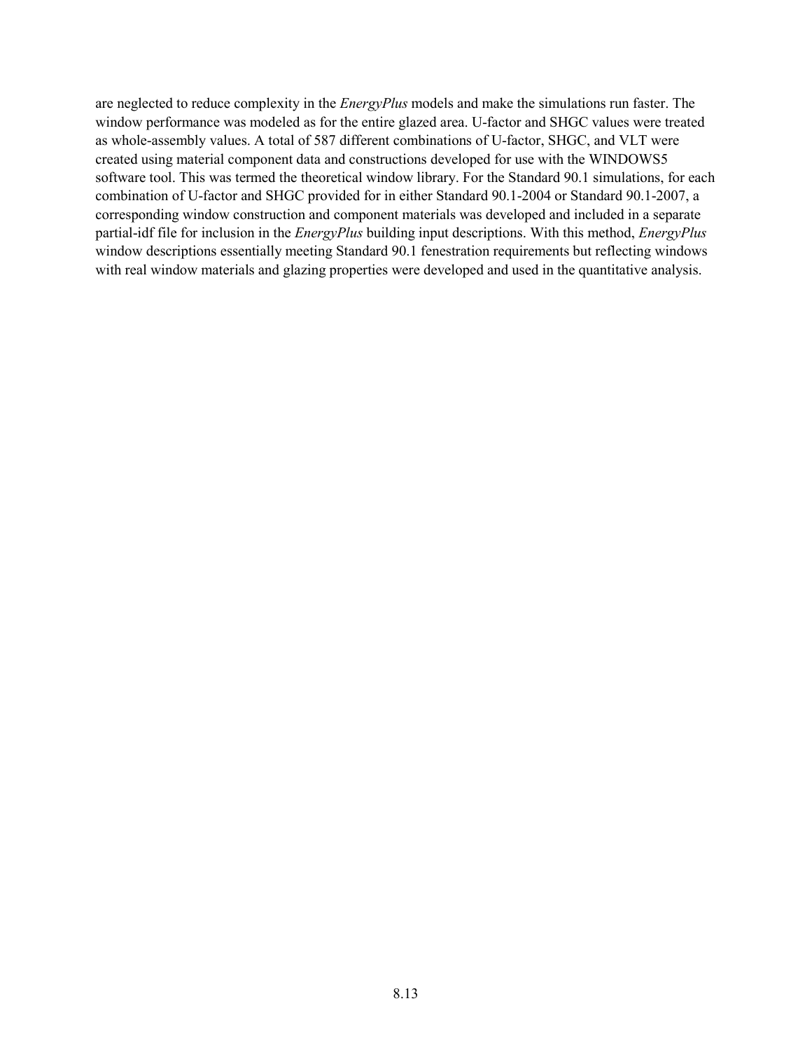are neglected to reduce complexity in the *EnergyPlus* models and make the simulations run faster. The window performance was modeled as for the entire glazed area. U-factor and SHGC values were treated as whole-assembly values. A total of 587 different combinations of U-factor, SHGC, and VLT were created using material component data and constructions developed for use with the WINDOWS5 software tool. This was termed the theoretical window library. For the Standard 90.1 simulations, for each combination of U-factor and SHGC provided for in either Standard 90.1-2004 or Standard 90.1-2007, a corresponding window construction and component materials was developed and included in a separate partial-idf file for inclusion in the *EnergyPlus* building input descriptions. With this method, *EnergyPlus* window descriptions essentially meeting Standard 90.1 fenestration requirements but reflecting windows with real window materials and glazing properties were developed and used in the quantitative analysis.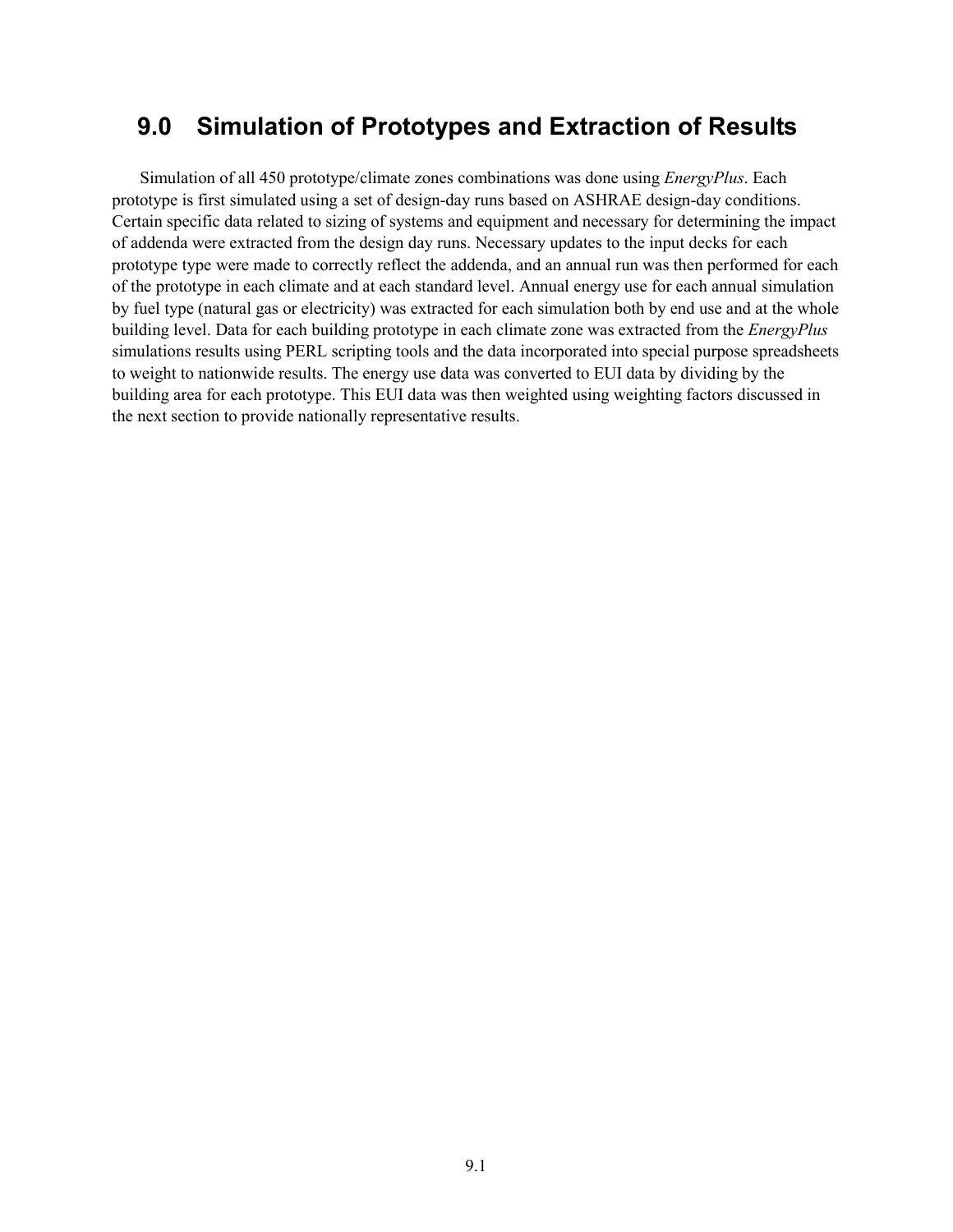# 9.0 Simulation of Prototypes and Extraction of Results

Simulation of all 450 prototype/climate zones combinations was done using *EnergyPlus*. Each prototype is first simulated using a set of design-day runs based on ASHRAE design-day conditions. Certain specific data related to sizing of systems and equipment and necessary for determining the impact of addenda were extracted from the design day runs. Necessary updates to the input decks for each prototype type were made to correctly reflect the addenda, and an annual run was then performed for each of the prototype in each climate and at each standard level. Annual energy use for each annual simulation by fuel type (natural gas or electricity) was extracted for each simulation both by end use and at the whole building level. Data for each building prototype in each climate zone was extracted from the *EnergyPlus* simulations results using PERL scripting tools and the data incorporated into special purpose spreadsheets to weight to nationwide results. The energy use data was converted to EUI data by dividing by the building area for each prototype. This EUI data was then weighted using weighting factors discussed in the next section to provide nationally representative results.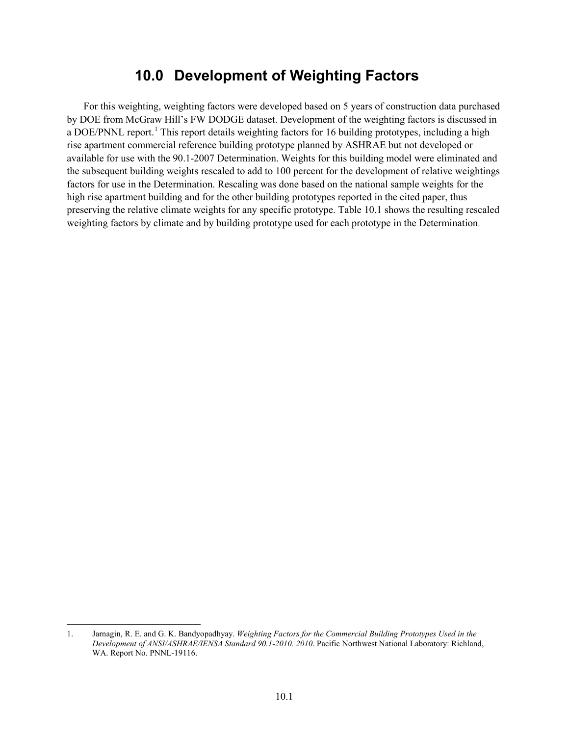# 10.0 Development of Weighting Factors

For this weighting, weighting factors were developed based on 5 years of construction data purchased by DOE from McGraw Hill's FW DODGE dataset. Development of the weighting factors is discussed in a DOE/PNNL report.[1] This report details weighting factors for 16 building prototypes, including a high rise apartment commercial reference building prototype planned by ASHRAE but not developed or available for use with the 90.1-2007 Determination. Weights for this building model were eliminated and the subsequent building weights rescaled to add to 100 percent for the development of relative weightings factors for use in the Determination. Rescaling was done based on the national sample weights for the high rise apartment building and for the other building prototypes reported in the cited paper, thus preserving the relative climate weights for any specific prototype. Table 10.1 shows the resulting rescaled weighting factors by climate and by building prototype used for each prototype in the Determination.

---

1. Jarnagin, R. E. and G. K. Bandyopadhyay. *Weighting Factors for the Commercial Building Prototypes Used in the Development of ANSI/ASHRAE/IENSA Standard 90.1-2010. 2010*. Pacific Northwest National Laboratory: Richland, WA. Report No. PNNL-19116.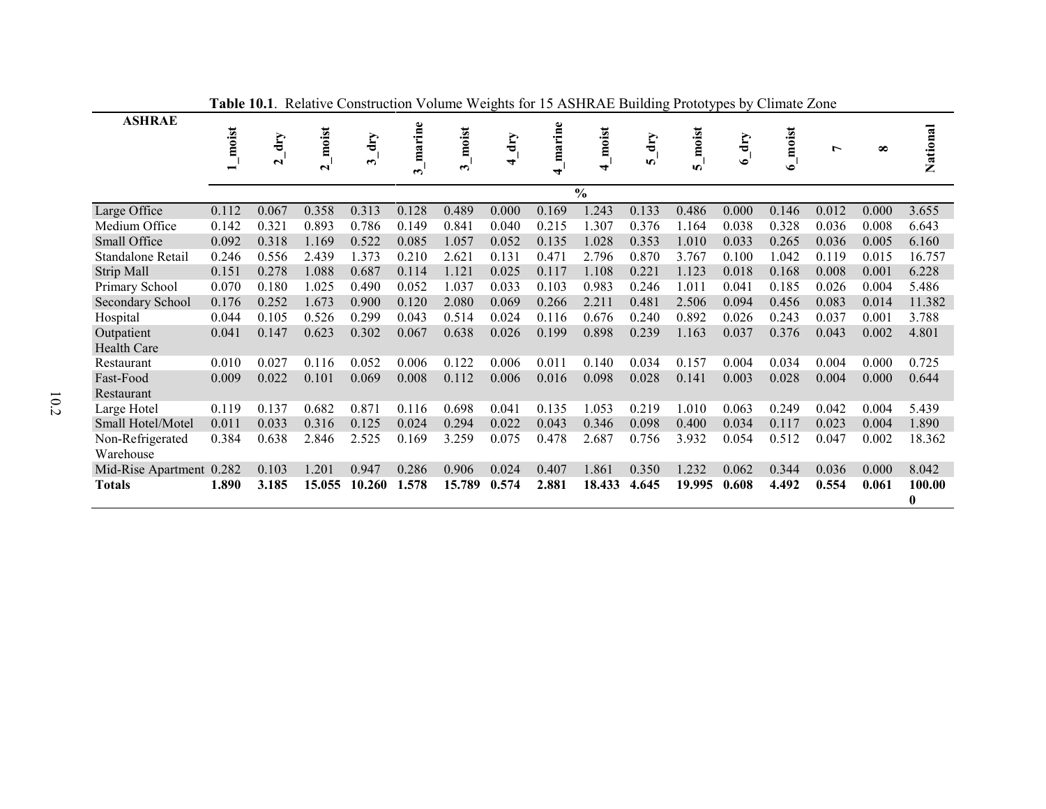**Table 10.1**. Relative Construction Volume Weights for 15 ASHRAE Building Prototypes by Climate Zone

| ASHRAE | 1_moist | 2_dry | 2_moist | 3_dry | 3_marine | 3_moist | 4_dry | 4_marine | 4_moist | 5_dry | 5_moist | 6_dry | 6_moist | 7 | 8 | National |
|---|---|---|---|---|---|---|---|---|---|---|---|---|---|---|---|---|
| | | | | | | | | | % | | | | | | | |
| Large Office | 0.112 | 0.067 | 0.358 | 0.313 | 0.128 | 0.489 | 0.000 | 0.169 | 1.243 | 0.133 | 0.486 | 0.000 | 0.146 | 0.012 | 0.000 | 3.655 |
| Medium Office | 0.142 | 0.321 | 0.893 | 0.786 | 0.149 | 0.841 | 0.040 | 0.215 | 1.307 | 0.376 | 1.164 | 0.038 | 0.328 | 0.036 | 0.008 | 6.643 |
| Small Office | 0.092 | 0.318 | 1.169 | 0.522 | 0.085 | 1.057 | 0.052 | 0.135 | 1.028 | 0.353 | 1.010 | 0.033 | 0.265 | 0.036 | 0.005 | 6.160 |
| Standalone Retail | 0.246 | 0.556 | 2.439 | 1.373 | 0.210 | 2.621 | 0.131 | 0.471 | 2.796 | 0.870 | 3.767 | 0.100 | 1.042 | 0.119 | 0.015 | 16.757 |
| Strip Mall | 0.151 | 0.278 | 1.088 | 0.687 | 0.114 | 1.121 | 0.025 | 0.117 | 1.108 | 0.221 | 1.123 | 0.018 | 0.168 | 0.008 | 0.001 | 6.228 |
| Primary School | 0.070 | 0.180 | 1.025 | 0.490 | 0.052 | 1.037 | 0.033 | 0.103 | 0.983 | 0.246 | 1.011 | 0.041 | 0.185 | 0.026 | 0.004 | 5.486 |
| Secondary School | 0.176 | 0.252 | 1.673 | 0.900 | 0.120 | 2.080 | 0.069 | 0.266 | 2.211 | 0.481 | 2.506 | 0.094 | 0.456 | 0.083 | 0.014 | 11.382 |
| Hospital | 0.044 | 0.105 | 0.526 | 0.299 | 0.043 | 0.514 | 0.024 | 0.116 | 0.676 | 0.240 | 0.892 | 0.026 | 0.243 | 0.037 | 0.001 | 3.788 |
| Outpatient Health Care | 0.041 | 0.147 | 0.623 | 0.302 | 0.067 | 0.638 | 0.026 | 0.199 | 0.898 | 0.239 | 1.163 | 0.037 | 0.376 | 0.043 | 0.002 | 4.801 |
| Restaurant | 0.010 | 0.027 | 0.116 | 0.052 | 0.006 | 0.122 | 0.006 | 0.011 | 0.140 | 0.034 | 0.157 | 0.004 | 0.034 | 0.004 | 0.000 | 0.725 |
| Fast-Food Restaurant | 0.009 | 0.022 | 0.101 | 0.069 | 0.008 | 0.112 | 0.006 | 0.016 | 0.098 | 0.028 | 0.141 | 0.003 | 0.028 | 0.004 | 0.000 | 0.644 |
| Large Hotel | 0.119 | 0.137 | 0.682 | 0.871 | 0.116 | 0.698 | 0.041 | 0.135 | 1.053 | 0.219 | 1.010 | 0.063 | 0.249 | 0.042 | 0.004 | 5.439 |
| Small Hotel/Motel | 0.011 | 0.033 | 0.316 | 0.125 | 0.024 | 0.294 | 0.022 | 0.043 | 0.346 | 0.098 | 0.400 | 0.034 | 0.117 | 0.023 | 0.004 | 1.890 |
| Non-Refrigerated Warehouse | 0.384 | 0.638 | 2.846 | 2.525 | 0.169 | 3.259 | 0.075 | 0.478 | 2.687 | 0.756 | 3.932 | 0.054 | 0.512 | 0.047 | 0.002 | 18.362 |
| Mid-Rise Apartment | 0.282 | 0.103 | 1.201 | 0.947 | 0.286 | 0.906 | 0.024 | 0.407 | 1.861 | 0.350 | 1.232 | 0.062 | 0.344 | 0.036 | 0.000 | 8.042 |
| **Totals** | **1.890** | **3.185** | **15.055** | **10.260** | **1.578** | **15.789** | **0.574** | **2.881** | **18.433** | **4.645** | **19.995** | **0.608** | **4.492** | **0.554** | **0.061** | **100.000** |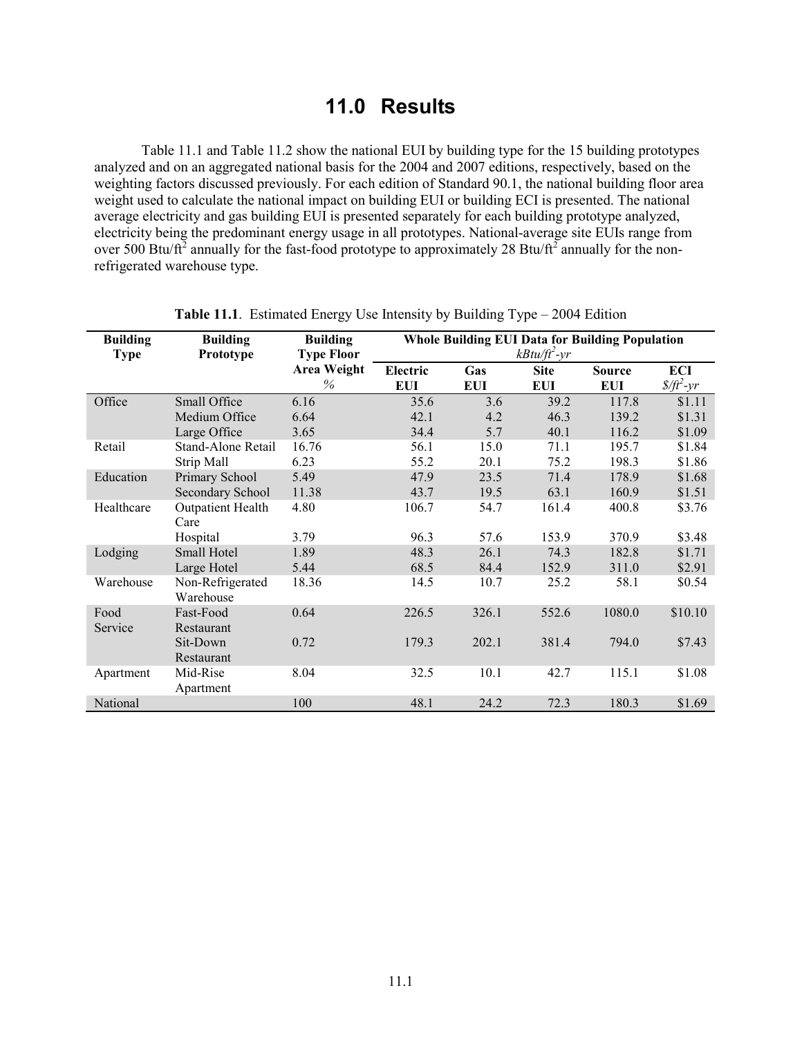# 11.0 Results

Table 11.1 and Table 11.2 show the national EUI by building type for the 15 building prototypes analyzed and on an aggregated national basis for the 2004 and 2007 editions, respectively, based on the weighting factors discussed previously. For each edition of Standard 90.1, the national building floor area weight used to calculate the national impact on building EUI or building ECI is presented. The national average electricity and gas building EUI is presented separately for each building prototype analyzed, electricity being the predominant energy usage in all prototypes. National-average site EUIs range from over 500 Btu/ft$^2$ annually for the fast-food prototype to approximately 28 Btu/ft$^2$ annually for the non-refrigerated warehouse type.

**Table 11.1**. Estimated Energy Use Intensity by Building Type – 2004 Edition

| Building Type | Building Prototype | Building Type Floor Area Weight % | Whole Building EUI Data for Building Population *kBtu/ft$^2$-yr* | | | | |
|---|---|---|---|---|---|---|---|
| | | | Electric EUI | Gas EUI | Site EUI | Source EUI | ECI *\$/ft$^2$-yr* |
| Office | Small Office | 6.16 | 35.6 | 3.6 | 39.2 | 117.8 | $1.11 |
| | Medium Office | 6.64 | 42.1 | 4.2 | 46.3 | 139.2 | $1.31 |
| | Large Office | 3.65 | 34.4 | 5.7 | 40.1 | 116.2 | $1.09 |
| Retail | Stand-Alone Retail | 16.76 | 56.1 | 15.0 | 71.1 | 195.7 | $1.84 |
| | Strip Mall | 6.23 | 55.2 | 20.1 | 75.2 | 198.3 | $1.86 |
| Education | Primary School | 5.49 | 47.9 | 23.5 | 71.4 | 178.9 | $1.68 |
| | Secondary School | 11.38 | 43.7 | 19.5 | 63.1 | 160.9 | $1.51 |
| Healthcare | Outpatient Health Care | 4.80 | 106.7 | 54.7 | 161.4 | 400.8 | $3.76 |
| | Hospital | 3.79 | 96.3 | 57.6 | 153.9 | 370.9 | $3.48 |
| Lodging | Small Hotel | 1.89 | 48.3 | 26.1 | 74.3 | 182.8 | $1.71 |
| | Large Hotel | 5.44 | 68.5 | 84.4 | 152.9 | 311.0 | $2.91 |
| Warehouse | Non-Refrigerated Warehouse | 18.36 | 14.5 | 10.7 | 25.2 | 58.1 | $0.54 |
| Food Service | Fast-Food Restaurant | 0.64 | 226.5 | 326.1 | 552.6 | 1080.0 | $10.10 |
| | Sit-Down Restaurant | 0.72 | 179.3 | 202.1 | 381.4 | 794.0 | $7.43 |
| Apartment | Mid-Rise Apartment | 8.04 | 32.5 | 10.1 | 42.7 | 115.1 | $1.08 |
| National | | 100 | 48.1 | 24.2 | 72.3 | 180.3 | $1.69 |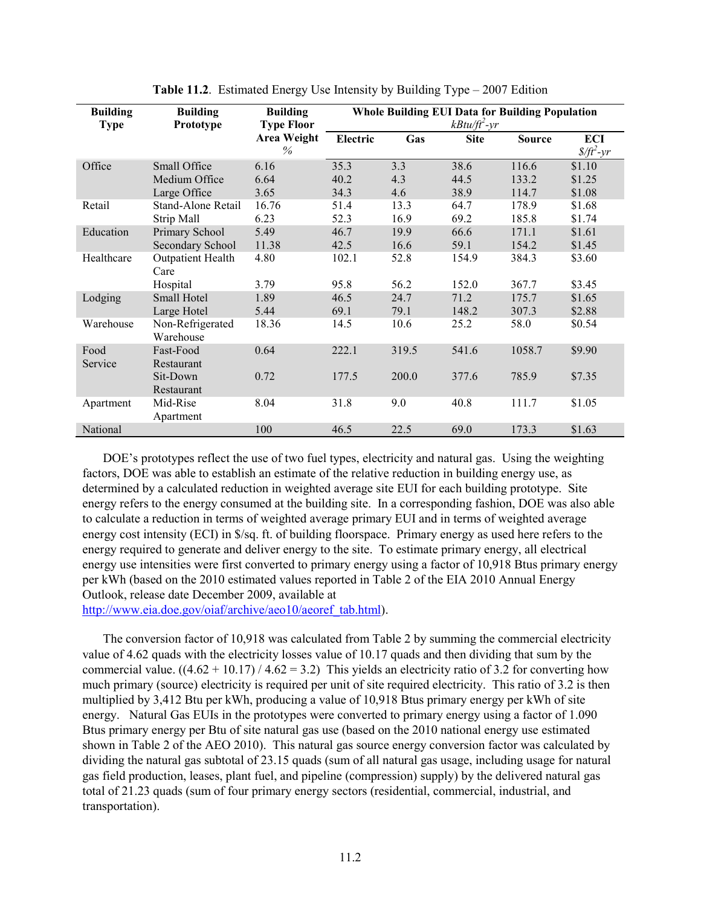**Table 11.2**. Estimated Energy Use Intensity by Building Type – 2007 Edition

| Building Type | Building Prototype | Building Type Floor Area Weight % | Whole Building EUI Data for Building Population *kBtu/ft²-yr* | | | | |
|---|---|---|---|---|---|---|---|
| | | | Electric | Gas | Site | Source | ECI *$/ft²-yr* |
| Office | Small Office | 6.16 | 35.3 | 3.3 | 38.6 | 116.6 | $1.10 |
| | Medium Office | 6.64 | 40.2 | 4.3 | 44.5 | 133.2 | $1.25 |
| | Large Office | 3.65 | 34.3 | 4.6 | 38.9 | 114.7 | $1.08 |
| Retail | Stand-Alone Retail | 16.76 | 51.4 | 13.3 | 64.7 | 178.9 | $1.68 |
| | Strip Mall | 6.23 | 52.3 | 16.9 | 69.2 | 185.8 | $1.74 |
| Education | Primary School | 5.49 | 46.7 | 19.9 | 66.6 | 171.1 | $1.61 |
| | Secondary School | 11.38 | 42.5 | 16.6 | 59.1 | 154.2 | $1.45 |
| Healthcare | Outpatient Health Care | 4.80 | 102.1 | 52.8 | 154.9 | 384.3 | $3.60 |
| | Hospital | 3.79 | 95.8 | 56.2 | 152.0 | 367.7 | $3.45 |
| Lodging | Small Hotel | 1.89 | 46.5 | 24.7 | 71.2 | 175.7 | $1.65 |
| | Large Hotel | 5.44 | 69.1 | 79.1 | 148.2 | 307.3 | $2.88 |
| Warehouse | Non-Refrigerated Warehouse | 18.36 | 14.5 | 10.6 | 25.2 | 58.0 | $0.54 |
| Food Service | Fast-Food Restaurant | 0.64 | 222.1 | 319.5 | 541.6 | 1058.7 | $9.90 |
| | Sit-Down Restaurant | 0.72 | 177.5 | 200.0 | 377.6 | 785.9 | $7.35 |
| Apartment | Mid-Rise Apartment | 8.04 | 31.8 | 9.0 | 40.8 | 111.7 | $1.05 |
| National | | 100 | 46.5 | 22.5 | 69.0 | 173.3 | $1.63 |

DOE's prototypes reflect the use of two fuel types, electricity and natural gas. Using the weighting factors, DOE was able to establish an estimate of the relative reduction in building energy use, as determined by a calculated reduction in weighted average site EUI for each building prototype. Site energy refers to the energy consumed at the building site. In a corresponding fashion, DOE was also able to calculate a reduction in terms of weighted average primary EUI and in terms of weighted average energy cost intensity (ECI) in $/sq. ft. of building floorspace. Primary energy as used here refers to the energy required to generate and deliver energy to the site. To estimate primary energy, all electrical energy use intensities were first converted to primary energy using a factor of 10,918 Btus primary energy per kWh (based on the 2010 estimated values reported in Table 2 of the EIA 2010 Annual Energy Outlook, release date December 2009, available at http://www.eia.doe.gov/oiaf/archive/aeo10/aeoref_tab.html).

The conversion factor of 10,918 was calculated from Table 2 by summing the commercial electricity value of 4.62 quads with the electricity losses value of 10.17 quads and then dividing that sum by the commercial value. ((4.62 + 10.17) / 4.62 = 3.2) This yields an electricity ratio of 3.2 for converting how much primary (source) electricity is required per unit of site required electricity. This ratio of 3.2 is then multiplied by 3,412 Btu per kWh, producing a value of 10,918 Btus primary energy per kWh of site energy. Natural Gas EUIs in the prototypes were converted to primary energy using a factor of 1.090 Btus primary energy per Btu of site natural gas use (based on the 2010 national energy use estimated shown in Table 2 of the AEO 2010). This natural gas source energy conversion factor was calculated by dividing the natural gas subtotal of 23.15 quads (sum of all natural gas usage, including usage for natural gas field production, leases, plant fuel, and pipeline (compression) supply) by the delivered natural gas total of 21.23 quads (sum of four primary energy sectors (residential, commercial, industrial, and transportation).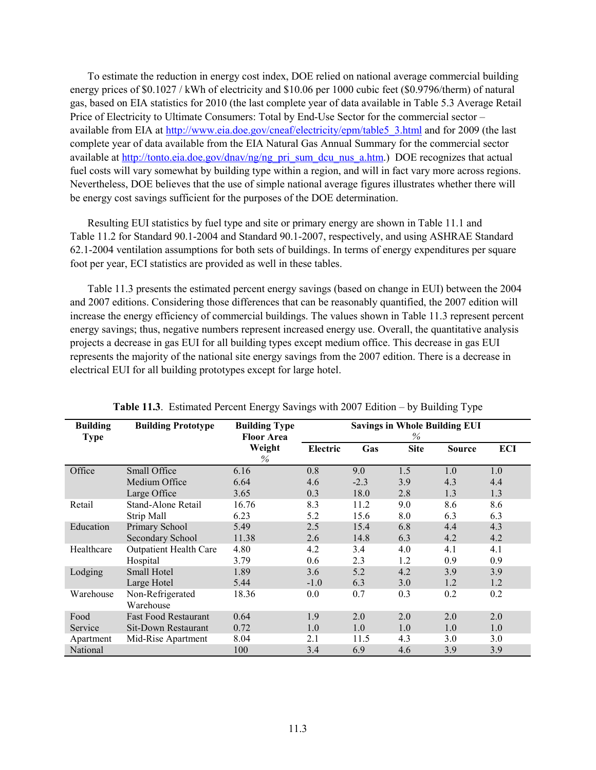To estimate the reduction in energy cost index, DOE relied on national average commercial building energy prices of $0.1027 / kWh of electricity and $10.06 per 1000 cubic feet ($0.9796/therm) of natural gas, based on EIA statistics for 2010 (the last complete year of data available in Table 5.3 Average Retail Price of Electricity to Ultimate Consumers: Total by End-Use Sector for the commercial sector – available from EIA at http://www.eia.doe.gov/cneaf/electricity/epm/table5_3.html and for 2009 (the last complete year of data available from the EIA Natural Gas Annual Summary for the commercial sector available at http://tonto.eia.doe.gov/dnav/ng/ng_pri_sum_dcu_nus_a.htm.) DOE recognizes that actual fuel costs will vary somewhat by building type within a region, and will in fact vary more across regions. Nevertheless, DOE believes that the use of simple national average figures illustrates whether there will be energy cost savings sufficient for the purposes of the DOE determination.

Resulting EUI statistics by fuel type and site or primary energy are shown in Table 11.1 and Table 11.2 for Standard 90.1-2004 and Standard 90.1-2007, respectively, and using ASHRAE Standard 62.1-2004 ventilation assumptions for both sets of buildings. In terms of energy expenditures per square foot per year, ECI statistics are provided as well in these tables.

Table 11.3 presents the estimated percent energy savings (based on change in EUI) between the 2004 and 2007 editions. Considering those differences that can be reasonably quantified, the 2007 edition will increase the energy efficiency of commercial buildings. The values shown in Table 11.3 represent percent energy savings; thus, negative numbers represent increased energy use. Overall, the quantitative analysis projects a decrease in gas EUI for all building types except medium office. This decrease in gas EUI represents the majority of the national site energy savings from the 2007 edition. There is a decrease in electrical EUI for all building prototypes except for large hotel.

**Table 11.3**. Estimated Percent Energy Savings with 2007 Edition – by Building Type

| Building Type | Building Prototype | Building Type Floor Area Weight % | Savings in Whole Building EUI % | | | | |
|---|---|---|---|---|---|---|---|
| | | | Electric | Gas | Site | Source | ECI |
| Office | Small Office | 6.16 | 0.8 | 9.0 | 1.5 | 1.0 | 1.0 |
| | Medium Office | 6.64 | 4.6 | -2.3 | 3.9 | 4.3 | 4.4 |
| | Large Office | 3.65 | 0.3 | 18.0 | 2.8 | 1.3 | 1.3 |
| Retail | Stand-Alone Retail | 16.76 | 8.3 | 11.2 | 9.0 | 8.6 | 8.6 |
| | Strip Mall | 6.23 | 5.2 | 15.6 | 8.0 | 6.3 | 6.3 |
| Education | Primary School | 5.49 | 2.5 | 15.4 | 6.8 | 4.4 | 4.3 |
| | Secondary School | 11.38 | 2.6 | 14.8 | 6.3 | 4.2 | 4.2 |
| Healthcare | Outpatient Health Care | 4.80 | 4.2 | 3.4 | 4.0 | 4.1 | 4.1 |
| | Hospital | 3.79 | 0.6 | 2.3 | 1.2 | 0.9 | 0.9 |
| Lodging | Small Hotel | 1.89 | 3.6 | 5.2 | 4.2 | 3.9 | 3.9 |
| | Large Hotel | 5.44 | -1.0 | 6.3 | 3.0 | 1.2 | 1.2 |
| Warehouse | Non-Refrigerated Warehouse | 18.36 | 0.0 | 0.7 | 0.3 | 0.2 | 0.2 |
| Food Service | Fast Food Restaurant | 0.64 | 1.9 | 2.0 | 2.0 | 2.0 | 2.0 |
| | Sit-Down Restaurant | 0.72 | 1.0 | 1.0 | 1.0 | 1.0 | 1.0 |
| Apartment | Mid-Rise Apartment | 8.04 | 2.1 | 11.5 | 4.3 | 3.0 | 3.0 |
| National | | 100 | 3.4 | 6.9 | 4.6 | 3.9 | 3.9 |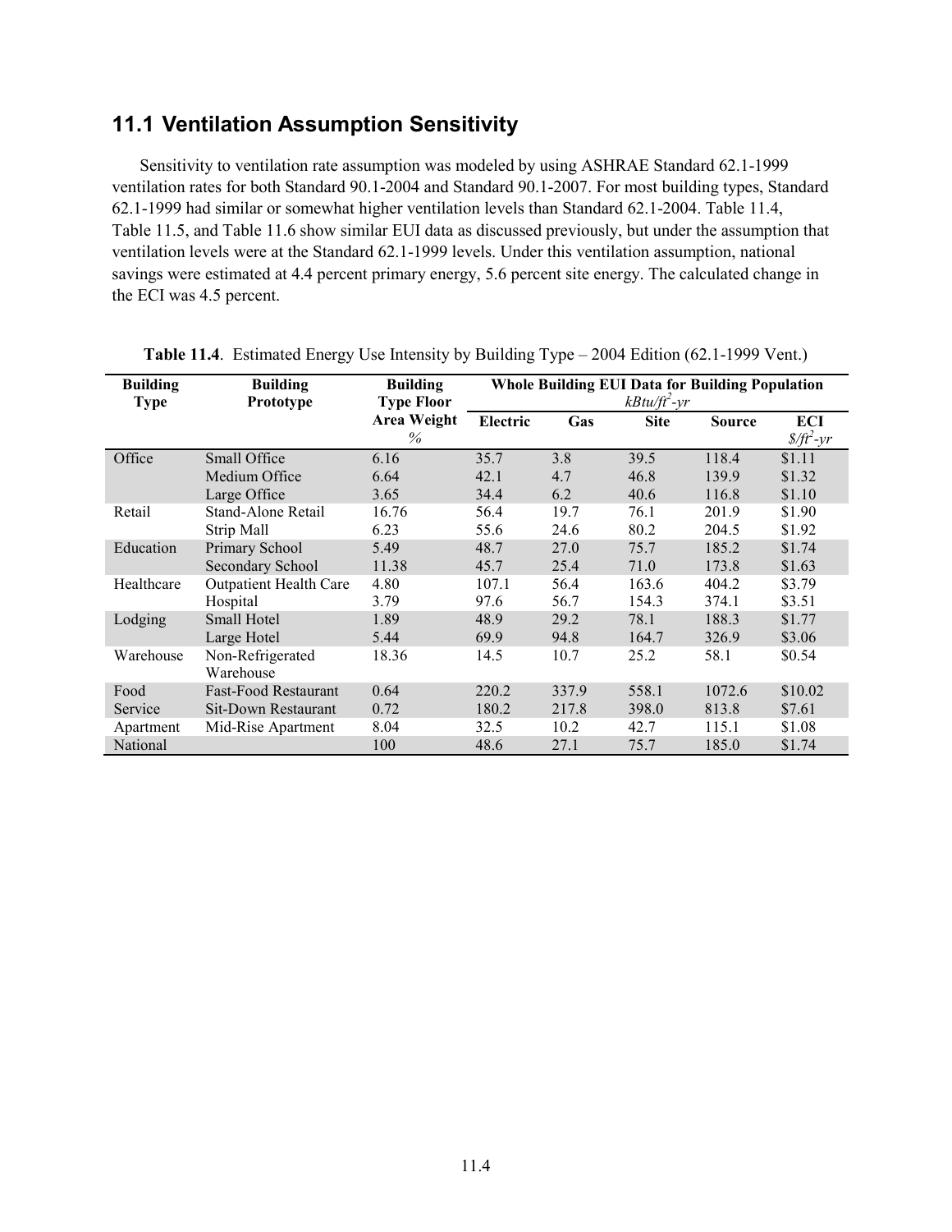## 11.1 Ventilation Assumption Sensitivity

Sensitivity to ventilation rate assumption was modeled by using ASHRAE Standard 62.1-1999 ventilation rates for both Standard 90.1-2004 and Standard 90.1-2007. For most building types, Standard 62.1-1999 had similar or somewhat higher ventilation levels than Standard 62.1-2004. Table 11.4, Table 11.5, and Table 11.6 show similar EUI data as discussed previously, but under the assumption that ventilation levels were at the Standard 62.1-1999 levels. Under this ventilation assumption, national savings were estimated at 4.4 percent primary energy, 5.6 percent site energy. The calculated change in the ECI was 4.5 percent.

**Table 11.4**. Estimated Energy Use Intensity by Building Type – 2004 Edition (62.1-1999 Vent.)

| Building Type | Building Prototype | Building Type Floor Area Weight *%* | Whole Building EUI Data for Building Population *kBtu/ft²-yr* | | | | |
|---|---|---|---|---|---|---|---|
| | | | Electric | Gas | Site | Source | ECI *$/ft²-yr* |
| Office | Small Office | 6.16 | 35.7 | 3.8 | 39.5 | 118.4 | $1.11 |
| | Medium Office | 6.64 | 42.1 | 4.7 | 46.8 | 139.9 | $1.32 |
| | Large Office | 3.65 | 34.4 | 6.2 | 40.6 | 116.8 | $1.10 |
| Retail | Stand-Alone Retail | 16.76 | 56.4 | 19.7 | 76.1 | 201.9 | $1.90 |
| | Strip Mall | 6.23 | 55.6 | 24.6 | 80.2 | 204.5 | $1.92 |
| Education | Primary School | 5.49 | 48.7 | 27.0 | 75.7 | 185.2 | $1.74 |
| | Secondary School | 11.38 | 45.7 | 25.4 | 71.0 | 173.8 | $1.63 |
| Healthcare | Outpatient Health Care | 4.80 | 107.1 | 56.4 | 163.6 | 404.2 | $3.79 |
| | Hospital | 3.79 | 97.6 | 56.7 | 154.3 | 374.1 | $3.51 |
| Lodging | Small Hotel | 1.89 | 48.9 | 29.2 | 78.1 | 188.3 | $1.77 |
| | Large Hotel | 5.44 | 69.9 | 94.8 | 164.7 | 326.9 | $3.06 |
| Warehouse | Non-Refrigerated Warehouse | 18.36 | 14.5 | 10.7 | 25.2 | 58.1 | $0.54 |
| Food Service | Fast-Food Restaurant | 0.64 | 220.2 | 337.9 | 558.1 | 1072.6 | $10.02 |
| | Sit-Down Restaurant | 0.72 | 180.2 | 217.8 | 398.0 | 813.8 | $7.61 |
| Apartment | Mid-Rise Apartment | 8.04 | 32.5 | 10.2 | 42.7 | 115.1 | $1.08 |
| National | | 100 | 48.6 | 27.1 | 75.7 | 185.0 | $1.74 |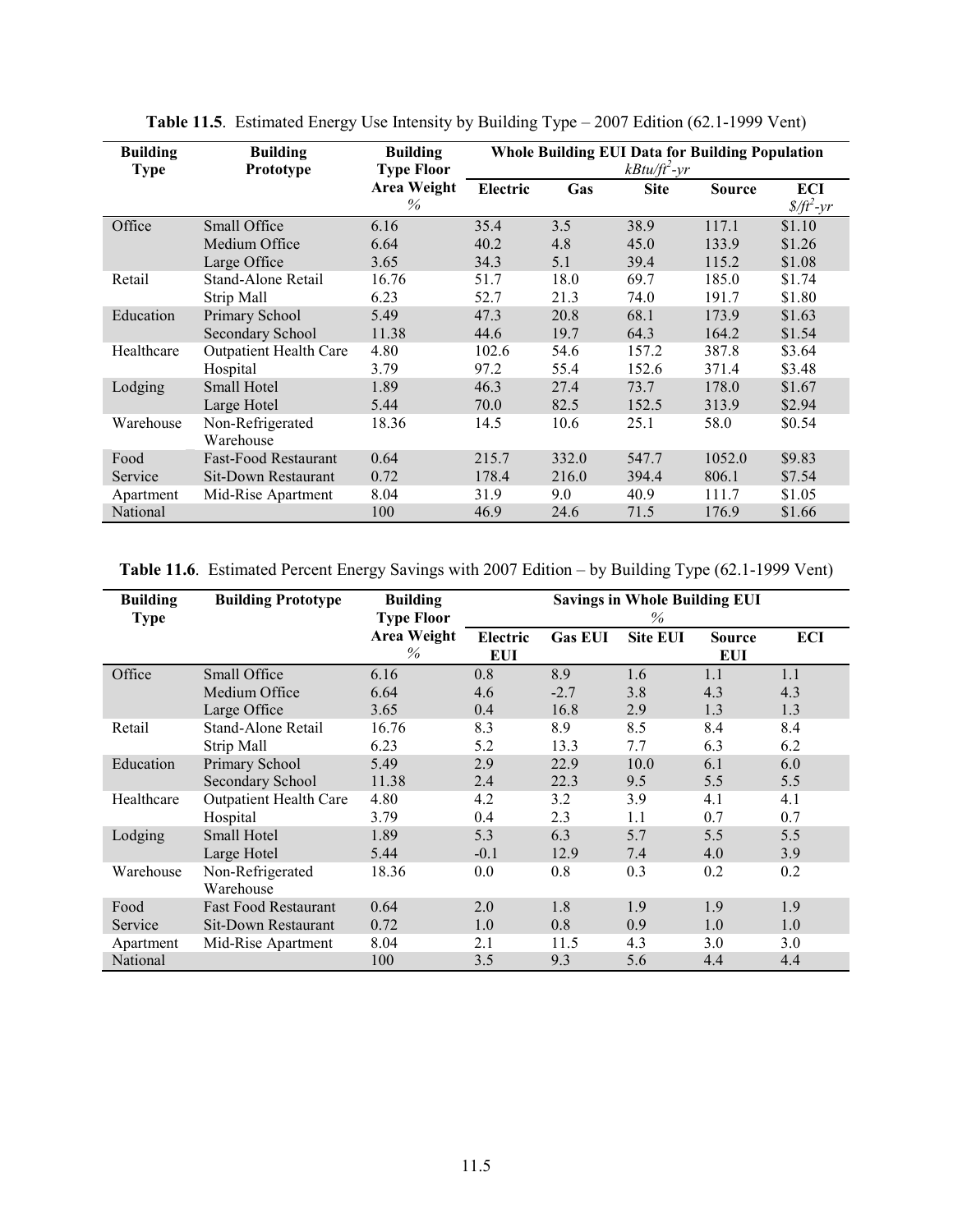**Table 11.5**. Estimated Energy Use Intensity by Building Type – 2007 Edition (62.1-1999 Vent)

| Building Type | Building Prototype | Building Type Floor Area Weight % | Whole Building EUI Data for Building Population $kBtu/ft^2$-$yr$ | | | | |
|---|---|---|---|---|---|---|---|
| | | | Electric | Gas | Site | Source | ECI $\$/ft^2$-$yr$ |
| Office | Small Office | 6.16 | 35.4 | 3.5 | 38.9 | 117.1 | $1.10 |
| | Medium Office | 6.64 | 40.2 | 4.8 | 45.0 | 133.9 | $1.26 |
| | Large Office | 3.65 | 34.3 | 5.1 | 39.4 | 115.2 | $1.08 |
| Retail | Stand-Alone Retail | 16.76 | 51.7 | 18.0 | 69.7 | 185.0 | $1.74 |
| | Strip Mall | 6.23 | 52.7 | 21.3 | 74.0 | 191.7 | $1.80 |
| Education | Primary School | 5.49 | 47.3 | 20.8 | 68.1 | 173.9 | $1.63 |
| | Secondary School | 11.38 | 44.6 | 19.7 | 64.3 | 164.2 | $1.54 |
| Healthcare | Outpatient Health Care | 4.80 | 102.6 | 54.6 | 157.2 | 387.8 | $3.64 |
| | Hospital | 3.79 | 97.2 | 55.4 | 152.6 | 371.4 | $3.48 |
| Lodging | Small Hotel | 1.89 | 46.3 | 27.4 | 73.7 | 178.0 | $1.67 |
| | Large Hotel | 5.44 | 70.0 | 82.5 | 152.5 | 313.9 | $2.94 |
| Warehouse | Non-Refrigerated Warehouse | 18.36 | 14.5 | 10.6 | 25.1 | 58.0 | $0.54 |
| Food Service | Fast-Food Restaurant | 0.64 | 215.7 | 332.0 | 547.7 | 1052.0 | $9.83 |
| | Sit-Down Restaurant | 0.72 | 178.4 | 216.0 | 394.4 | 806.1 | $7.54 |
| Apartment | Mid-Rise Apartment | 8.04 | 31.9 | 9.0 | 40.9 | 111.7 | $1.05 |
| National | | 100 | 46.9 | 24.6 | 71.5 | 176.9 | $1.66 |

**Table 11.6**. Estimated Percent Energy Savings with 2007 Edition – by Building Type (62.1-1999 Vent)

| Building Type | Building Prototype | Building Type Floor Area Weight % | Savings in Whole Building EUI % | | | | |
|---|---|---|---|---|---|---|---|
| | | | Electric EUI | Gas EUI | Site EUI | Source EUI | ECI |
| Office | Small Office | 6.16 | 0.8 | 8.9 | 1.6 | 1.1 | 1.1 |
| | Medium Office | 6.64 | 4.6 | -2.7 | 3.8 | 4.3 | 4.3 |
| | Large Office | 3.65 | 0.4 | 16.8 | 2.9 | 1.3 | 1.3 |
| Retail | Stand-Alone Retail | 16.76 | 8.3 | 8.9 | 8.5 | 8.4 | 8.4 |
| | Strip Mall | 6.23 | 5.2 | 13.3 | 7.7 | 6.3 | 6.2 |
| Education | Primary School | 5.49 | 2.9 | 22.9 | 10.0 | 6.1 | 6.0 |
| | Secondary School | 11.38 | 2.4 | 22.3 | 9.5 | 5.5 | 5.5 |
| Healthcare | Outpatient Health Care | 4.80 | 4.2 | 3.2 | 3.9 | 4.1 | 4.1 |
| | Hospital | 3.79 | 0.4 | 2.3 | 1.1 | 0.7 | 0.7 |
| Lodging | Small Hotel | 1.89 | 5.3 | 6.3 | 5.7 | 5.5 | 5.5 |
| | Large Hotel | 5.44 | -0.1 | 12.9 | 7.4 | 4.0 | 3.9 |
| Warehouse | Non-Refrigerated Warehouse | 18.36 | 0.0 | 0.8 | 0.3 | 0.2 | 0.2 |
| Food Service | Fast Food Restaurant | 0.64 | 2.0 | 1.8 | 1.9 | 1.9 | 1.9 |
| | Sit-Down Restaurant | 0.72 | 1.0 | 0.8 | 0.9 | 1.0 | 1.0 |
| Apartment | Mid-Rise Apartment | 8.04 | 2.1 | 11.5 | 4.3 | 3.0 | 3.0 |
| National | | 100 | 3.5 | 9.3 | 5.6 | 4.4 | 4.4 |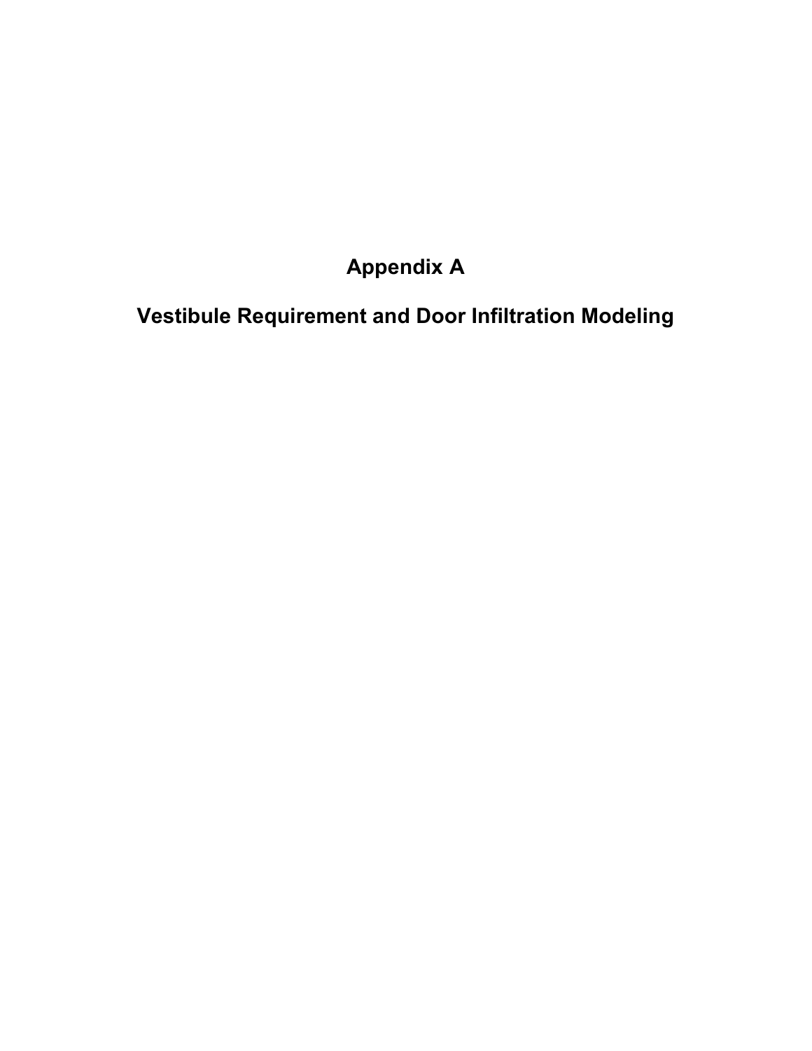# Appendix A

# Vestibule Requirement and Door Infiltration Modeling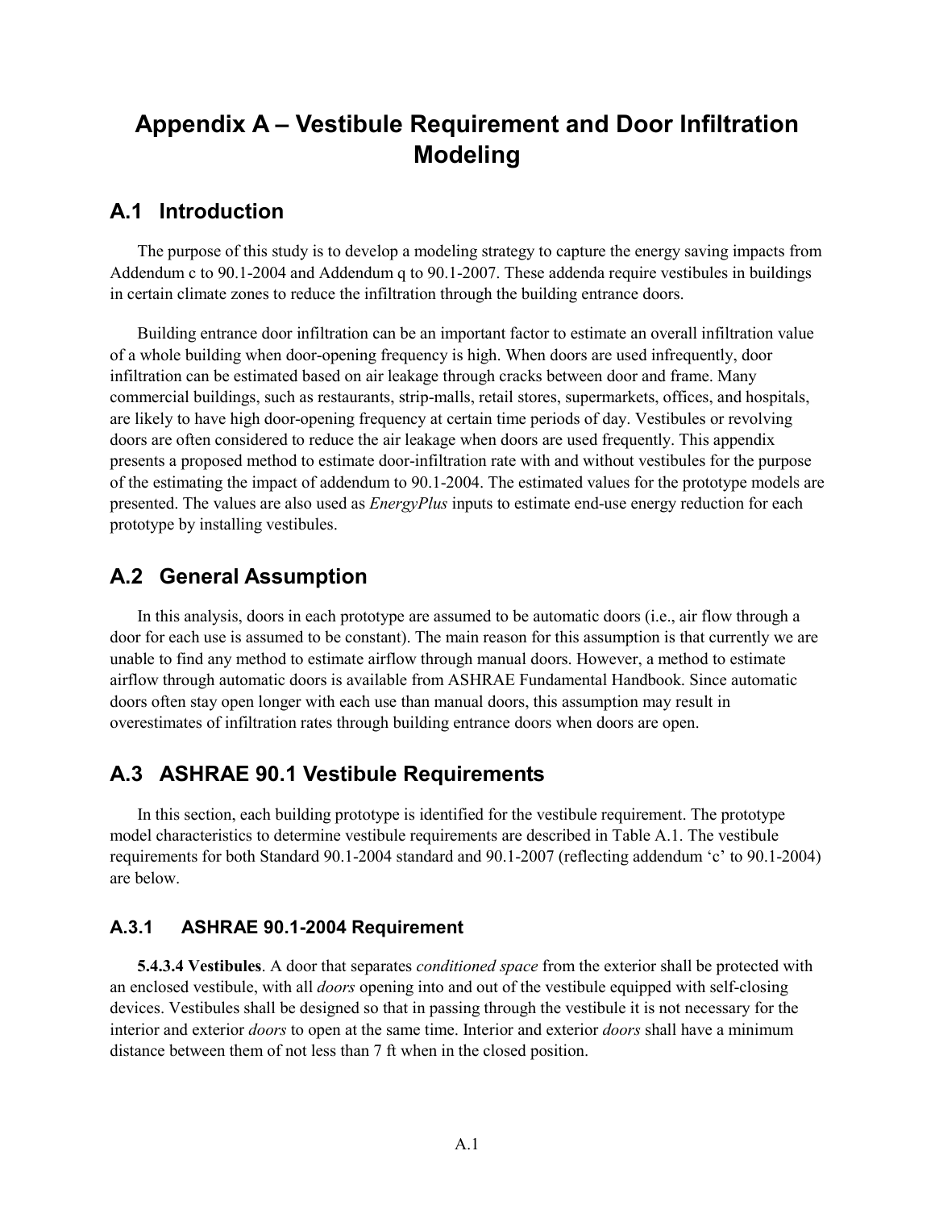# Appendix A – Vestibule Requirement and Door Infiltration Modeling

## A.1 Introduction

The purpose of this study is to develop a modeling strategy to capture the energy saving impacts from Addendum c to 90.1-2004 and Addendum q to 90.1-2007. These addenda require vestibules in buildings in certain climate zones to reduce the infiltration through the building entrance doors.

Building entrance door infiltration can be an important factor to estimate an overall infiltration value of a whole building when door-opening frequency is high. When doors are used infrequently, door infiltration can be estimated based on air leakage through cracks between door and frame. Many commercial buildings, such as restaurants, strip-malls, retail stores, supermarkets, offices, and hospitals, are likely to have high door-opening frequency at certain time periods of day. Vestibules or revolving doors are often considered to reduce the air leakage when doors are used frequently. This appendix presents a proposed method to estimate door-infiltration rate with and without vestibules for the purpose of the estimating the impact of addendum to 90.1-2004. The estimated values for the prototype models are presented. The values are also used as *EnergyPlus* inputs to estimate end-use energy reduction for each prototype by installing vestibules.

## A.2 General Assumption

In this analysis, doors in each prototype are assumed to be automatic doors (i.e., air flow through a door for each use is assumed to be constant). The main reason for this assumption is that currently we are unable to find any method to estimate airflow through manual doors. However, a method to estimate airflow through automatic doors is available from ASHRAE Fundamental Handbook. Since automatic doors often stay open longer with each use than manual doors, this assumption may result in overestimates of infiltration rates through building entrance doors when doors are open.

## A.3 ASHRAE 90.1 Vestibule Requirements

In this section, each building prototype is identified for the vestibule requirement. The prototype model characteristics to determine vestibule requirements are described in Table A.1. The vestibule requirements for both Standard 90.1-2004 standard and 90.1-2007 (reflecting addendum 'c' to 90.1-2004) are below.

### A.3.1 ASHRAE 90.1-2004 Requirement

**5.4.3.4 Vestibules**. A door that separates *conditioned space* from the exterior shall be protected with an enclosed vestibule, with all *doors* opening into and out of the vestibule equipped with self-closing devices. Vestibules shall be designed so that in passing through the vestibule it is not necessary for the interior and exterior *doors* to open at the same time. Interior and exterior *doors* shall have a minimum distance between them of not less than 7 ft when in the closed position.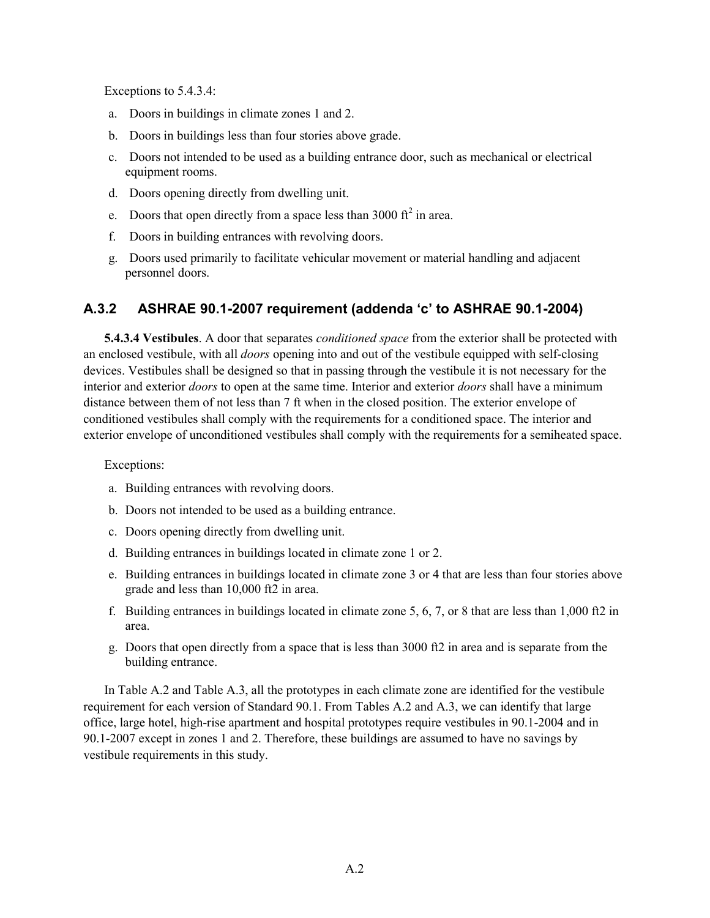Exceptions to 5.4.3.4:

a. Doors in buildings in climate zones 1 and 2.
b. Doors in buildings less than four stories above grade.
c. Doors not intended to be used as a building entrance door, such as mechanical or electrical equipment rooms.
d. Doors opening directly from dwelling unit.
e. Doors that open directly from a space less than 3000 $ft^2$ in area.
f. Doors in building entrances with revolving doors.
g. Doors used primarily to facilitate vehicular movement or material handling and adjacent personnel doors.

## A.3.2 ASHRAE 90.1-2007 requirement (addenda 'c' to ASHRAE 90.1-2004)

**5.4.3.4 Vestibules**. A door that separates *conditioned space* from the exterior shall be protected with an enclosed vestibule, with all *doors* opening into and out of the vestibule equipped with self-closing devices. Vestibules shall be designed so that in passing through the vestibule it is not necessary for the interior and exterior *doors* to open at the same time. Interior and exterior *doors* shall have a minimum distance between them of not less than 7 ft when in the closed position. The exterior envelope of conditioned vestibules shall comply with the requirements for a conditioned space. The interior and exterior envelope of unconditioned vestibules shall comply with the requirements for a semiheated space.

Exceptions:

a. Building entrances with revolving doors.
b. Doors not intended to be used as a building entrance.
c. Doors opening directly from dwelling unit.
d. Building entrances in buildings located in climate zone 1 or 2.
e. Building entrances in buildings located in climate zone 3 or 4 that are less than four stories above grade and less than 10,000 ft2 in area.
f. Building entrances in buildings located in climate zone 5, 6, 7, or 8 that are less than 1,000 ft2 in area.
g. Doors that open directly from a space that is less than 3000 ft2 in area and is separate from the building entrance.

In Table A.2 and Table A.3, all the prototypes in each climate zone are identified for the vestibule requirement for each version of Standard 90.1. From Tables A.2 and A.3, we can identify that large office, large hotel, high-rise apartment and hospital prototypes require vestibules in 90.1-2004 and in 90.1-2007 except in zones 1 and 2. Therefore, these buildings are assumed to have no savings by vestibule requirements in this study.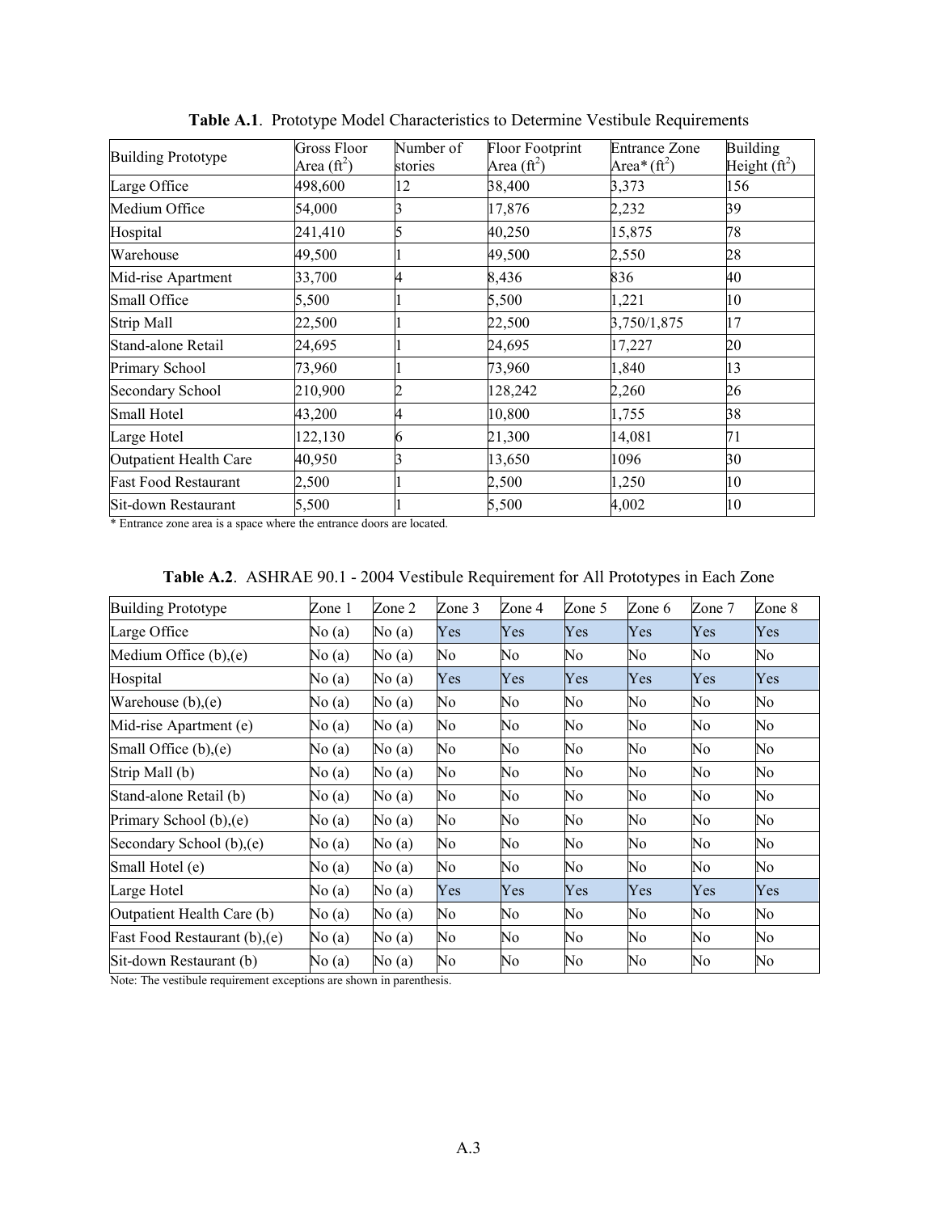**Table A.1**. Prototype Model Characteristics to Determine Vestibule Requirements

| Building Prototype | Gross Floor Area ($ft^2$) | Number of stories | Floor Footprint Area ($ft^2$) | Entrance Zone Area* ($ft^2$) | Building Height ($ft^2$) |
|---|---|---|---|---|---|
| Large Office | 498,600 | 12 | 38,400 | 3,373 | 156 |
| Medium Office | 54,000 | 3 | 17,876 | 2,232 | 39 |
| Hospital | 241,410 | 5 | 40,250 | 15,875 | 78 |
| Warehouse | 49,500 | 1 | 49,500 | 2,550 | 28 |
| Mid-rise Apartment | 33,700 | 4 | 8,436 | 836 | 40 |
| Small Office | 5,500 | 1 | 5,500 | 1,221 | 10 |
| Strip Mall | 22,500 | 1 | 22,500 | 3,750/1,875 | 17 |
| Stand-alone Retail | 24,695 | 1 | 24,695 | 17,227 | 20 |
| Primary School | 73,960 | 1 | 73,960 | 1,840 | 13 |
| Secondary School | 210,900 | 2 | 128,242 | 2,260 | 26 |
| Small Hotel | 43,200 | 4 | 10,800 | 1,755 | 38 |
| Large Hotel | 122,130 | 6 | 21,300 | 14,081 | 71 |
| Outpatient Health Care | 40,950 | 3 | 13,650 | 1096 | 30 |
| Fast Food Restaurant | 2,500 | 1 | 2,500 | 1,250 | 10 |
| Sit-down Restaurant | 5,500 | 1 | 5,500 | 4,002 | 10 |

* Entrance zone area is a space where the entrance doors are located.

**Table A.2**. ASHRAE 90.1 - 2004 Vestibule Requirement for All Prototypes in Each Zone

| Building Prototype | Zone 1 | Zone 2 | Zone 3 | Zone 4 | Zone 5 | Zone 6 | Zone 7 | Zone 8 |
|---|---|---|---|---|---|---|---|---|
| Large Office | No (a) | No (a) | Yes | Yes | Yes | Yes | Yes | Yes |
| Medium Office (b),(e) | No (a) | No (a) | No | No | No | No | No | No |
| Hospital | No (a) | No (a) | Yes | Yes | Yes | Yes | Yes | Yes |
| Warehouse (b),(e) | No (a) | No (a) | No | No | No | No | No | No |
| Mid-rise Apartment (e) | No (a) | No (a) | No | No | No | No | No | No |
| Small Office (b),(e) | No (a) | No (a) | No | No | No | No | No | No |
| Strip Mall (b) | No (a) | No (a) | No | No | No | No | No | No |
| Stand-alone Retail (b) | No (a) | No (a) | No | No | No | No | No | No |
| Primary School (b),(e) | No (a) | No (a) | No | No | No | No | No | No |
| Secondary School (b),(e) | No (a) | No (a) | No | No | No | No | No | No |
| Small Hotel (e) | No (a) | No (a) | No | No | No | No | No | No |
| Large Hotel | No (a) | No (a) | Yes | Yes | Yes | Yes | Yes | Yes |
| Outpatient Health Care (b) | No (a) | No (a) | No | No | No | No | No | No |
| Fast Food Restaurant (b),(e) | No (a) | No (a) | No | No | No | No | No | No |
| Sit-down Restaurant (b) | No (a) | No (a) | No | No | No | No | No | No |

Note: The vestibule requirement exceptions are shown in parenthesis.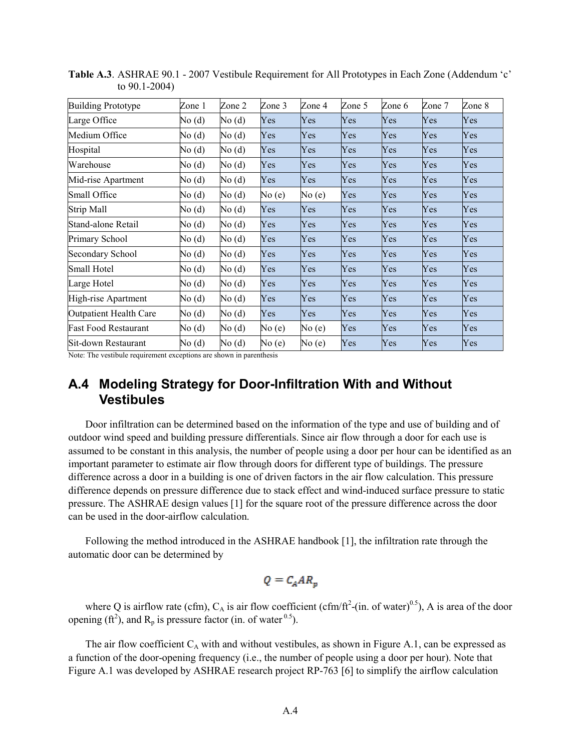**Table A.3**. ASHRAE 90.1 - 2007 Vestibule Requirement for All Prototypes in Each Zone (Addendum 'c' to 90.1-2004)

| Building Prototype | Zone 1 | Zone 2 | Zone 3 | Zone 4 | Zone 5 | Zone 6 | Zone 7 | Zone 8 |
|---|---|---|---|---|---|---|---|---|
| Large Office | No (d) | No (d) | Yes | Yes | Yes | Yes | Yes | Yes |
| Medium Office | No (d) | No (d) | Yes | Yes | Yes | Yes | Yes | Yes |
| Hospital | No (d) | No (d) | Yes | Yes | Yes | Yes | Yes | Yes |
| Warehouse | No (d) | No (d) | Yes | Yes | Yes | Yes | Yes | Yes |
| Mid-rise Apartment | No (d) | No (d) | Yes | Yes | Yes | Yes | Yes | Yes |
| Small Office | No (d) | No (d) | No (e) | No (e) | Yes | Yes | Yes | Yes |
| Strip Mall | No (d) | No (d) | Yes | Yes | Yes | Yes | Yes | Yes |
| Stand-alone Retail | No (d) | No (d) | Yes | Yes | Yes | Yes | Yes | Yes |
| Primary School | No (d) | No (d) | Yes | Yes | Yes | Yes | Yes | Yes |
| Secondary School | No (d) | No (d) | Yes | Yes | Yes | Yes | Yes | Yes |
| Small Hotel | No (d) | No (d) | Yes | Yes | Yes | Yes | Yes | Yes |
| Large Hotel | No (d) | No (d) | Yes | Yes | Yes | Yes | Yes | Yes |
| High-rise Apartment | No (d) | No (d) | Yes | Yes | Yes | Yes | Yes | Yes |
| Outpatient Health Care | No (d) | No (d) | Yes | Yes | Yes | Yes | Yes | Yes |
| Fast Food Restaurant | No (d) | No (d) | No (e) | No (e) | Yes | Yes | Yes | Yes |
| Sit-down Restaurant | No (d) | No (d) | No (e) | No (e) | Yes | Yes | Yes | Yes |

Note: The vestibule requirement exceptions are shown in parenthesis

## A.4 Modeling Strategy for Door-Infiltration With and Without Vestibules

Door infiltration can be determined based on the information of the type and use of building and of outdoor wind speed and building pressure differentials. Since air flow through a door for each use is assumed to be constant in this analysis, the number of people using a door per hour can be identified as an important parameter to estimate air flow through doors for different type of buildings. The pressure difference across a door in a building is one of driven factors in the air flow calculation. This pressure difference depends on pressure difference due to stack effect and wind-induced surface pressure to static pressure. The ASHRAE design values [1] for the square root of the pressure difference across the door can be used in the door-airflow calculation.

Following the method introduced in the ASHRAE handbook [1], the infiltration rate through the automatic door can be determined by

$$Q = C_A A R_p$$

where Q is airflow rate (cfm), $C_A$ is air flow coefficient (cfm/ft$^2$-(in. of water)$^{0.5}$), A is area of the door opening (ft$^2$), and $R_p$ is pressure factor (in. of water$^{0.5}$).

The air flow coefficient $C_A$ with and without vestibules, as shown in Figure A.1, can be expressed as a function of the door-opening frequency (i.e., the number of people using a door per hour). Note that Figure A.1 was developed by ASHRAE research project RP-763 [6] to simplify the airflow calculation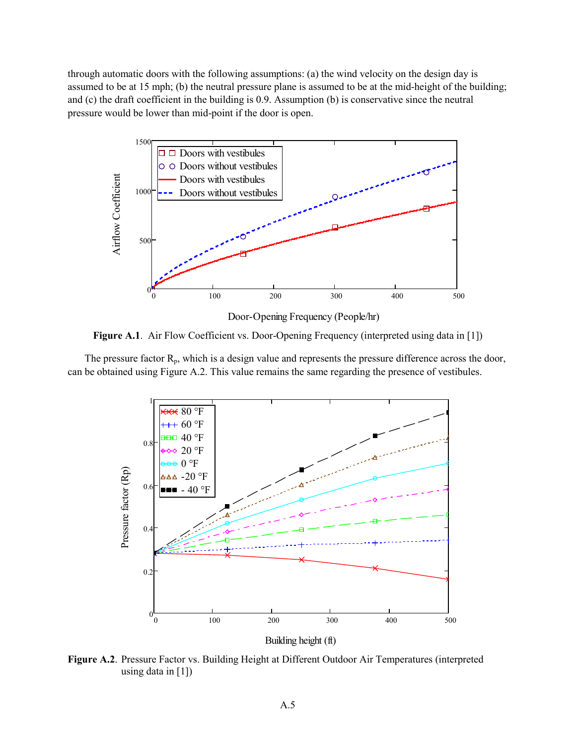through automatic doors with the following assumptions: (a) the wind velocity on the design day is assumed to be at 15 mph; (b) the neutral pressure plane is assumed to be at the mid-height of the building; and (c) the draft coefficient in the building is 0.9. Assumption (b) is conservative since the neutral pressure would be lower than mid-point if the door is open.

**Figure A.1**. Air Flow Coefficient vs. Door-Opening Frequency (interpreted using data in [1])

The pressure factor $R_p$, which is a design value and represents the pressure difference across the door, can be obtained using Figure A.2. This value remains the same regarding the presence of vestibules.

**Figure A.2**. Pressure Factor vs. Building Height at Different Outdoor Air Temperatures (interpreted using data in [1])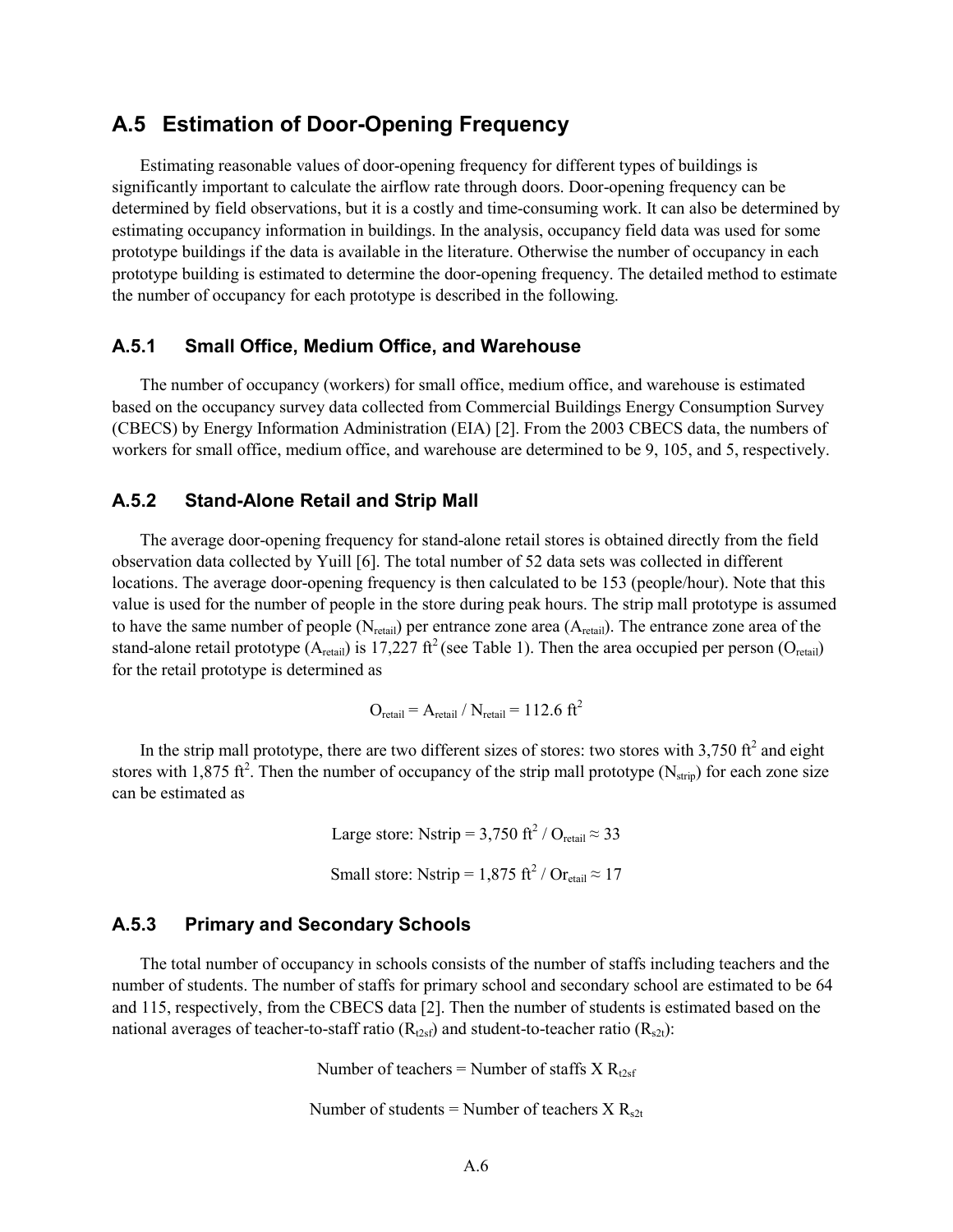## A.5 Estimation of Door-Opening Frequency

Estimating reasonable values of door-opening frequency for different types of buildings is significantly important to calculate the airflow rate through doors. Door-opening frequency can be determined by field observations, but it is a costly and time-consuming work. It can also be determined by estimating occupancy information in buildings. In the analysis, occupancy field data was used for some prototype buildings if the data is available in the literature. Otherwise the number of occupancy in each prototype building is estimated to determine the door-opening frequency. The detailed method to estimate the number of occupancy for each prototype is described in the following.

### A.5.1 Small Office, Medium Office, and Warehouse

The number of occupancy (workers) for small office, medium office, and warehouse is estimated based on the occupancy survey data collected from Commercial Buildings Energy Consumption Survey (CBECS) by Energy Information Administration (EIA) [2]. From the 2003 CBECS data, the numbers of workers for small office, medium office, and warehouse are determined to be 9, 105, and 5, respectively.

### A.5.2 Stand-Alone Retail and Strip Mall

The average door-opening frequency for stand-alone retail stores is obtained directly from the field observation data collected by Yuill [6]. The total number of 52 data sets was collected in different locations. The average door-opening frequency is then calculated to be 153 (people/hour). Note that this value is used for the number of people in the store during peak hours. The strip mall prototype is assumed to have the same number of people ($N_{retail}$) per entrance zone area ($A_{retail}$). The entrance zone area of the stand-alone retail prototype ($A_{retail}$) is 17,227 ft$^2$ (see Table 1). Then the area occupied per person ($O_{retail}$) for the retail prototype is determined as

$$O_{retail} = A_{retail} / N_{retail} = 112.6 \text{ ft}^2$$

In the strip mall prototype, there are two different sizes of stores: two stores with 3,750 ft$^2$ and eight stores with 1,875 ft$^2$. Then the number of occupancy of the strip mall prototype ($N_{strip}$) for each zone size can be estimated as

$$\text{Large store: Nstrip} = 3{,}750 \text{ ft}^2 / O_{retail} \approx 33$$

$$\text{Small store: Nstrip} = 1{,}875 \text{ ft}^2 / Or_{etail} \approx 17$$

### A.5.3 Primary and Secondary Schools

The total number of occupancy in schools consists of the number of staffs including teachers and the number of students. The number of staffs for primary school and secondary school are estimated to be 64 and 115, respectively, from the CBECS data [2]. Then the number of students is estimated based on the national averages of teacher-to-staff ratio ($R_{t2sf}$) and student-to-teacher ratio ($R_{s2t}$):

$$\text{Number of teachers} = \text{Number of staffs X } R_{t2sf}$$

$$\text{Number of students} = \text{Number of teachers X } R_{s2t}$$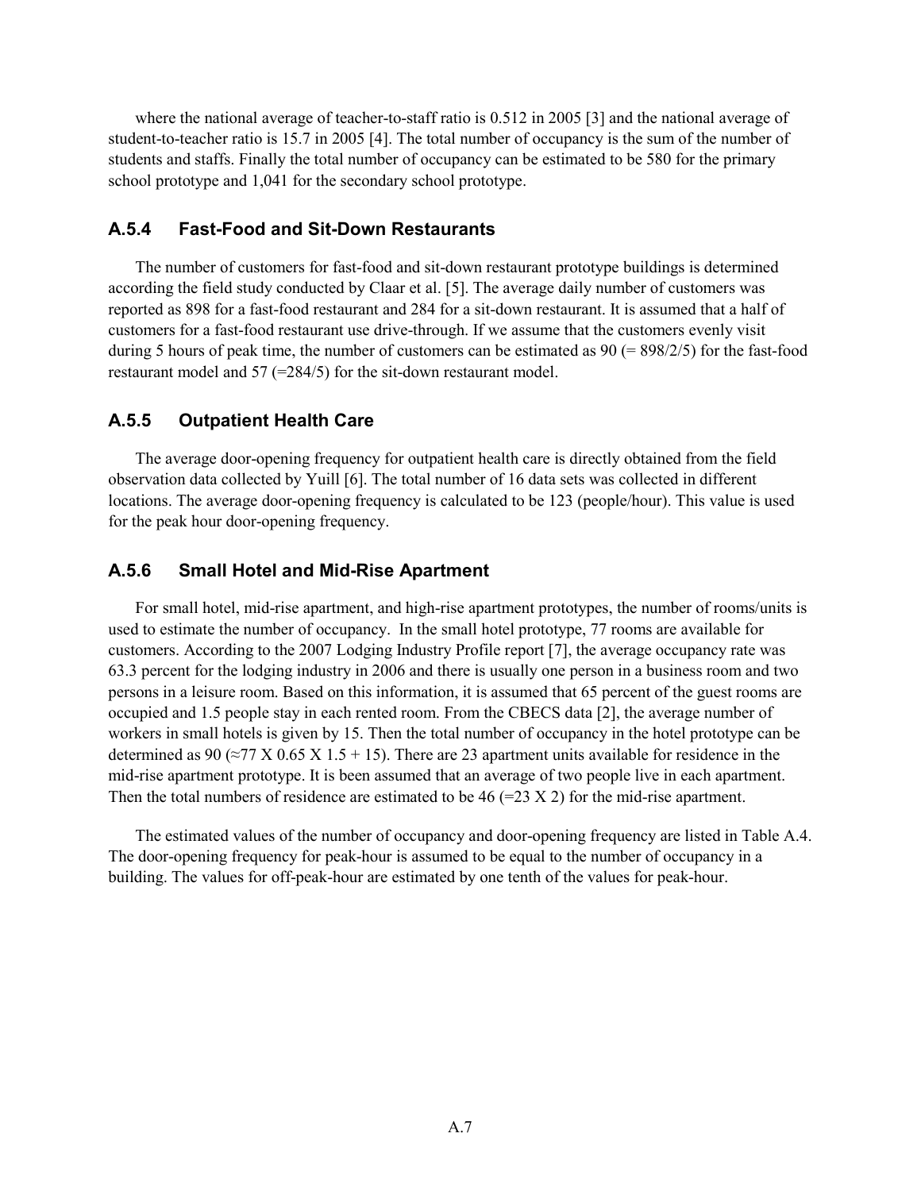where the national average of teacher-to-staff ratio is 0.512 in 2005 [3] and the national average of student-to-teacher ratio is 15.7 in 2005 [4]. The total number of occupancy is the sum of the number of students and staffs. Finally the total number of occupancy can be estimated to be 580 for the primary school prototype and 1,041 for the secondary school prototype.

### A.5.4 Fast-Food and Sit-Down Restaurants

The number of customers for fast-food and sit-down restaurant prototype buildings is determined according the field study conducted by Claar et al. [5]. The average daily number of customers was reported as 898 for a fast-food restaurant and 284 for a sit-down restaurant. It is assumed that a half of customers for a fast-food restaurant use drive-through. If we assume that the customers evenly visit during 5 hours of peak time, the number of customers can be estimated as 90 (= 898/2/5) for the fast-food restaurant model and 57 (=284/5) for the sit-down restaurant model.

### A.5.5 Outpatient Health Care

The average door-opening frequency for outpatient health care is directly obtained from the field observation data collected by Yuill [6]. The total number of 16 data sets was collected in different locations. The average door-opening frequency is calculated to be 123 (people/hour). This value is used for the peak hour door-opening frequency.

### A.5.6 Small Hotel and Mid-Rise Apartment

For small hotel, mid-rise apartment, and high-rise apartment prototypes, the number of rooms/units is used to estimate the number of occupancy. In the small hotel prototype, 77 rooms are available for customers. According to the 2007 Lodging Industry Profile report [7], the average occupancy rate was 63.3 percent for the lodging industry in 2006 and there is usually one person in a business room and two persons in a leisure room. Based on this information, it is assumed that 65 percent of the guest rooms are occupied and 1.5 people stay in each rented room. From the CBECS data [2], the average number of workers in small hotels is given by 15. Then the total number of occupancy in the hotel prototype can be determined as 90 (≈77 X 0.65 X 1.5 + 15). There are 23 apartment units available for residence in the mid-rise apartment prototype. It is been assumed that an average of two people live in each apartment. Then the total numbers of residence are estimated to be 46 (=23 X 2) for the mid-rise apartment.

The estimated values of the number of occupancy and door-opening frequency are listed in Table A.4. The door-opening frequency for peak-hour is assumed to be equal to the number of occupancy in a building. The values for off-peak-hour are estimated by one tenth of the values for peak-hour.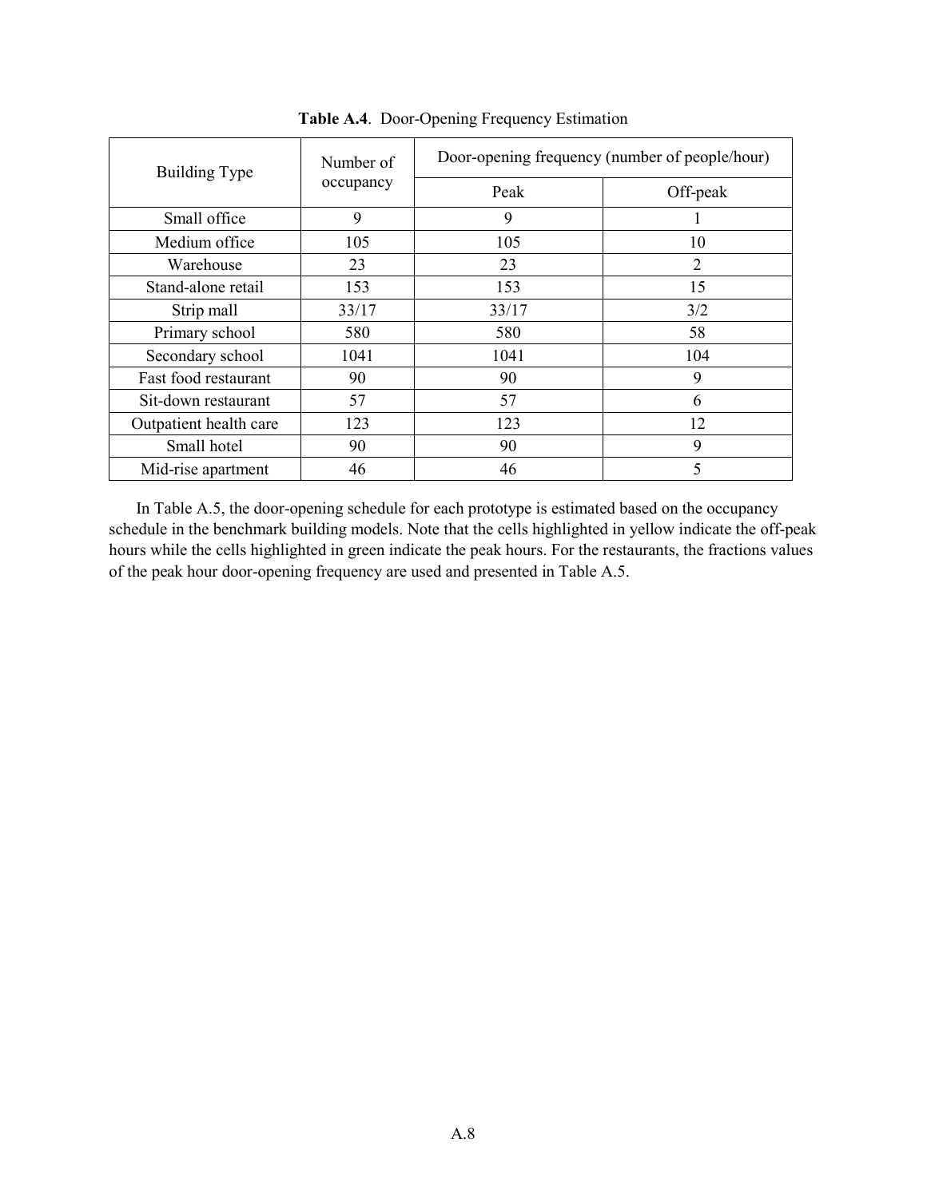**Table A.4**. Door-Opening Frequency Estimation

| Building Type | Number of occupancy | Door-opening frequency (number of people/hour) | |
|---|---|---|---|
| | | Peak | Off-peak |
| Small office | 9 | 9 | 1 |
| Medium office | 105 | 105 | 10 |
| Warehouse | 23 | 23 | 2 |
| Stand-alone retail | 153 | 153 | 15 |
| Strip mall | 33/17 | 33/17 | 3/2 |
| Primary school | 580 | 580 | 58 |
| Secondary school | 1041 | 1041 | 104 |
| Fast food restaurant | 90 | 90 | 9 |
| Sit-down restaurant | 57 | 57 | 6 |
| Outpatient health care | 123 | 123 | 12 |
| Small hotel | 90 | 90 | 9 |
| Mid-rise apartment | 46 | 46 | 5 |

In Table A.5, the door-opening schedule for each prototype is estimated based on the occupancy schedule in the benchmark building models. Note that the cells highlighted in yellow indicate the off-peak hours while the cells highlighted in green indicate the peak hours. For the restaurants, the fractions values of the peak hour door-opening frequency are used and presented in Table A.5.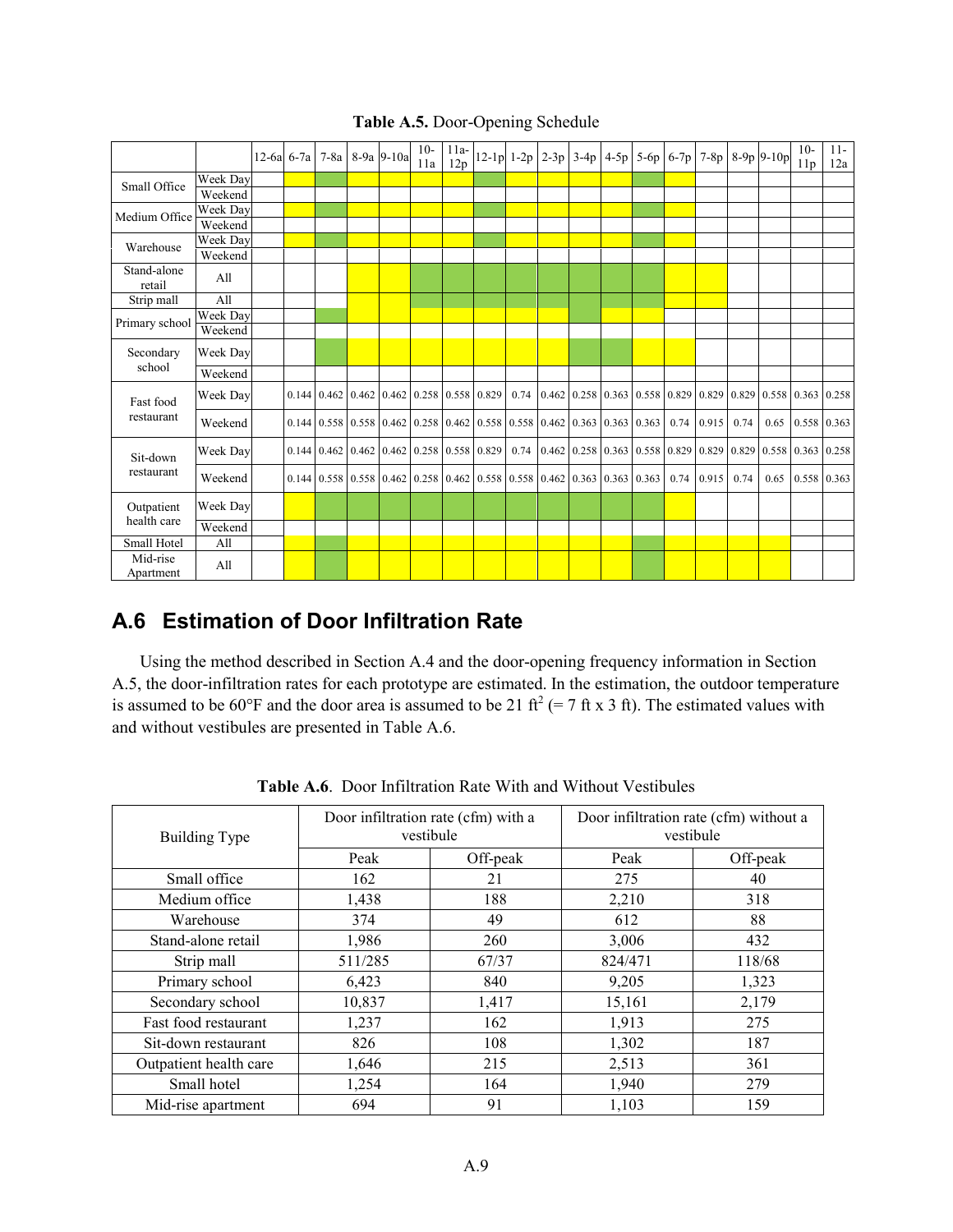**Table A.5.** Door-Opening Schedule

| | | 12-6a | 6-7a | 7-8a | 8-9a | 9-10a | 10-11a | 11a-12p | 12-1p | 1-2p | 2-3p | 3-4p | 4-5p | 5-6p | 6-7p | 7-8p | 8-9p | 9-10p | 10-11p | 11-12a |
|---|---|---|---|---|---|---|---|---|---|---|---|---|---|---|---|---|---|---|---|---|
| Small Office | Week Day | | | | | | | | | | | | | | | | | | | |
| | Weekend | | | | | | | | | | | | | | | | | | | |
| Medium Office | Week Day | | | | | | | | | | | | | | | | | | | |
| | Weekend | | | | | | | | | | | | | | | | | | | |
| Warehouse | Week Day | | | | | | | | | | | | | | | | | | | |
| | Weekend | | | | | | | | | | | | | | | | | | | |
| Stand-alone retail | All | | | | | | | | | | | | | | | | | | | |
| Strip mall | All | | | | | | | | | | | | | | | | | | | |
| Primary school | Week Day | | | | | | | | | | | | | | | | | | | |
| | Weekend | | | | | | | | | | | | | | | | | | | |
| Secondary school | Week Day | | | | | | | | | | | | | | | | | | | |
| | Weekend | | | | | | | | | | | | | | | | | | | |
| Fast food restaurant | Week Day | | 0.144 | 0.462 | 0.462 | 0.462 | 0.258 | 0.558 | 0.829 | 0.74 | 0.462 | 0.258 | 0.363 | 0.558 | 0.829 | 0.829 | 0.829 | 0.558 | 0.363 | 0.258 |
| | Weekend | | 0.144 | 0.558 | 0.558 | 0.462 | 0.258 | 0.462 | 0.558 | 0.558 | 0.462 | 0.363 | 0.363 | 0.363 | 0.74 | 0.915 | 0.74 | 0.65 | 0.558 | 0.363 |
| Sit-down restaurant | Week Day | | 0.144 | 0.462 | 0.462 | 0.462 | 0.258 | 0.558 | 0.829 | 0.74 | 0.462 | 0.258 | 0.363 | 0.558 | 0.829 | 0.829 | 0.829 | 0.558 | 0.363 | 0.258 |
| | Weekend | | 0.144 | 0.558 | 0.558 | 0.462 | 0.258 | 0.462 | 0.558 | 0.558 | 0.462 | 0.363 | 0.363 | 0.363 | 0.74 | 0.915 | 0.74 | 0.65 | 0.558 | 0.363 |
| Outpatient health care | Week Day | | | | | | | | | | | | | | | | | | | |
| | Weekend | | | | | | | | | | | | | | | | | | | |
| Small Hotel | All | | | | | | | | | | | | | | | | | | | |
| Mid-rise Apartment | All | | | | | | | | | | | | | | | | | | | |

## A.6 Estimation of Door Infiltration Rate

Using the method described in Section A.4 and the door-opening frequency information in Section A.5, the door-infiltration rates for each prototype are estimated. In the estimation, the outdoor temperature is assumed to be 60°F and the door area is assumed to be 21 ft$^2$ (= 7 ft x 3 ft). The estimated values with and without vestibules are presented in Table A.6.

**Table A.6**. Door Infiltration Rate With and Without Vestibules

| Building Type | Door infiltration rate (cfm) with a vestibule | | Door infiltration rate (cfm) without a vestibule | |
|---|---|---|---|---|
| | Peak | Off-peak | Peak | Off-peak |
| Small office | 162 | 21 | 275 | 40 |
| Medium office | 1,438 | 188 | 2,210 | 318 |
| Warehouse | 374 | 49 | 612 | 88 |
| Stand-alone retail | 1,986 | 260 | 3,006 | 432 |
| Strip mall | 511/285 | 67/37 | 824/471 | 118/68 |
| Primary school | 6,423 | 840 | 9,205 | 1,323 |
| Secondary school | 10,837 | 1,417 | 15,161 | 2,179 |
| Fast food restaurant | 1,237 | 162 | 1,913 | 275 |
| Sit-down restaurant | 826 | 108 | 1,302 | 187 |
| Outpatient health care | 1,646 | 215 | 2,513 | 361 |
| Small hotel | 1,254 | 164 | 1,940 | 279 |
| Mid-rise apartment | 694 | 91 | 1,103 | 159 |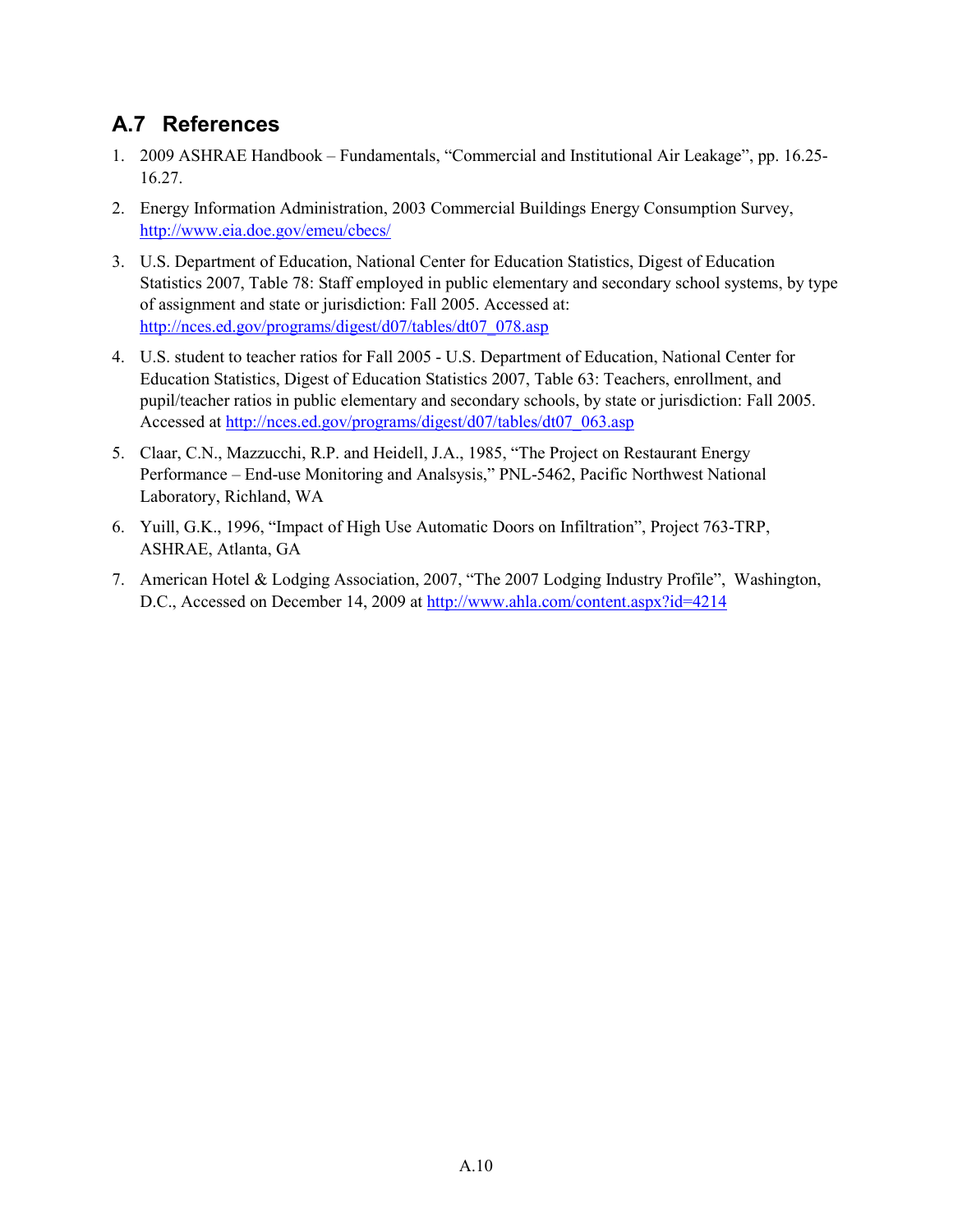## A.7 References

1. 2009 ASHRAE Handbook – Fundamentals, "Commercial and Institutional Air Leakage", pp. 16.25-16.27.
2. Energy Information Administration, 2003 Commercial Buildings Energy Consumption Survey, http://www.eia.doe.gov/emeu/cbecs/
3. U.S. Department of Education, National Center for Education Statistics, Digest of Education Statistics 2007, Table 78: Staff employed in public elementary and secondary school systems, by type of assignment and state or jurisdiction: Fall 2005. Accessed at: http://nces.ed.gov/programs/digest/d07/tables/dt07_078.asp
4. U.S. student to teacher ratios for Fall 2005 - U.S. Department of Education, National Center for Education Statistics, Digest of Education Statistics 2007, Table 63: Teachers, enrollment, and pupil/teacher ratios in public elementary and secondary schools, by state or jurisdiction: Fall 2005. Accessed at http://nces.ed.gov/programs/digest/d07/tables/dt07_063.asp
5. Claar, C.N., Mazzucchi, R.P. and Heidell, J.A., 1985, "The Project on Restaurant Energy Performance – End-use Monitoring and Analsysis," PNL-5462, Pacific Northwest National Laboratory, Richland, WA
6. Yuill, G.K., 1996, "Impact of High Use Automatic Doors on Infiltration", Project 763-TRP, ASHRAE, Atlanta, GA
7. American Hotel & Lodging Association, 2007, "The 2007 Lodging Industry Profile", Washington, D.C., Accessed on December 14, 2009 at http://www.ahla.com/content.aspx?id=4214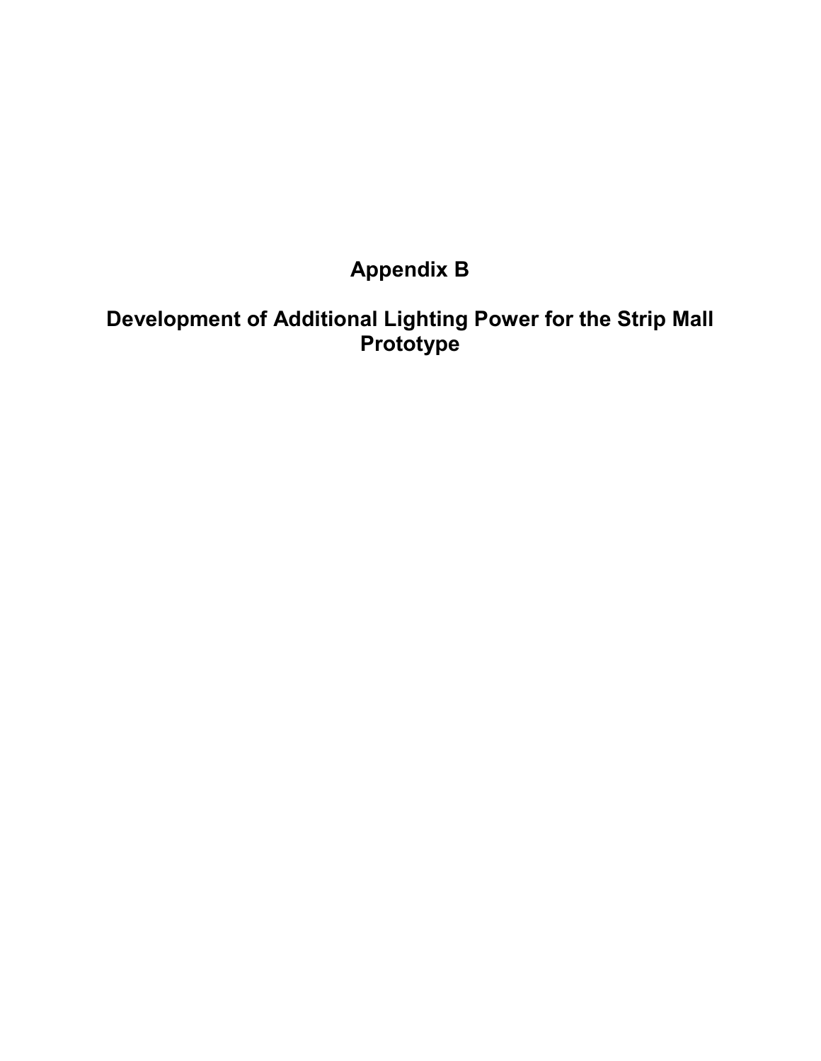# Appendix B

# Development of Additional Lighting Power for the Strip Mall Prototype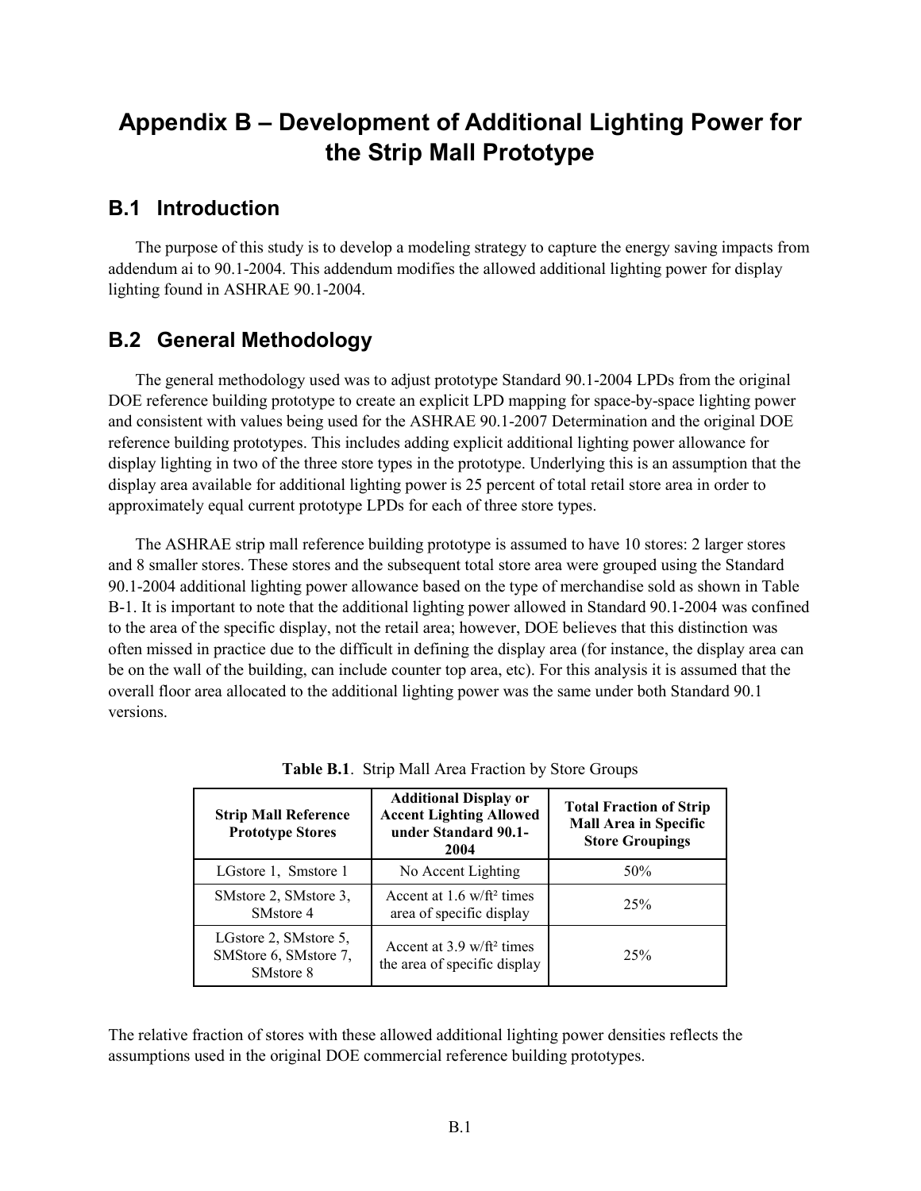# Appendix B – Development of Additional Lighting Power for the Strip Mall Prototype

## B.1 Introduction

The purpose of this study is to develop a modeling strategy to capture the energy saving impacts from addendum ai to 90.1-2004. This addendum modifies the allowed additional lighting power for display lighting found in ASHRAE 90.1-2004.

## B.2 General Methodology

The general methodology used was to adjust prototype Standard 90.1-2004 LPDs from the original DOE reference building prototype to create an explicit LPD mapping for space-by-space lighting power and consistent with values being used for the ASHRAE 90.1-2007 Determination and the original DOE reference building prototypes. This includes adding explicit additional lighting power allowance for display lighting in two of the three store types in the prototype. Underlying this is an assumption that the display area available for additional lighting power is 25 percent of total retail store area in order to approximately equal current prototype LPDs for each of three store types.

The ASHRAE strip mall reference building prototype is assumed to have 10 stores: 2 larger stores and 8 smaller stores. These stores and the subsequent total store area were grouped using the Standard 90.1-2004 additional lighting power allowance based on the type of merchandise sold as shown in Table B-1. It is important to note that the additional lighting power allowed in Standard 90.1-2004 was confined to the area of the specific display, not the retail area; however, DOE believes that this distinction was often missed in practice due to the difficult in defining the display area (for instance, the display area can be on the wall of the building, can include counter top area, etc). For this analysis it is assumed that the overall floor area allocated to the additional lighting power was the same under both Standard 90.1 versions.

**Table B.1**. Strip Mall Area Fraction by Store Groups

| Strip Mall Reference Prototype Stores | Additional Display or Accent Lighting Allowed under Standard 90.1-2004 | Total Fraction of Strip Mall Area in Specific Store Groupings |
|---|---|---|
| LGstore 1, Smstore 1 | No Accent Lighting | 50% |
| SMstore 2, SMstore 3, SMstore 4 | Accent at 1.6 w/ft² times area of specific display | 25% |
| LGstore 2, SMstore 5, SMStore 6, SMstore 7, SMstore 8 | Accent at 3.9 w/ft² times the area of specific display | 25% |

The relative fraction of stores with these allowed additional lighting power densities reflects the assumptions used in the original DOE commercial reference building prototypes.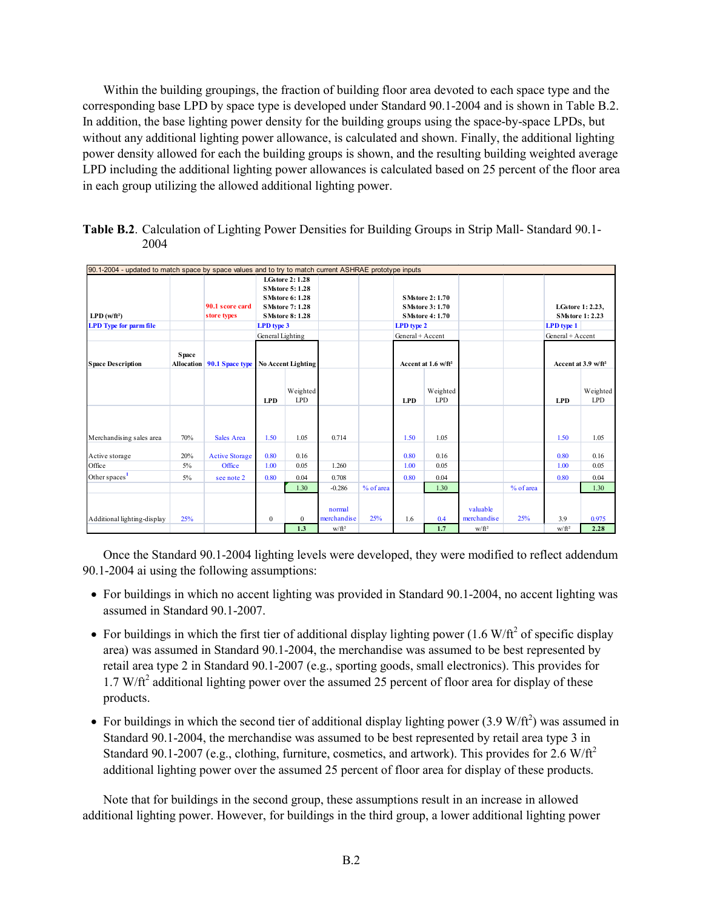Within the building groupings, the fraction of building floor area devoted to each space type and the corresponding base LPD by space type is developed under Standard 90.1-2004 and is shown in Table B.2. In addition, the base lighting power density for the building groups using the space-by-space LPDs, but without any additional lighting power allowance, is calculated and shown. Finally, the additional lighting power density allowed for each the building groups is shown, and the resulting building weighted average LPD including the additional lighting power allowances is calculated based on 25 percent of the floor area in each group utilizing the allowed additional lighting power.

**Table B.2**. Calculation of Lighting Power Densities for Building Groups in Strip Mall- Standard 90.1-2004

| 90.1-2004 - updated to match space by space values and to try to match current ASHRAE prototype inputs | | | | | | | | | | | | |
|---|---|---|---|---|---|---|---|---|---|---|---|---|
| LPD (w/ft²) | | 90.1 score card store types | LGstore 2: 1.28<br>SMstore 5: 1.28<br>SMstore 6: 1.28<br>SMstore 7: 1.28<br>SMstore 8: 1.28 | | | | SMstore 2: 1.70<br>SMstore 3: 1.70<br>SMstore 4: 1.70 | | | | LGstore 1: 2.23,<br>SMstore 1: 2.23 | |
| LPD Type for parm file | | | LPD type 3 | | | | LPD type 2 | | | | LPD type 1 | |
| | | | General Lighting | | | | General + Accent | | | | General + Accent | |
| Space Description | Space Allocation | 90.1 Space type | No Accent Lighting | | | | Accent at 1.6 w/ft² | | | | Accent at 3.9 w/ft² | |
| | | | LPD | Weighted LPD | | | LPD | Weighted LPD | | | LPD | Weighted LPD |
| Merchandising sales area | 70% | Sales Area | 1.50 | 1.05 | 0.714 | | 1.50 | 1.05 | | | 1.50 | 1.05 |
| Active storage | 20% | Active Storage | 0.80 | 0.16 | | | 0.80 | 0.16 | | | 0.80 | 0.16 |
| Office | 5% | Office | 1.00 | 0.05 | 1.260 | | 1.00 | 0.05 | | | 1.00 | 0.05 |
| Other spaces[1] | 5% | see note 2 | 0.80 | 0.04 | 0.708 | | 0.80 | 0.04 | | | 0.80 | 0.04 |
| | | | | 1.30 | -0.286 | % of area | | 1.30 | | % of area | | 1.30 |
| Additional lighting-display | 25% | | 0 | 0 | normal merchandise | 25% | 1.6 | 0.4 | valuable merchandise | 25% | 3.9 | 0.975 |
| | | | | 1.3 | w/ft² | | | 1.7 | w/ft² | | w/ft² | 2.28 |

Once the Standard 90.1-2004 lighting levels were developed, they were modified to reflect addendum 90.1-2004 ai using the following assumptions:

- For buildings in which no accent lighting was provided in Standard 90.1-2004, no accent lighting was assumed in Standard 90.1-2007.
- For buildings in which the first tier of additional display lighting power (1.6 W/ft² of specific display area) was assumed in Standard 90.1-2004, the merchandise was assumed to be best represented by retail area type 2 in Standard 90.1-2007 (e.g., sporting goods, small electronics). This provides for 1.7 W/ft² additional lighting power over the assumed 25 percent of floor area for display of these products.
- For buildings in which the second tier of additional display lighting power (3.9 W/ft²) was assumed in Standard 90.1-2004, the merchandise was assumed to be best represented by retail area type 3 in Standard 90.1-2007 (e.g., clothing, furniture, cosmetics, and artwork). This provides for 2.6 W/ft² additional lighting power over the assumed 25 percent of floor area for display of these products.

Note that for buildings in the second group, these assumptions result in an increase in allowed additional lighting power. However, for buildings in the third group, a lower additional lighting power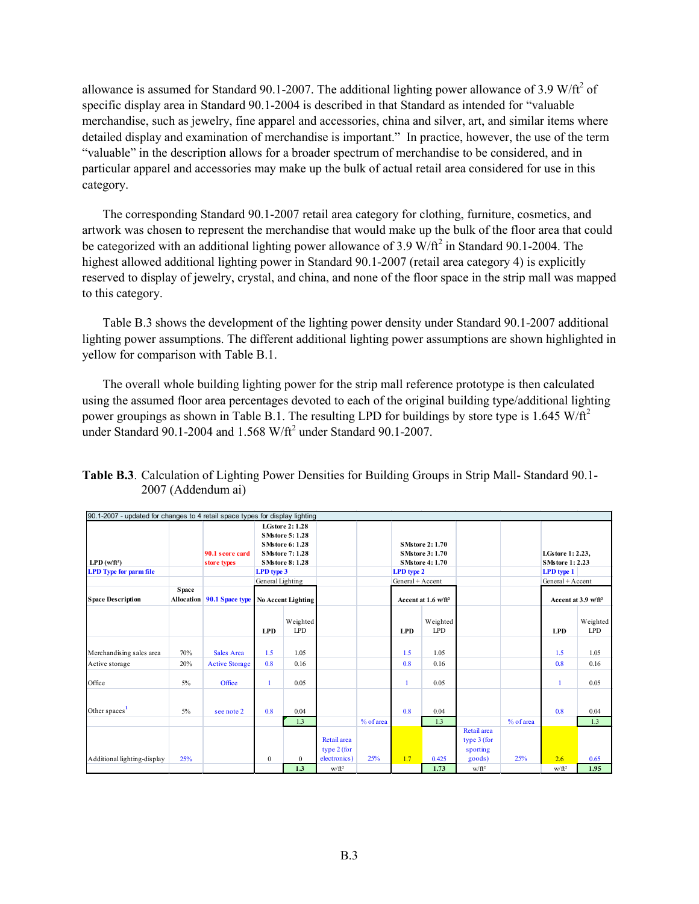allowance is assumed for Standard 90.1-2007. The additional lighting power allowance of 3.9 W/ft$^2$ of specific display area in Standard 90.1-2004 is described in that Standard as intended for “valuable merchandise, such as jewelry, fine apparel and accessories, china and silver, art, and similar items where detailed display and examination of merchandise is important.” In practice, however, the use of the term “valuable” in the description allows for a broader spectrum of merchandise to be considered, and in particular apparel and accessories may make up the bulk of actual retail area considered for use in this category.

The corresponding Standard 90.1-2007 retail area category for clothing, furniture, cosmetics, and artwork was chosen to represent the merchandise that would make up the bulk of the floor area that could be categorized with an additional lighting power allowance of 3.9 W/ft$^2$ in Standard 90.1-2004. The highest allowed additional lighting power in Standard 90.1-2007 (retail area category 4) is explicitly reserved to display of jewelry, crystal, and china, and none of the floor space in the strip mall was mapped to this category.

Table B.3 shows the development of the lighting power density under Standard 90.1-2007 additional lighting power assumptions. The different additional lighting power assumptions are shown highlighted in yellow for comparison with Table B.1.

The overall whole building lighting power for the strip mall reference prototype is then calculated using the assumed floor area percentages devoted to each of the original building type/additional lighting power groupings as shown in Table B.1. The resulting LPD for buildings by store type is 1.645 W/ft$^2$ under Standard 90.1-2004 and 1.568 W/ft$^2$ under Standard 90.1-2007.

**Table B.3**. Calculation of Lighting Power Densities for Building Groups in Strip Mall- Standard 90.1-2007 (Addendum ai)

| 90.1-2007 - updated for changes to 4 retail space types for display lighting | | | | | | | | | | | | |
|---|---|---|---|---|---|---|---|---|---|---|---|---|
| LPD (w/ft²) | | 90.1 score card store types | LGstore 2: 1.28<br>SMstore 5: 1.28<br>SMstore 6: 1.28<br>SMstore 7: 1.28<br>SMstore 8: 1.28 | | | | SMstore 2: 1.70<br>SMstore 3: 1.70<br>SMstore 4: 1.70 | | | | LGstore 1: 2.23,<br>SMstore 1: 2.23 | |
| LPD Type for parm file | | | LPD type 3 | | | | LPD type 2 | | | | LPD type 1 | |
| | | | General Lighting | | | | General + Accent | | | | General + Accent | |
| Space Description | Space Allocation | 90.1 Space type | No Accent Lighting | | | | Accent at 1.6 w/ft² | | | | Accent at 3.9 w/ft² | |
| | | | LPD | Weighted LPD | | | LPD | Weighted LPD | | | LPD | Weighted LPD |
| Merchandising sales area | 70% | Sales Area | 1.5 | 1.05 | | | 1.5 | 1.05 | | | 1.5 | 1.05 |
| Active storage | 20% | Active Storage | 0.8 | 0.16 | | | 0.8 | 0.16 | | | 0.8 | 0.16 |
| Office | 5% | Office | 1 | 0.05 | | | 1 | 0.05 | | | 1 | 0.05 |
| Other spaces[1] | 5% | see note 2 | 0.8 | 0.04 | | | 0.8 | 0.04 | | | 0.8 | 0.04 |
| | | | | 1.3 | | % of area | | 1.3 | | % of area | | 1.3 |
| Additional lighting-display | 25% | | 0 | 0 | Retail area type 2 (for electronics) | 25% | 1.7 | 0.425 | Retail area type 3 (for sporting goods) | 25% | 2.6 | 0.65 |
| | | | | 1.3 | w/ft² | | | 1.73 | w/ft² | | w/ft² | 1.95 |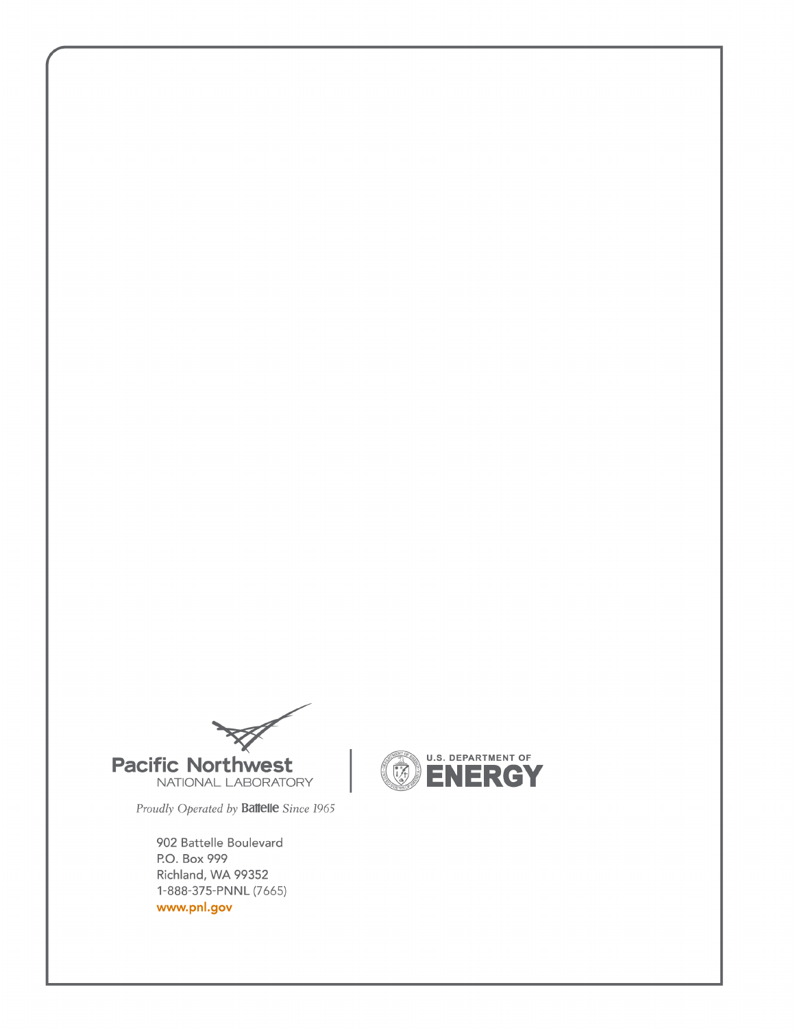Pacific Northwest
NATIONAL LABORATORY

*Proudly Operated by* **Battelle** *Since 1965*

U.S. DEPARTMENT OF
ENERGY

902 Battelle Boulevard
P.O. Box 999
Richland, WA 99352
1-888-375-PNNL (7665)
www.pnl.gov